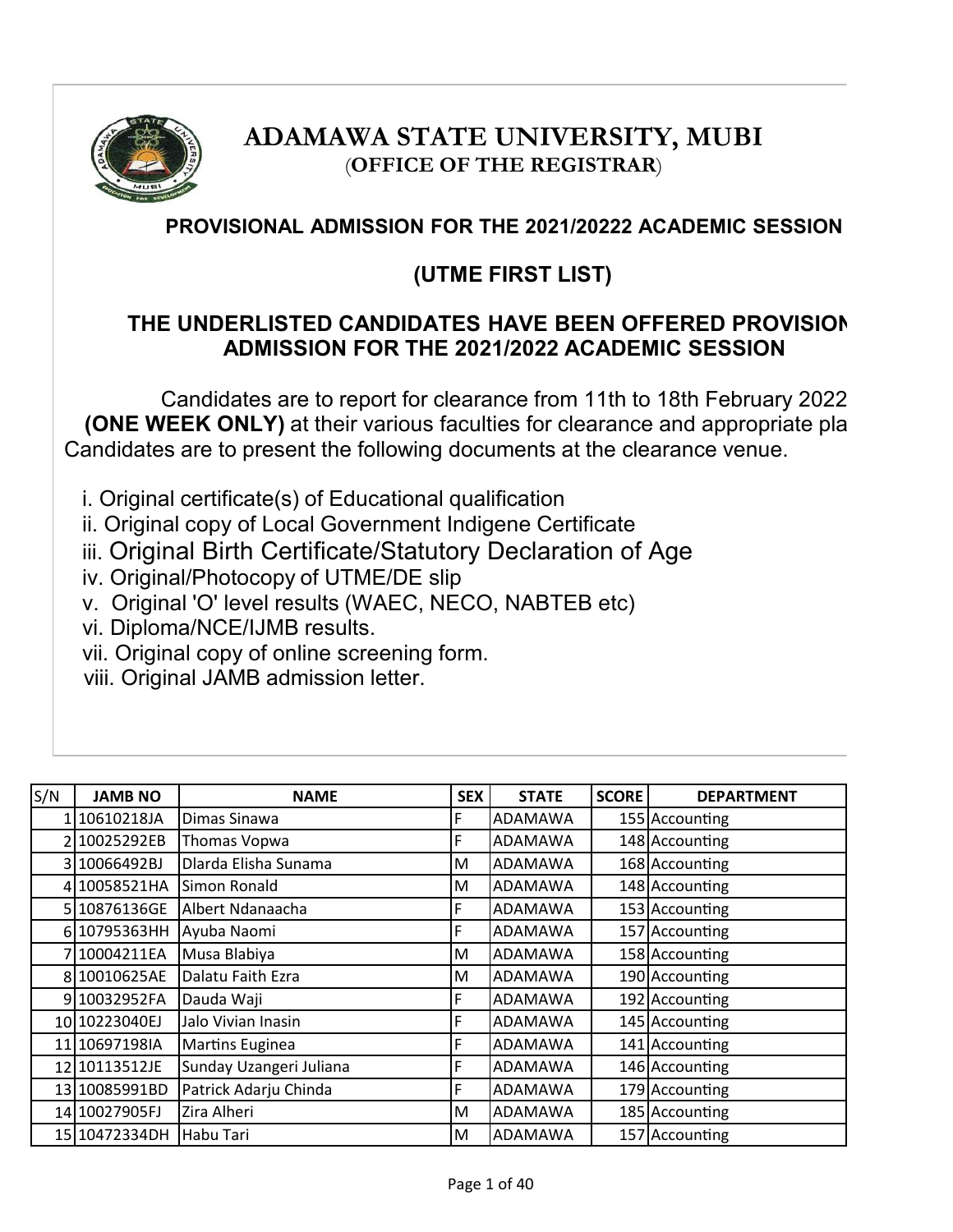# ADAMAWA STATE UNIVERSITY, MUBI

(**OFFICE OF THE REGISTRAR**)

## PROVISIONAL ADMISSION FOR THE 2021/20222 ACADEMIC SESSION

## (UTME FIRST LIST)

## THE UNDERLISTED CANDIDATES HAVE BEEN OFFERED PROVISION ADMISSION FOR THE 2021/2022 ACADEMIC SESSION

Candidates are to report for clearance from 11th to 18th February 2022 **(ONE WEEK ONLY)** at their various faculties for clearance and appropriate pla Candidates are to present the following documents at the clearance venue.

i. Original certificate(s) of Educational qualification
ii. Original copy of Local Government Indigene Certificate
iii. Original Birth Certificate/Statutory Declaration of Age
iv. Original/Photocopy of UTME/DE slip
v. Original 'O' level results (WAEC, NECO, NABTEB etc)
vi. Diploma/NCE/IJMB results.
vii. Original copy of online screening form.
viii. Original JAMB admission letter.

| S/N | JAMB NO | NAME | SEX | STATE | SCORE | DEPARTMENT |
|---|---|---|---|---|---|---|
| 1 | 10610218JA | Dimas Sinawa | F | ADAMAWA | 155 | Accounting |
| 2 | 10025292EB | Thomas Vopwa | F | ADAMAWA | 148 | Accounting |
| 3 | 10066492BJ | Dlarda Elisha Sunama | M | ADAMAWA | 168 | Accounting |
| 4 | 10058521HA | Simon Ronald | M | ADAMAWA | 148 | Accounting |
| 5 | 10876136GE | Albert Ndanaacha | F | ADAMAWA | 153 | Accounting |
| 6 | 10795363HH | Ayuba Naomi | F | ADAMAWA | 157 | Accounting |
| 7 | 10004211EA | Musa Blabiya | M | ADAMAWA | 158 | Accounting |
| 8 | 10010625AE | Dalatu Faith Ezra | M | ADAMAWA | 190 | Accounting |
| 9 | 10032952FA | Dauda Waji | F | ADAMAWA | 192 | Accounting |
| 10 | 10223040EJ | Jalo Vivian Inasin | F | ADAMAWA | 145 | Accounting |
| 11 | 10697198IA | Martins Euginea | F | ADAMAWA | 141 | Accounting |
| 12 | 10113512JE | Sunday Uzangeri Juliana | F | ADAMAWA | 146 | Accounting |
| 13 | 10085991BD | Patrick Adarju Chinda | F | ADAMAWA | 179 | Accounting |
| 14 | 10027905FJ | Zira Alheri | M | ADAMAWA | 185 | Accounting |
| 15 | 10472334DH | Habu Tari | M | ADAMAWA | 157 | Accounting |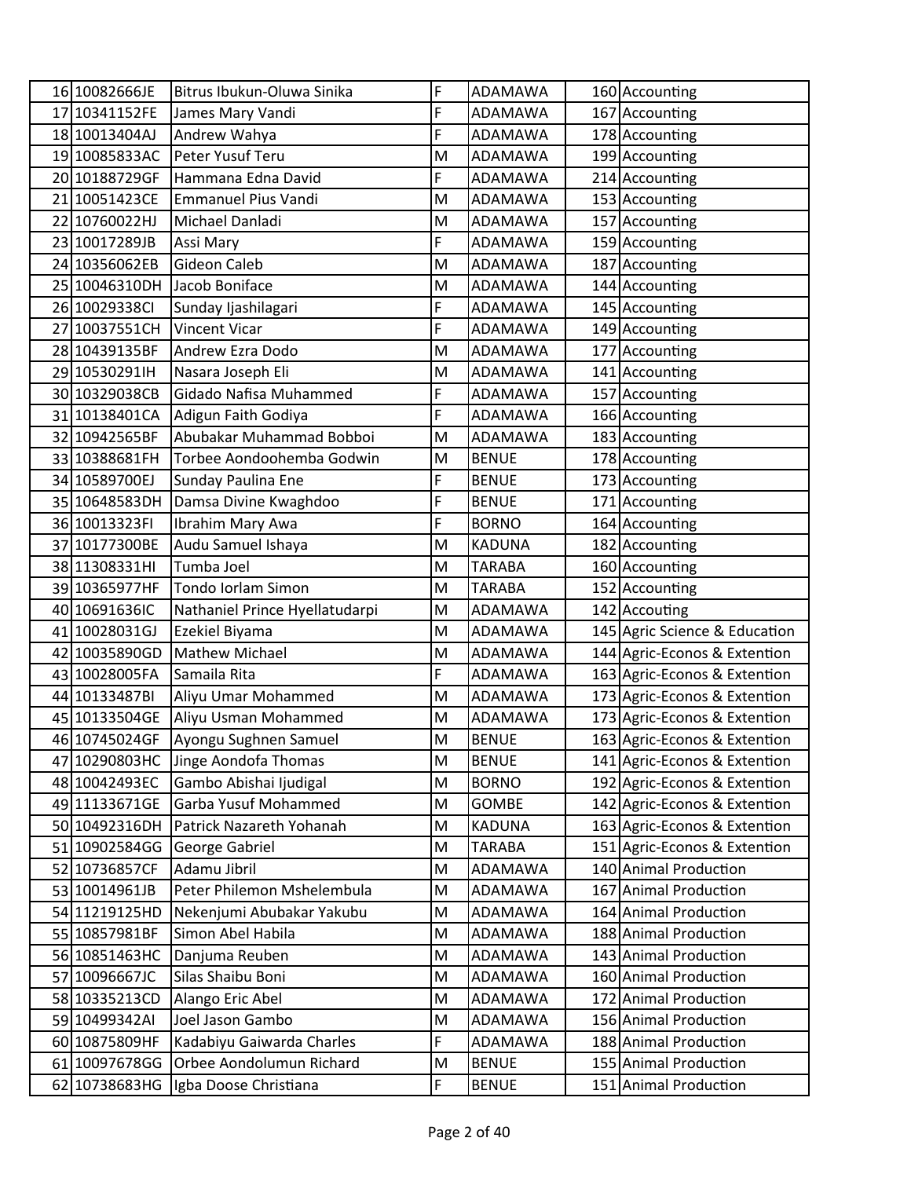| | | | | | | |
|---|---|---|---|---|---|---|
| 16 | 10082666JE | Bitrus Ibukun-Oluwa Sinika | F | ADAMAWA | 160 | Accounting |
| 17 | 10341152FE | James Mary Vandi | F | ADAMAWA | 167 | Accounting |
| 18 | 10013404AJ | Andrew Wahya | F | ADAMAWA | 178 | Accounting |
| 19 | 10085833AC | Peter Yusuf Teru | M | ADAMAWA | 199 | Accounting |
| 20 | 10188729GF | Hammana Edna David | F | ADAMAWA | 214 | Accounting |
| 21 | 10051423CE | Emmanuel Pius Vandi | M | ADAMAWA | 153 | Accounting |
| 22 | 10760022HJ | Michael Danladi | M | ADAMAWA | 157 | Accounting |
| 23 | 10017289JB | Assi Mary | F | ADAMAWA | 159 | Accounting |
| 24 | 10356062EB | Gideon Caleb | M | ADAMAWA | 187 | Accounting |
| 25 | 10046310DH | Jacob Boniface | M | ADAMAWA | 144 | Accounting |
| 26 | 10029338CI | Sunday Ijashilagari | F | ADAMAWA | 145 | Accounting |
| 27 | 10037551CH | Vincent Vicar | F | ADAMAWA | 149 | Accounting |
| 28 | 10439135BF | Andrew Ezra Dodo | M | ADAMAWA | 177 | Accounting |
| 29 | 10530291IH | Nasara Joseph Eli | M | ADAMAWA | 141 | Accounting |
| 30 | 10329038CB | Gidado Nafisa Muhammed | F | ADAMAWA | 157 | Accounting |
| 31 | 10138401CA | Adigun Faith Godiya | F | ADAMAWA | 166 | Accounting |
| 32 | 10942565BF | Abubakar Muhammad Bobboi | M | ADAMAWA | 183 | Accounting |
| 33 | 10388681FH | Torbee Aondoohemba Godwin | M | BENUE | 178 | Accounting |
| 34 | 10589700EJ | Sunday Paulina Ene | F | BENUE | 173 | Accounting |
| 35 | 10648583DH | Damsa Divine Kwaghdoo | F | BENUE | 171 | Accounting |
| 36 | 10013323FI | Ibrahim Mary Awa | F | BORNO | 164 | Accounting |
| 37 | 10177300BE | Audu Samuel Ishaya | M | KADUNA | 182 | Accounting |
| 38 | 11308331HI | Tumba Joel | M | TARABA | 160 | Accounting |
| 39 | 10365977HF | Tondo Iorlam Simon | M | TARABA | 152 | Accounting |
| 40 | 10691636IC | Nathaniel Prince Hyellatudarpi | M | ADAMAWA | 142 | Accouting |
| 41 | 10028031GJ | Ezekiel Biyama | M | ADAMAWA | 145 | Agric Science & Education |
| 42 | 10035890GD | Mathew Michael | M | ADAMAWA | 144 | Agric-Econos & Extention |
| 43 | 10028005FA | Samaila Rita | F | ADAMAWA | 163 | Agric-Econos & Extention |
| 44 | 10133487BI | Aliyu Umar Mohammed | M | ADAMAWA | 173 | Agric-Econos & Extention |
| 45 | 10133504GE | Aliyu Usman Mohammed | M | ADAMAWA | 173 | Agric-Econos & Extention |
| 46 | 10745024GF | Ayongu Sughnen Samuel | M | BENUE | 163 | Agric-Econos & Extention |
| 47 | 10290803HC | Jinge Aondofa Thomas | M | BENUE | 141 | Agric-Econos & Extention |
| 48 | 10042493EC | Gambo Abishai Ijudigal | M | BORNO | 192 | Agric-Econos & Extention |
| 49 | 11133671GE | Garba Yusuf Mohammed | M | GOMBE | 142 | Agric-Econos & Extention |
| 50 | 10492316DH | Patrick Nazareth Yohanah | M | KADUNA | 163 | Agric-Econos & Extention |
| 51 | 10902584GG | George Gabriel | M | TARABA | 151 | Agric-Econos & Extention |
| 52 | 10736857CF | Adamu Jibril | M | ADAMAWA | 140 | Animal Production |
| 53 | 10014961JB | Peter Philemon Mshelembula | M | ADAMAWA | 167 | Animal Production |
| 54 | 11219125HD | Nekenjumi Abubakar Yakubu | M | ADAMAWA | 164 | Animal Production |
| 55 | 10857981BF | Simon Abel Habila | M | ADAMAWA | 188 | Animal Production |
| 56 | 10851463HC | Danjuma Reuben | M | ADAMAWA | 143 | Animal Production |
| 57 | 10096667JC | Silas Shaibu Boni | M | ADAMAWA | 160 | Animal Production |
| 58 | 10335213CD | Alango Eric Abel | M | ADAMAWA | 172 | Animal Production |
| 59 | 10499342AI | Joel Jason Gambo | M | ADAMAWA | 156 | Animal Production |
| 60 | 10875809HF | Kadabiyu Gaiwarda Charles | F | ADAMAWA | 188 | Animal Production |
| 61 | 10097678GG | Orbee Aondolumun Richard | M | BENUE | 155 | Animal Production |
| 62 | 10738683HG | Igba Doose Christiana | F | BENUE | 151 | Animal Production |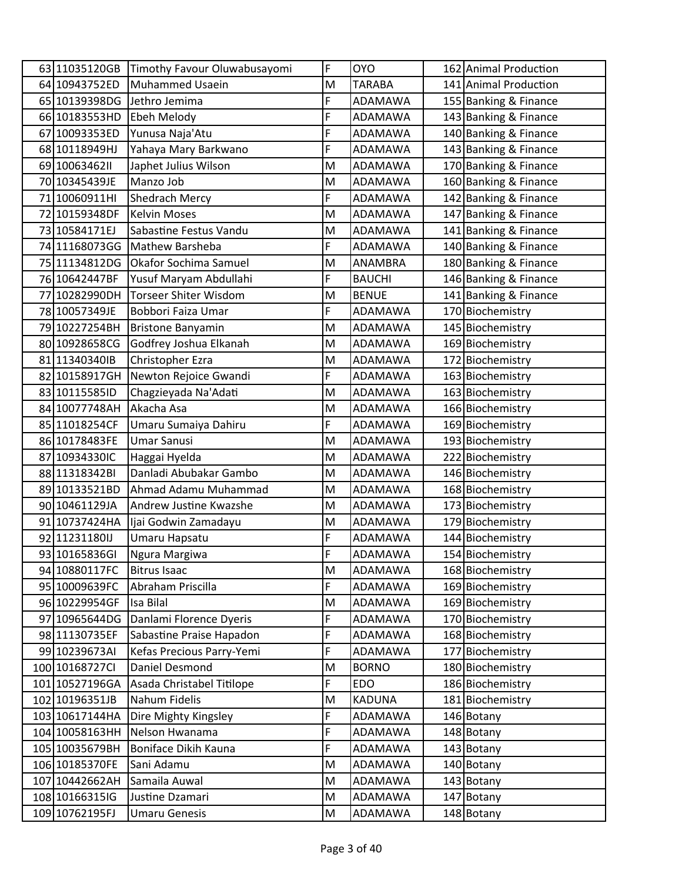| | | | | | | |
|---|---|---|---|---|---|---|
| 63 | 11035120GB | Timothy Favour Oluwabusayomi | F | OYO | 162 | Animal Production |
| 64 | 10943752ED | Muhammed Usaein | M | TARABA | 141 | Animal Production |
| 65 | 10139398DG | Jethro Jemima | F | ADAMAWA | 155 | Banking & Finance |
| 66 | 10183553HD | Ebeh Melody | F | ADAMAWA | 143 | Banking & Finance |
| 67 | 10093353ED | Yunusa Naja'Atu | F | ADAMAWA | 140 | Banking & Finance |
| 68 | 10118949HJ | Yahaya Mary Barkwano | F | ADAMAWA | 143 | Banking & Finance |
| 69 | 10063462II | Japhet Julius Wilson | M | ADAMAWA | 170 | Banking & Finance |
| 70 | 10345439JE | Manzo Job | M | ADAMAWA | 160 | Banking & Finance |
| 71 | 10060911HI | Shedrach Mercy | F | ADAMAWA | 142 | Banking & Finance |
| 72 | 10159348DF | Kelvin Moses | M | ADAMAWA | 147 | Banking & Finance |
| 73 | 10584171EJ | Sabastine Festus Vandu | M | ADAMAWA | 141 | Banking & Finance |
| 74 | 11168073GG | Mathew Barsheba | F | ADAMAWA | 140 | Banking & Finance |
| 75 | 11134812DG | Okafor Sochima Samuel | M | ANAMBRA | 180 | Banking & Finance |
| 76 | 10642447BF | Yusuf Maryam Abdullahi | F | BAUCHI | 146 | Banking & Finance |
| 77 | 10282990DH | Torseer Shiter Wisdom | M | BENUE | 141 | Banking & Finance |
| 78 | 10057349JE | Bobbori Faiza Umar | F | ADAMAWA | 170 | Biochemistry |
| 79 | 10227254BH | Bristone Banyamin | M | ADAMAWA | 145 | Biochemistry |
| 80 | 10928658CG | Godfrey Joshua Elkanah | M | ADAMAWA | 169 | Biochemistry |
| 81 | 11340340IB | Christopher Ezra | M | ADAMAWA | 172 | Biochemistry |
| 82 | 10158917GH | Newton Rejoice Gwandi | F | ADAMAWA | 163 | Biochemistry |
| 83 | 10115585ID | Chagzieyada Na'Adati | M | ADAMAWA | 163 | Biochemistry |
| 84 | 10077748AH | Akacha Asa | M | ADAMAWA | 166 | Biochemistry |
| 85 | 11018254CF | Umaru Sumaiya Dahiru | F | ADAMAWA | 169 | Biochemistry |
| 86 | 10178483FE | Umar Sanusi | M | ADAMAWA | 193 | Biochemistry |
| 87 | 10934330IC | Haggai Hyelda | M | ADAMAWA | 222 | Biochemistry |
| 88 | 11318342BI | Danladi Abubakar Gambo | M | ADAMAWA | 146 | Biochemistry |
| 89 | 10133521BD | Ahmad Adamu Muhammad | M | ADAMAWA | 168 | Biochemistry |
| 90 | 10461129JA | Andrew Justine Kwazshe | M | ADAMAWA | 173 | Biochemistry |
| 91 | 10737424HA | Ijai Godwin Zamadayu | M | ADAMAWA | 179 | Biochemistry |
| 92 | 11231180IJ | Umaru Hapsatu | F | ADAMAWA | 144 | Biochemistry |
| 93 | 10165836GI | Ngura Margiwa | F | ADAMAWA | 154 | Biochemistry |
| 94 | 10880117FC | Bitrus Isaac | M | ADAMAWA | 168 | Biochemistry |
| 95 | 10009639FC | Abraham Priscilla | F | ADAMAWA | 169 | Biochemistry |
| 96 | 10229954GF | Isa Bilal | M | ADAMAWA | 169 | Biochemistry |
| 97 | 10965644DG | Danlami Florence Dyeris | F | ADAMAWA | 170 | Biochemistry |
| 98 | 11130735EF | Sabastine Praise Hapadon | F | ADAMAWA | 168 | Biochemistry |
| 99 | 10239673AI | Kefas Precious Parry-Yemi | F | ADAMAWA | 177 | Biochemistry |
| 100 | 10168727CI | Daniel Desmond | M | BORNO | 180 | Biochemistry |
| 101 | 10527196GA | Asada Christabel Titilope | F | EDO | 186 | Biochemistry |
| 102 | 10196351JB | Nahum Fidelis | M | KADUNA | 181 | Biochemistry |
| 103 | 10617144HA | Dire Mighty Kingsley | F | ADAMAWA | 146 | Botany |
| 104 | 10058163HH | Nelson Hwanama | F | ADAMAWA | 148 | Botany |
| 105 | 10035679BH | Boniface Dikih Kauna | F | ADAMAWA | 143 | Botany |
| 106 | 10185370FE | Sani Adamu | M | ADAMAWA | 140 | Botany |
| 107 | 10442662AH | Samaila Auwal | M | ADAMAWA | 143 | Botany |
| 108 | 10166315IG | Justine Dzamari | M | ADAMAWA | 147 | Botany |
| 109 | 10762195FJ | Umaru Genesis | M | ADAMAWA | 148 | Botany |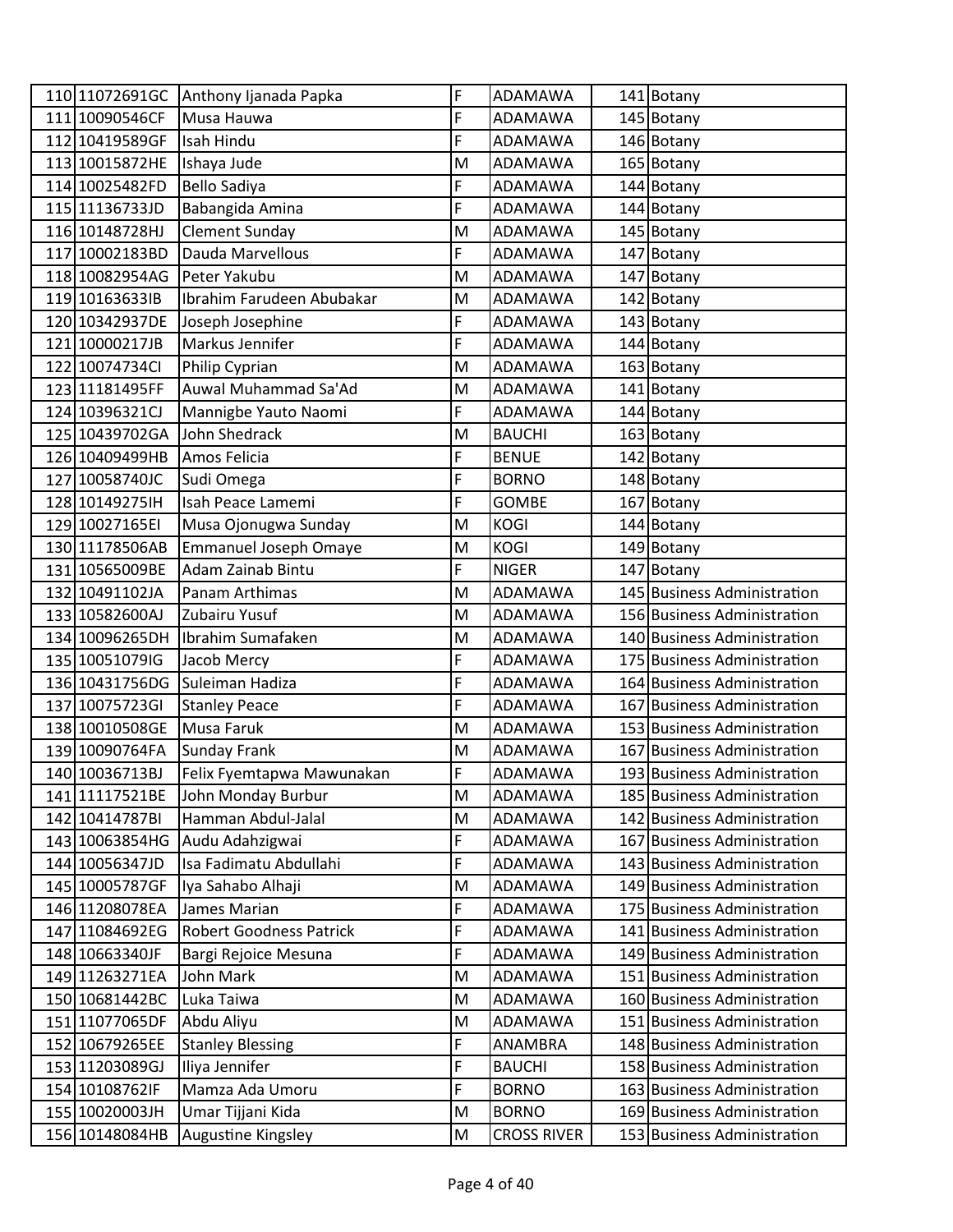| | | | | | | |
|---|---|---|---|---|---|---|
| 110 | 11072691GC | Anthony Ijanada Papka | F | ADAMAWA | 141 | Botany |
| 111 | 10090546CF | Musa Hauwa | F | ADAMAWA | 145 | Botany |
| 112 | 10419589GF | Isah Hindu | F | ADAMAWA | 146 | Botany |
| 113 | 10015872HE | Ishaya Jude | M | ADAMAWA | 165 | Botany |
| 114 | 10025482FD | Bello Sadiya | F | ADAMAWA | 144 | Botany |
| 115 | 11136733JD | Babangida Amina | F | ADAMAWA | 144 | Botany |
| 116 | 10148728HJ | Clement Sunday | M | ADAMAWA | 145 | Botany |
| 117 | 10002183BD | Dauda Marvellous | F | ADAMAWA | 147 | Botany |
| 118 | 10082954AG | Peter Yakubu | M | ADAMAWA | 147 | Botany |
| 119 | 10163633IB | Ibrahim Farudeen Abubakar | M | ADAMAWA | 142 | Botany |
| 120 | 10342937DE | Joseph Josephine | F | ADAMAWA | 143 | Botany |
| 121 | 10000217JB | Markus Jennifer | F | ADAMAWA | 144 | Botany |
| 122 | 10074734CI | Philip Cyprian | M | ADAMAWA | 163 | Botany |
| 123 | 11181495FF | Auwal Muhammad Sa'Ad | M | ADAMAWA | 141 | Botany |
| 124 | 10396321CJ | Mannigbe Yauto Naomi | F | ADAMAWA | 144 | Botany |
| 125 | 10439702GA | John Shedrack | M | BAUCHI | 163 | Botany |
| 126 | 10409499HB | Amos Felicia | F | BENUE | 142 | Botany |
| 127 | 10058740JC | Sudi Omega | F | BORNO | 148 | Botany |
| 128 | 10149275IH | Isah Peace Lamemi | F | GOMBE | 167 | Botany |
| 129 | 10027165EI | Musa Ojonugwa Sunday | M | KOGI | 144 | Botany |
| 130 | 11178506AB | Emmanuel Joseph Omaye | M | KOGI | 149 | Botany |
| 131 | 10565009BE | Adam Zainab Bintu | F | NIGER | 147 | Botany |
| 132 | 10491102JA | Panam Arthimas | M | ADAMAWA | 145 | Business Administration |
| 133 | 10582600AJ | Zubairu Yusuf | M | ADAMAWA | 156 | Business Administration |
| 134 | 10096265DH | Ibrahim Sumafaken | M | ADAMAWA | 140 | Business Administration |
| 135 | 10051079IG | Jacob Mercy | F | ADAMAWA | 175 | Business Administration |
| 136 | 10431756DG | Suleiman Hadiza | F | ADAMAWA | 164 | Business Administration |
| 137 | 10075723GI | Stanley Peace | F | ADAMAWA | 167 | Business Administration |
| 138 | 10010508GE | Musa Faruk | M | ADAMAWA | 153 | Business Administration |
| 139 | 10090764FA | Sunday Frank | M | ADAMAWA | 167 | Business Administration |
| 140 | 10036713BJ | Felix Fyemtapwa Mawunakan | F | ADAMAWA | 193 | Business Administration |
| 141 | 11117521BE | John Monday Burbur | M | ADAMAWA | 185 | Business Administration |
| 142 | 10414787BI | Hamman Abdul-Jalal | M | ADAMAWA | 142 | Business Administration |
| 143 | 10063854HG | Audu Adahzigwai | F | ADAMAWA | 167 | Business Administration |
| 144 | 10056347JD | Isa Fadimatu Abdullahi | F | ADAMAWA | 143 | Business Administration |
| 145 | 10005787GF | Iya Sahabo Alhaji | M | ADAMAWA | 149 | Business Administration |
| 146 | 11208078EA | James Marian | F | ADAMAWA | 175 | Business Administration |
| 147 | 11084692EG | Robert Goodness Patrick | F | ADAMAWA | 141 | Business Administration |
| 148 | 10663340JF | Bargi Rejoice Mesuna | F | ADAMAWA | 149 | Business Administration |
| 149 | 11263271EA | John Mark | M | ADAMAWA | 151 | Business Administration |
| 150 | 10681442BC | Luka Taiwa | M | ADAMAWA | 160 | Business Administration |
| 151 | 11077065DF | Abdu Aliyu | M | ADAMAWA | 151 | Business Administration |
| 152 | 10679265EE | Stanley Blessing | F | ANAMBRA | 148 | Business Administration |
| 153 | 11203089GJ | Iliya Jennifer | F | BAUCHI | 158 | Business Administration |
| 154 | 10108762IF | Mamza Ada Umoru | F | BORNO | 163 | Business Administration |
| 155 | 10020003JH | Umar Tijjani Kida | M | BORNO | 169 | Business Administration |
| 156 | 10148084HB | Augustine Kingsley | M | CROSS RIVER | 153 | Business Administration |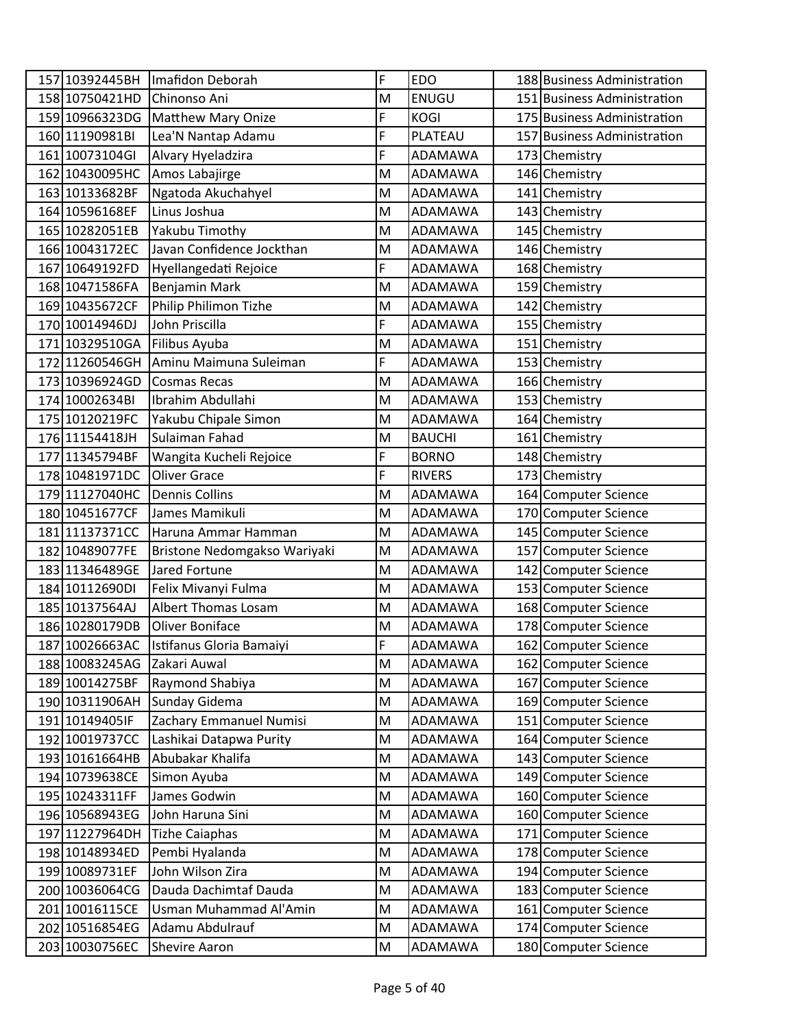| | | | | | | |
|---|---|---|---|---|---|---|
| 157 | 10392445BH | Imafidon Deborah | F | EDO | 188 | Business Administration |
| 158 | 10750421HD | Chinonso Ani | M | ENUGU | 151 | Business Administration |
| 159 | 10966323DG | Matthew Mary Onize | F | KOGI | 175 | Business Administration |
| 160 | 11190981BI | Lea'N Nantap Adamu | F | PLATEAU | 157 | Business Administration |
| 161 | 10073104GI | Alvary Hyeladzira | F | ADAMAWA | 173 | Chemistry |
| 162 | 10430095HC | Amos Labajirge | M | ADAMAWA | 146 | Chemistry |
| 163 | 10133682BF | Ngatoda Akuchahyel | M | ADAMAWA | 141 | Chemistry |
| 164 | 10596168EF | Linus Joshua | M | ADAMAWA | 143 | Chemistry |
| 165 | 10282051EB | Yakubu Timothy | M | ADAMAWA | 145 | Chemistry |
| 166 | 10043172EC | Javan Confidence Jockthan | M | ADAMAWA | 146 | Chemistry |
| 167 | 10649192FD | Hyellangedati Rejoice | F | ADAMAWA | 168 | Chemistry |
| 168 | 10471586FA | Benjamin Mark | M | ADAMAWA | 159 | Chemistry |
| 169 | 10435672CF | Philip Philimon Tizhe | M | ADAMAWA | 142 | Chemistry |
| 170 | 10014946DJ | John Priscilla | F | ADAMAWA | 155 | Chemistry |
| 171 | 10329510GA | Filibus Ayuba | M | ADAMAWA | 151 | Chemistry |
| 172 | 11260546GH | Aminu Maimuna Suleiman | F | ADAMAWA | 153 | Chemistry |
| 173 | 10396924GD | Cosmas Recas | M | ADAMAWA | 166 | Chemistry |
| 174 | 10002634BI | Ibrahim Abdullahi | M | ADAMAWA | 153 | Chemistry |
| 175 | 10120219FC | Yakubu Chipale Simon | M | ADAMAWA | 164 | Chemistry |
| 176 | 11154418JH | Sulaiman Fahad | M | BAUCHI | 161 | Chemistry |
| 177 | 11345794BF | Wangita Kucheli Rejoice | F | BORNO | 148 | Chemistry |
| 178 | 10481971DC | Oliver Grace | F | RIVERS | 173 | Chemistry |
| 179 | 11127040HC | Dennis Collins | M | ADAMAWA | 164 | Computer Science |
| 180 | 10451677CF | James Mamikuli | M | ADAMAWA | 170 | Computer Science |
| 181 | 11137371CC | Haruna Ammar Hamman | M | ADAMAWA | 145 | Computer Science |
| 182 | 10489077FE | Bristone Nedomgakso Wariyaki | M | ADAMAWA | 157 | Computer Science |
| 183 | 11346489GE | Jared Fortune | M | ADAMAWA | 142 | Computer Science |
| 184 | 10112690DI | Felix Mivanyi Fulma | M | ADAMAWA | 153 | Computer Science |
| 185 | 10137564AJ | Albert Thomas Losam | M | ADAMAWA | 168 | Computer Science |
| 186 | 10280179DB | Oliver Boniface | M | ADAMAWA | 178 | Computer Science |
| 187 | 10026663AC | Istifanus Gloria Bamaiyi | F | ADAMAWA | 162 | Computer Science |
| 188 | 10083245AG | Zakari Auwal | M | ADAMAWA | 162 | Computer Science |
| 189 | 10014275BF | Raymond Shabiya | M | ADAMAWA | 167 | Computer Science |
| 190 | 10311906AH | Sunday Gidema | M | ADAMAWA | 169 | Computer Science |
| 191 | 10149405IF | Zachary Emmanuel Numisi | M | ADAMAWA | 151 | Computer Science |
| 192 | 10019737CC | Lashikai Datapwa Purity | M | ADAMAWA | 164 | Computer Science |
| 193 | 10161664HB | Abubakar Khalifa | M | ADAMAWA | 143 | Computer Science |
| 194 | 10739638CE | Simon Ayuba | M | ADAMAWA | 149 | Computer Science |
| 195 | 10243311FF | James Godwin | M | ADAMAWA | 160 | Computer Science |
| 196 | 10568943EG | John Haruna Sini | M | ADAMAWA | 160 | Computer Science |
| 197 | 11227964DH | Tizhe Caiaphas | M | ADAMAWA | 171 | Computer Science |
| 198 | 10148934ED | Pembi Hyalanda | M | ADAMAWA | 178 | Computer Science |
| 199 | 10089731EF | John Wilson Zira | M | ADAMAWA | 194 | Computer Science |
| 200 | 10036064CG | Dauda Dachimtaf Dauda | M | ADAMAWA | 183 | Computer Science |
| 201 | 10016115CE | Usman Muhammad Al'Amin | M | ADAMAWA | 161 | Computer Science |
| 202 | 10516854EG | Adamu Abdulrauf | M | ADAMAWA | 174 | Computer Science |
| 203 | 10030756EC | Shevire Aaron | M | ADAMAWA | 180 | Computer Science |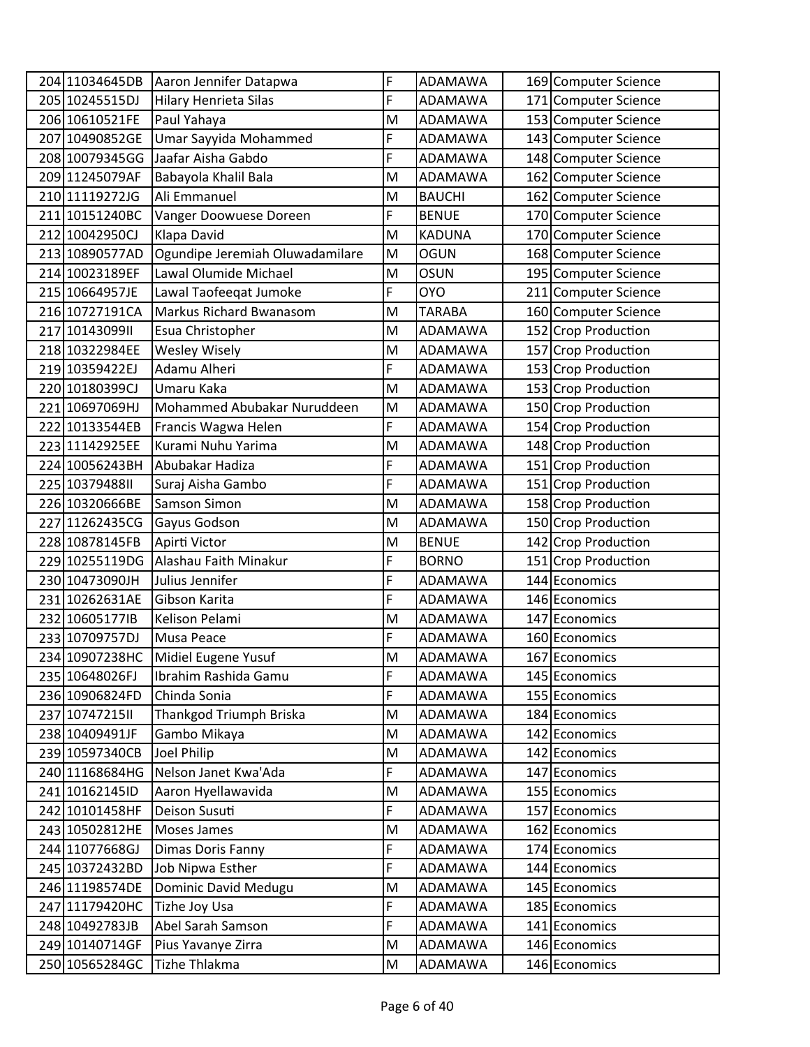| 204 | 11034645DB | Aaron Jennifer Datapwa | F | ADAMAWA | 169 | Computer Science |
|---|---|---|---|---|---|---|
| 205 | 10245515DJ | Hilary Henrieta Silas | F | ADAMAWA | 171 | Computer Science |
| 206 | 10610521FE | Paul Yahaya | M | ADAMAWA | 153 | Computer Science |
| 207 | 10490852GE | Umar Sayyida Mohammed | F | ADAMAWA | 143 | Computer Science |
| 208 | 10079345GG | Jaafar Aisha Gabdo | F | ADAMAWA | 148 | Computer Science |
| 209 | 11245079AF | Babayola Khalil Bala | M | ADAMAWA | 162 | Computer Science |
| 210 | 11119272JG | Ali Emmanuel | M | BAUCHI | 162 | Computer Science |
| 211 | 10151240BC | Vanger Doowuese Doreen | F | BENUE | 170 | Computer Science |
| 212 | 10042950CJ | Klapa David | M | KADUNA | 170 | Computer Science |
| 213 | 10890577AD | Ogundipe Jeremiah Oluwadamilare | M | OGUN | 168 | Computer Science |
| 214 | 10023189EF | Lawal Olumide Michael | M | OSUN | 195 | Computer Science |
| 215 | 10664957JE | Lawal Taofeeqat Jumoke | F | OYO | 211 | Computer Science |
| 216 | 10727191CA | Markus Richard Bwanasom | M | TARABA | 160 | Computer Science |
| 217 | 10143099II | Esua Christopher | M | ADAMAWA | 152 | Crop Production |
| 218 | 10322984EE | Wesley Wisely | M | ADAMAWA | 157 | Crop Production |
| 219 | 10359422EJ | Adamu Alheri | F | ADAMAWA | 153 | Crop Production |
| 220 | 10180399CJ | Umaru Kaka | M | ADAMAWA | 153 | Crop Production |
| 221 | 10697069HJ | Mohammed Abubakar Nuruddeen | M | ADAMAWA | 150 | Crop Production |
| 222 | 10133544EB | Francis Wagwa Helen | F | ADAMAWA | 154 | Crop Production |
| 223 | 11142925EE | Kurami Nuhu Yarima | M | ADAMAWA | 148 | Crop Production |
| 224 | 10056243BH | Abubakar Hadiza | F | ADAMAWA | 151 | Crop Production |
| 225 | 10379488II | Suraj Aisha Gambo | F | ADAMAWA | 151 | Crop Production |
| 226 | 10320666BE | Samson Simon | M | ADAMAWA | 158 | Crop Production |
| 227 | 11262435CG | Gayus Godson | M | ADAMAWA | 150 | Crop Production |
| 228 | 10878145FB | Apirti Victor | M | BENUE | 142 | Crop Production |
| 229 | 10255119DG | Alashau Faith Minakur | F | BORNO | 151 | Crop Production |
| 230 | 10473090JH | Julius Jennifer | F | ADAMAWA | 144 | Economics |
| 231 | 10262631AE | Gibson Karita | F | ADAMAWA | 146 | Economics |
| 232 | 10605177IB | Kelison Pelami | M | ADAMAWA | 147 | Economics |
| 233 | 10709757DJ | Musa Peace | F | ADAMAWA | 160 | Economics |
| 234 | 10907238HC | Midiel Eugene Yusuf | M | ADAMAWA | 167 | Economics |
| 235 | 10648026FJ | Ibrahim Rashida Gamu | F | ADAMAWA | 145 | Economics |
| 236 | 10906824FD | Chinda Sonia | F | ADAMAWA | 155 | Economics |
| 237 | 10747215II | Thankgod Triumph Briska | M | ADAMAWA | 184 | Economics |
| 238 | 10409491JF | Gambo Mikaya | M | ADAMAWA | 142 | Economics |
| 239 | 10597340CB | Joel Philip | M | ADAMAWA | 142 | Economics |
| 240 | 11168684HG | Nelson Janet Kwa'Ada | F | ADAMAWA | 147 | Economics |
| 241 | 10162145ID | Aaron Hyellawavida | M | ADAMAWA | 155 | Economics |
| 242 | 10101458HF | Deison Susuti | F | ADAMAWA | 157 | Economics |
| 243 | 10502812HE | Moses James | M | ADAMAWA | 162 | Economics |
| 244 | 11077668GJ | Dimas Doris Fanny | F | ADAMAWA | 174 | Economics |
| 245 | 10372432BD | Job Nipwa Esther | F | ADAMAWA | 144 | Economics |
| 246 | 11198574DE | Dominic David Medugu | M | ADAMAWA | 145 | Economics |
| 247 | 11179420HC | Tizhe Joy Usa | F | ADAMAWA | 185 | Economics |
| 248 | 10492783JB | Abel Sarah Samson | F | ADAMAWA | 141 | Economics |
| 249 | 10140714GF | Pius Yavanye Zirra | M | ADAMAWA | 146 | Economics |
| 250 | 10565284GC | Tizhe Thlakma | M | ADAMAWA | 146 | Economics |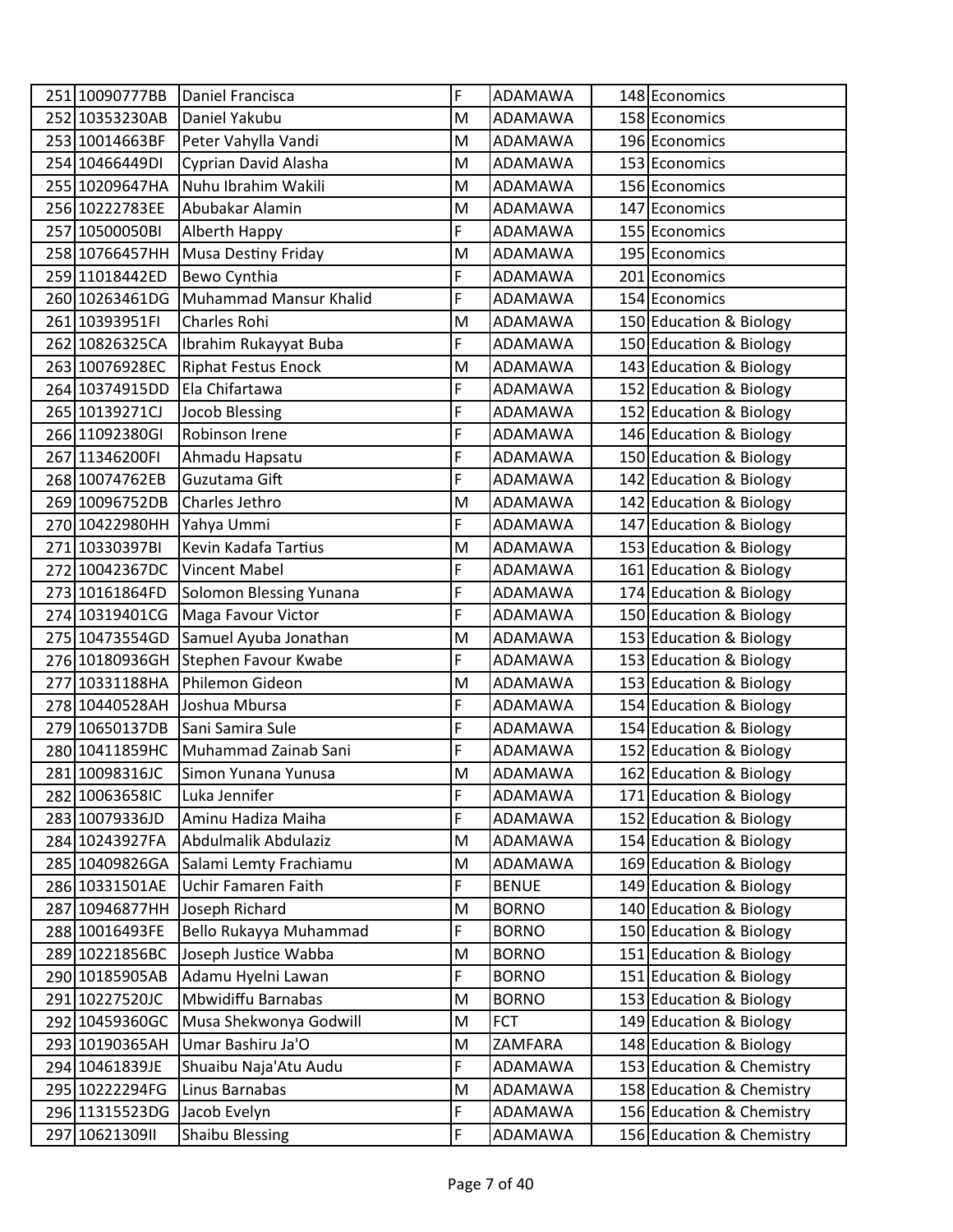| | | | | | | |
|---|---|---|---|---|---|---|
| 251 | 10090777BB | Daniel Francisca | F | ADAMAWA | 148 | Economics |
| 252 | 10353230AB | Daniel Yakubu | M | ADAMAWA | 158 | Economics |
| 253 | 10014663BF | Peter Vahylla Vandi | M | ADAMAWA | 196 | Economics |
| 254 | 10466449DI | Cyprian David Alasha | M | ADAMAWA | 153 | Economics |
| 255 | 10209647HA | Nuhu Ibrahim Wakili | M | ADAMAWA | 156 | Economics |
| 256 | 10222783EE | Abubakar Alamin | M | ADAMAWA | 147 | Economics |
| 257 | 10500050BI | Alberth Happy | F | ADAMAWA | 155 | Economics |
| 258 | 10766457HH | Musa Destiny Friday | M | ADAMAWA | 195 | Economics |
| 259 | 11018442ED | Bewo Cynthia | F | ADAMAWA | 201 | Economics |
| 260 | 10263461DG | Muhammad Mansur Khalid | F | ADAMAWA | 154 | Economics |
| 261 | 10393951FI | Charles Rohi | M | ADAMAWA | 150 | Education & Biology |
| 262 | 10826325CA | Ibrahim Rukayyat Buba | F | ADAMAWA | 150 | Education & Biology |
| 263 | 10076928EC | Riphat Festus Enock | M | ADAMAWA | 143 | Education & Biology |
| 264 | 10374915DD | Ela Chifartawa | F | ADAMAWA | 152 | Education & Biology |
| 265 | 10139271CJ | Jocob Blessing | F | ADAMAWA | 152 | Education & Biology |
| 266 | 11092380GI | Robinson Irene | F | ADAMAWA | 146 | Education & Biology |
| 267 | 11346200FI | Ahmadu Hapsatu | F | ADAMAWA | 150 | Education & Biology |
| 268 | 10074762EB | Guzutama Gift | F | ADAMAWA | 142 | Education & Biology |
| 269 | 10096752DB | Charles Jethro | M | ADAMAWA | 142 | Education & Biology |
| 270 | 10422980HH | Yahya Ummi | F | ADAMAWA | 147 | Education & Biology |
| 271 | 10330397BI | Kevin Kadafa Tartius | M | ADAMAWA | 153 | Education & Biology |
| 272 | 10042367DC | Vincent Mabel | F | ADAMAWA | 161 | Education & Biology |
| 273 | 10161864FD | Solomon Blessing Yunana | F | ADAMAWA | 174 | Education & Biology |
| 274 | 10319401CG | Maga Favour Victor | F | ADAMAWA | 150 | Education & Biology |
| 275 | 10473554GD | Samuel Ayuba Jonathan | M | ADAMAWA | 153 | Education & Biology |
| 276 | 10180936GH | Stephen Favour Kwabe | F | ADAMAWA | 153 | Education & Biology |
| 277 | 10331188HA | Philemon Gideon | M | ADAMAWA | 153 | Education & Biology |
| 278 | 10440528AH | Joshua Mbursa | F | ADAMAWA | 154 | Education & Biology |
| 279 | 10650137DB | Sani Samira Sule | F | ADAMAWA | 154 | Education & Biology |
| 280 | 10411859HC | Muhammad Zainab Sani | F | ADAMAWA | 152 | Education & Biology |
| 281 | 10098316JC | Simon Yunana Yunusa | M | ADAMAWA | 162 | Education & Biology |
| 282 | 10063658IC | Luka Jennifer | F | ADAMAWA | 171 | Education & Biology |
| 283 | 10079336JD | Aminu Hadiza Maiha | F | ADAMAWA | 152 | Education & Biology |
| 284 | 10243927FA | Abdulmalik Abdulaziz | M | ADAMAWA | 154 | Education & Biology |
| 285 | 10409826GA | Salami Lemty Frachiamu | M | ADAMAWA | 169 | Education & Biology |
| 286 | 10331501AE | Uchir Famaren Faith | F | BENUE | 149 | Education & Biology |
| 287 | 10946877HH | Joseph Richard | M | BORNO | 140 | Education & Biology |
| 288 | 10016493FE | Bello Rukayya Muhammad | F | BORNO | 150 | Education & Biology |
| 289 | 10221856BC | Joseph Justice Wabba | M | BORNO | 151 | Education & Biology |
| 290 | 10185905AB | Adamu Hyelni Lawan | F | BORNO | 151 | Education & Biology |
| 291 | 10227520JC | Mbwidiffu Barnabas | M | BORNO | 153 | Education & Biology |
| 292 | 10459360GC | Musa Shekwonya Godwill | M | FCT | 149 | Education & Biology |
| 293 | 10190365AH | Umar Bashiru Ja'O | M | ZAMFARA | 148 | Education & Biology |
| 294 | 10461839JE | Shuaibu Naja'Atu Audu | F | ADAMAWA | 153 | Education & Chemistry |
| 295 | 10222294FG | Linus Barnabas | M | ADAMAWA | 158 | Education & Chemistry |
| 296 | 11315523DG | Jacob Evelyn | F | ADAMAWA | 156 | Education & Chemistry |
| 297 | 10621309II | Shaibu Blessing | F | ADAMAWA | 156 | Education & Chemistry |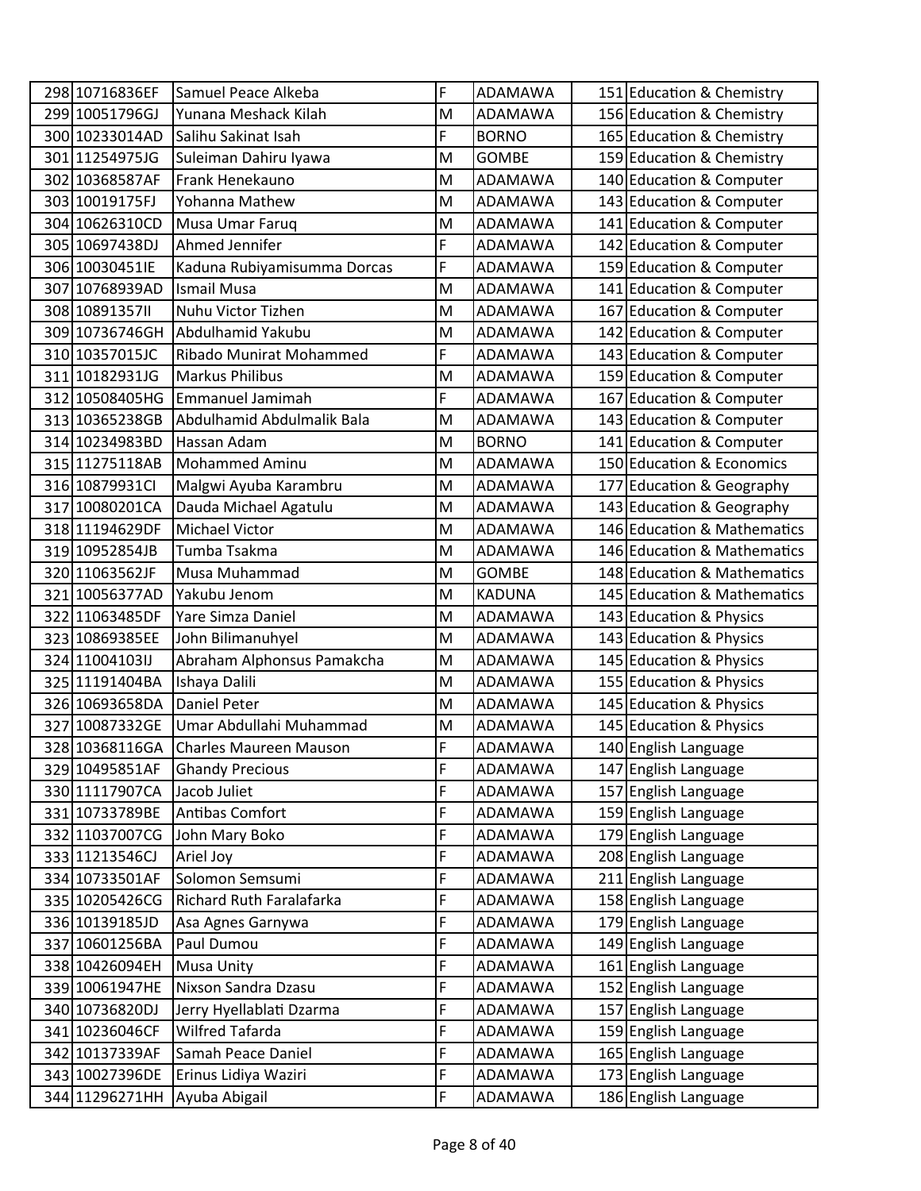| | | | | | | |
|---|---|---|---|---|---|---|
| 298 | 10716836EF | Samuel Peace Alkeba | F | ADAMAWA | 151 | Education & Chemistry |
| 299 | 10051796GJ | Yunana Meshack Kilah | M | ADAMAWA | 156 | Education & Chemistry |
| 300 | 10233014AD | Salihu Sakinat Isah | F | BORNO | 165 | Education & Chemistry |
| 301 | 11254975JG | Suleiman Dahiru Iyawa | M | GOMBE | 159 | Education & Chemistry |
| 302 | 10368587AF | Frank Henekauno | M | ADAMAWA | 140 | Education & Computer |
| 303 | 10019175FJ | Yohanna Mathew | M | ADAMAWA | 143 | Education & Computer |
| 304 | 10626310CD | Musa Umar Faruq | M | ADAMAWA | 141 | Education & Computer |
| 305 | 10697438DJ | Ahmed Jennifer | F | ADAMAWA | 142 | Education & Computer |
| 306 | 10030451IE | Kaduna Rubiyamisumma Dorcas | F | ADAMAWA | 159 | Education & Computer |
| 307 | 10768939AD | Ismail Musa | M | ADAMAWA | 141 | Education & Computer |
| 308 | 10891357II | Nuhu Victor Tizhen | M | ADAMAWA | 167 | Education & Computer |
| 309 | 10736746GH | Abdulhamid Yakubu | M | ADAMAWA | 142 | Education & Computer |
| 310 | 10357015JC | Ribado Munirat Mohammed | F | ADAMAWA | 143 | Education & Computer |
| 311 | 10182931JG | Markus Philibus | M | ADAMAWA | 159 | Education & Computer |
| 312 | 10508405HG | Emmanuel Jamimah | F | ADAMAWA | 167 | Education & Computer |
| 313 | 10365238GB | Abdulhamid Abdulmalik Bala | M | ADAMAWA | 143 | Education & Computer |
| 314 | 10234983BD | Hassan Adam | M | BORNO | 141 | Education & Computer |
| 315 | 11275118AB | Mohammed Aminu | M | ADAMAWA | 150 | Education & Economics |
| 316 | 10879931CI | Malgwi Ayuba Karambru | M | ADAMAWA | 177 | Education & Geography |
| 317 | 10080201CA | Dauda Michael Agatulu | M | ADAMAWA | 143 | Education & Geography |
| 318 | 11194629DF | Michael Victor | M | ADAMAWA | 146 | Education & Mathematics |
| 319 | 10952854JB | Tumba Tsakma | M | ADAMAWA | 146 | Education & Mathematics |
| 320 | 11063562JF | Musa Muhammad | M | GOMBE | 148 | Education & Mathematics |
| 321 | 10056377AD | Yakubu Jenom | M | KADUNA | 145 | Education & Mathematics |
| 322 | 11063485DF | Yare Simza Daniel | M | ADAMAWA | 143 | Education & Physics |
| 323 | 10869385EE | John Bilimanuhyel | M | ADAMAWA | 143 | Education & Physics |
| 324 | 11004103IJ | Abraham Alphonsus Pamakcha | M | ADAMAWA | 145 | Education & Physics |
| 325 | 11191404BA | Ishaya Dalili | M | ADAMAWA | 155 | Education & Physics |
| 326 | 10693658DA | Daniel Peter | M | ADAMAWA | 145 | Education & Physics |
| 327 | 10087332GE | Umar Abdullahi Muhammad | M | ADAMAWA | 145 | Education & Physics |
| 328 | 10368116GA | Charles Maureen Mauson | F | ADAMAWA | 140 | English Language |
| 329 | 10495851AF | Ghandy Precious | F | ADAMAWA | 147 | English Language |
| 330 | 11117907CA | Jacob Juliet | F | ADAMAWA | 157 | English Language |
| 331 | 10733789BE | Antibas Comfort | F | ADAMAWA | 159 | English Language |
| 332 | 11037007CG | John Mary Boko | F | ADAMAWA | 179 | English Language |
| 333 | 11213546CJ | Ariel Joy | F | ADAMAWA | 208 | English Language |
| 334 | 10733501AF | Solomon Semsumi | F | ADAMAWA | 211 | English Language |
| 335 | 10205426CG | Richard Ruth Faralafarka | F | ADAMAWA | 158 | English Language |
| 336 | 10139185JD | Asa Agnes Garnywa | F | ADAMAWA | 179 | English Language |
| 337 | 10601256BA | Paul Dumou | F | ADAMAWA | 149 | English Language |
| 338 | 10426094EH | Musa Unity | F | ADAMAWA | 161 | English Language |
| 339 | 10061947HE | Nixson Sandra Dzasu | F | ADAMAWA | 152 | English Language |
| 340 | 10736820DJ | Jerry Hyellablati Dzarma | F | ADAMAWA | 157 | English Language |
| 341 | 10236046CF | Wilfred Tafarda | F | ADAMAWA | 159 | English Language |
| 342 | 10137339AF | Samah Peace Daniel | F | ADAMAWA | 165 | English Language |
| 343 | 10027396DE | Erinus Lidiya Waziri | F | ADAMAWA | 173 | English Language |
| 344 | 11296271HH | Ayuba Abigail | F | ADAMAWA | 186 | English Language |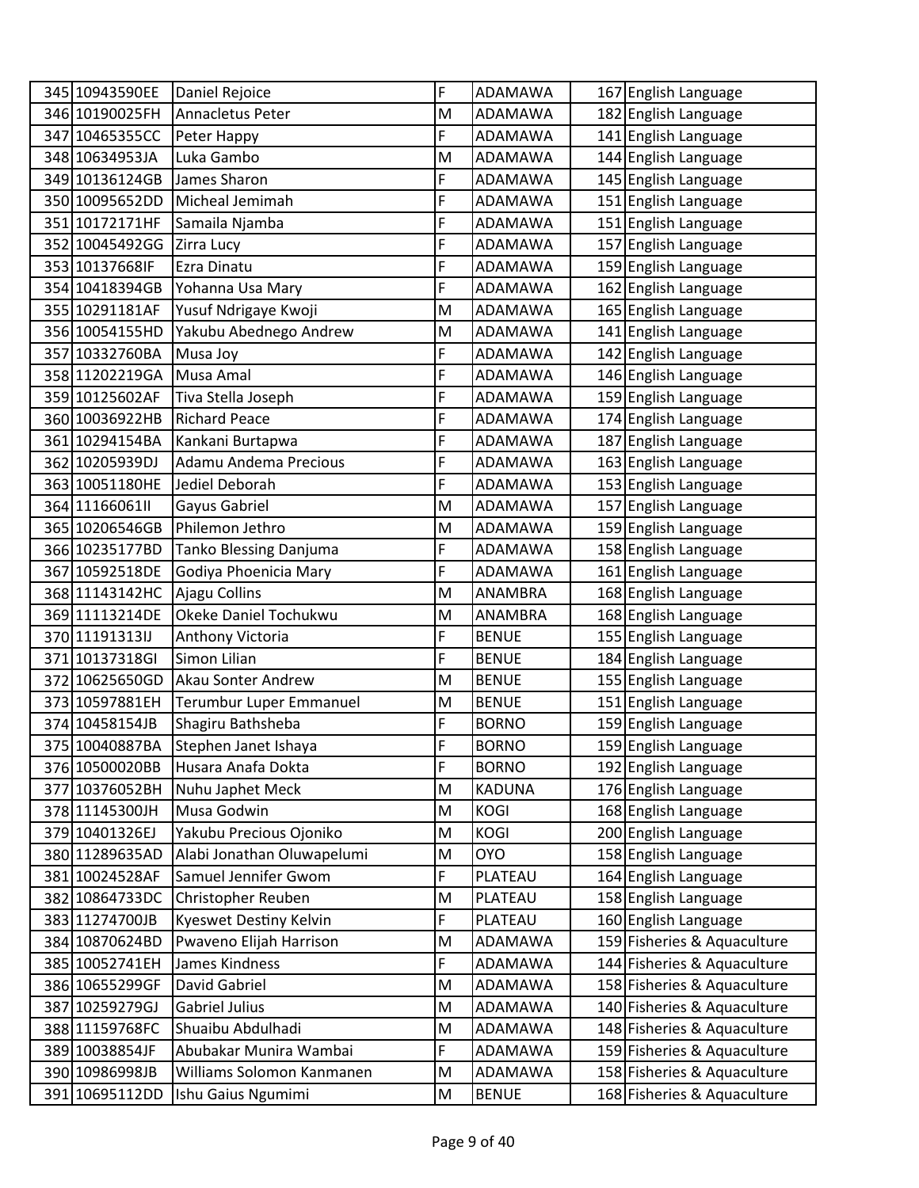| | | | | | | |
|---|---|---|---|---|---|---|
| 345 | 10943590EE | Daniel Rejoice | F | ADAMAWA | 167 | English Language |
| 346 | 10190025FH | Annacletus Peter | M | ADAMAWA | 182 | English Language |
| 347 | 10465355CC | Peter Happy | F | ADAMAWA | 141 | English Language |
| 348 | 10634953JA | Luka Gambo | M | ADAMAWA | 144 | English Language |
| 349 | 10136124GB | James Sharon | F | ADAMAWA | 145 | English Language |
| 350 | 10095652DD | Micheal Jemimah | F | ADAMAWA | 151 | English Language |
| 351 | 10172171HF | Samaila Njamba | F | ADAMAWA | 151 | English Language |
| 352 | 10045492GG | Zirra Lucy | F | ADAMAWA | 157 | English Language |
| 353 | 10137668IF | Ezra Dinatu | F | ADAMAWA | 159 | English Language |
| 354 | 10418394GB | Yohanna Usa Mary | F | ADAMAWA | 162 | English Language |
| 355 | 10291181AF | Yusuf Ndrigaye Kwoji | M | ADAMAWA | 165 | English Language |
| 356 | 10054155HD | Yakubu Abednego Andrew | M | ADAMAWA | 141 | English Language |
| 357 | 10332760BA | Musa Joy | F | ADAMAWA | 142 | English Language |
| 358 | 11202219GA | Musa Amal | F | ADAMAWA | 146 | English Language |
| 359 | 10125602AF | Tiva Stella Joseph | F | ADAMAWA | 159 | English Language |
| 360 | 10036922HB | Richard Peace | F | ADAMAWA | 174 | English Language |
| 361 | 10294154BA | Kankani Burtapwa | F | ADAMAWA | 187 | English Language |
| 362 | 10205939DJ | Adamu Andema Precious | F | ADAMAWA | 163 | English Language |
| 363 | 10051180HE | Jediel Deborah | F | ADAMAWA | 153 | English Language |
| 364 | 11166061II | Gayus Gabriel | M | ADAMAWA | 157 | English Language |
| 365 | 10206546GB | Philemon Jethro | M | ADAMAWA | 159 | English Language |
| 366 | 10235177BD | Tanko Blessing Danjuma | F | ADAMAWA | 158 | English Language |
| 367 | 10592518DE | Godiya Phoenicia Mary | F | ADAMAWA | 161 | English Language |
| 368 | 11143142HC | Ajagu Collins | M | ANAMBRA | 168 | English Language |
| 369 | 11113214DE | Okeke Daniel Tochukwu | M | ANAMBRA | 168 | English Language |
| 370 | 11191313IJ | Anthony Victoria | F | BENUE | 155 | English Language |
| 371 | 10137318GI | Simon Lilian | F | BENUE | 184 | English Language |
| 372 | 10625650GD | Akau Sonter Andrew | M | BENUE | 155 | English Language |
| 373 | 10597881EH | Terumbur Luper Emmanuel | M | BENUE | 151 | English Language |
| 374 | 10458154JB | Shagiru Bathsheba | F | BORNO | 159 | English Language |
| 375 | 10040887BA | Stephen Janet Ishaya | F | BORNO | 159 | English Language |
| 376 | 10500020BB | Husara Anafa Dokta | F | BORNO | 192 | English Language |
| 377 | 10376052BH | Nuhu Japhet Meck | M | KADUNA | 176 | English Language |
| 378 | 11145300JH | Musa Godwin | M | KOGI | 168 | English Language |
| 379 | 10401326EJ | Yakubu Precious Ojoniko | M | KOGI | 200 | English Language |
| 380 | 11289635AD | Alabi Jonathan Oluwapelumi | M | OYO | 158 | English Language |
| 381 | 10024528AF | Samuel Jennifer Gwom | F | PLATEAU | 164 | English Language |
| 382 | 10864733DC | Christopher Reuben | M | PLATEAU | 158 | English Language |
| 383 | 11274700JB | Kyeswet Destiny Kelvin | F | PLATEAU | 160 | English Language |
| 384 | 10870624BD | Pwaveno Elijah Harrison | M | ADAMAWA | 159 | Fisheries & Aquaculture |
| 385 | 10052741EH | James Kindness | F | ADAMAWA | 144 | Fisheries & Aquaculture |
| 386 | 10655299GF | David Gabriel | M | ADAMAWA | 158 | Fisheries & Aquaculture |
| 387 | 10259279GJ | Gabriel Julius | M | ADAMAWA | 140 | Fisheries & Aquaculture |
| 388 | 11159768FC | Shuaibu Abdulhadi | M | ADAMAWA | 148 | Fisheries & Aquaculture |
| 389 | 10038854JF | Abubakar Munira Wambai | F | ADAMAWA | 159 | Fisheries & Aquaculture |
| 390 | 10986998JB | Williams Solomon Kanmanen | M | ADAMAWA | 158 | Fisheries & Aquaculture |
| 391 | 10695112DD | Ishu Gaius Ngumimi | M | BENUE | 168 | Fisheries & Aquaculture |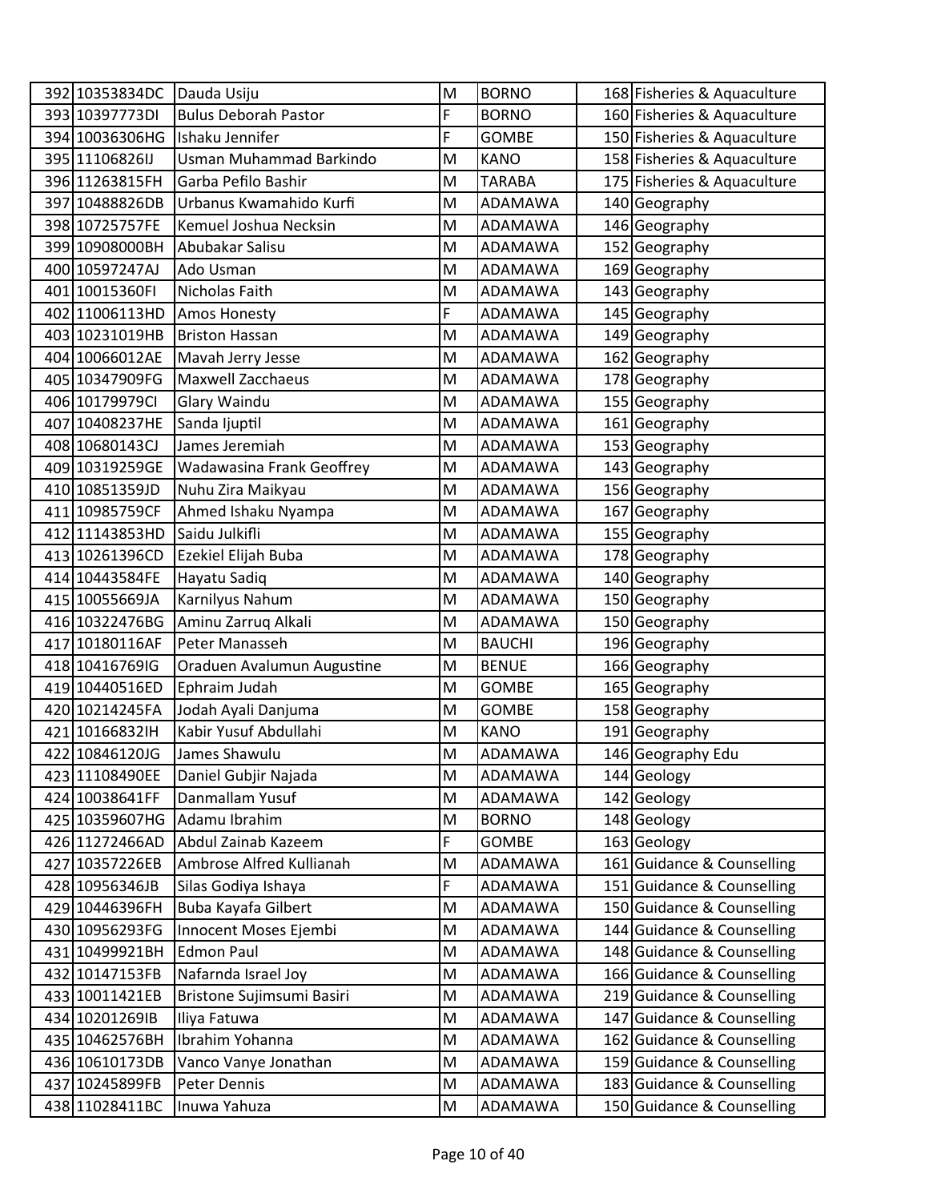| | | | | | | |
|---|---|---|---|---|---|---|
| 392 | 10353834DC | Dauda Usiju | M | BORNO | 168 | Fisheries & Aquaculture |
| 393 | 10397773DI | Bulus Deborah Pastor | F | BORNO | 160 | Fisheries & Aquaculture |
| 394 | 10036306HG | Ishaku Jennifer | F | GOMBE | 150 | Fisheries & Aquaculture |
| 395 | 11106826IJ | Usman Muhammad Barkindo | M | KANO | 158 | Fisheries & Aquaculture |
| 396 | 11263815FH | Garba Pefilo Bashir | M | TARABA | 175 | Fisheries & Aquaculture |
| 397 | 10488826DB | Urbanus Kwamahido Kurfi | M | ADAMAWA | 140 | Geography |
| 398 | 10725757FE | Kemuel Joshua Necksin | M | ADAMAWA | 146 | Geography |
| 399 | 10908000BH | Abubakar Salisu | M | ADAMAWA | 152 | Geography |
| 400 | 10597247AJ | Ado Usman | M | ADAMAWA | 169 | Geography |
| 401 | 10015360FI | Nicholas Faith | M | ADAMAWA | 143 | Geography |
| 402 | 11006113HD | Amos Honesty | F | ADAMAWA | 145 | Geography |
| 403 | 10231019HB | Briston Hassan | M | ADAMAWA | 149 | Geography |
| 404 | 10066012AE | Mavah Jerry Jesse | M | ADAMAWA | 162 | Geography |
| 405 | 10347909FG | Maxwell Zacchaeus | M | ADAMAWA | 178 | Geography |
| 406 | 10179979CI | Glary Waindu | M | ADAMAWA | 155 | Geography |
| 407 | 10408237HE | Sanda Ijuptil | M | ADAMAWA | 161 | Geography |
| 408 | 10680143CJ | James Jeremiah | M | ADAMAWA | 153 | Geography |
| 409 | 10319259GE | Wadawasina Frank Geoffrey | M | ADAMAWA | 143 | Geography |
| 410 | 10851359JD | Nuhu Zira Maikyau | M | ADAMAWA | 156 | Geography |
| 411 | 10985759CF | Ahmed Ishaku Nyampa | M | ADAMAWA | 167 | Geography |
| 412 | 11143853HD | Saidu Julkifli | M | ADAMAWA | 155 | Geography |
| 413 | 10261396CD | Ezekiel Elijah Buba | M | ADAMAWA | 178 | Geography |
| 414 | 10443584FE | Hayatu Sadiq | M | ADAMAWA | 140 | Geography |
| 415 | 10055669JA | Karnilyus Nahum | M | ADAMAWA | 150 | Geography |
| 416 | 10322476BG | Aminu Zarruq Alkali | M | ADAMAWA | 150 | Geography |
| 417 | 10180116AF | Peter Manasseh | M | BAUCHI | 196 | Geography |
| 418 | 10416769IG | Oraduen Avalumun Augustine | M | BENUE | 166 | Geography |
| 419 | 10440516ED | Ephraim Judah | M | GOMBE | 165 | Geography |
| 420 | 10214245FA | Jodah Ayali Danjuma | M | GOMBE | 158 | Geography |
| 421 | 10166832IH | Kabir Yusuf Abdullahi | M | KANO | 191 | Geography |
| 422 | 10846120JG | James Shawulu | M | ADAMAWA | 146 | Geography Edu |
| 423 | 11108490EE | Daniel Gubjir Najada | M | ADAMAWA | 144 | Geology |
| 424 | 10038641FF | Danmallam Yusuf | M | ADAMAWA | 142 | Geology |
| 425 | 10359607HG | Adamu Ibrahim | M | BORNO | 148 | Geology |
| 426 | 11272466AD | Abdul Zainab Kazeem | F | GOMBE | 163 | Geology |
| 427 | 10357226EB | Ambrose Alfred Kullianah | M | ADAMAWA | 161 | Guidance & Counselling |
| 428 | 10956346JB | Silas Godiya Ishaya | F | ADAMAWA | 151 | Guidance & Counselling |
| 429 | 10446396FH | Buba Kayafa Gilbert | M | ADAMAWA | 150 | Guidance & Counselling |
| 430 | 10956293FG | Innocent Moses Ejembi | M | ADAMAWA | 144 | Guidance & Counselling |
| 431 | 10499921BH | Edmon Paul | M | ADAMAWA | 148 | Guidance & Counselling |
| 432 | 10147153FB | Nafarnda Israel Joy | M | ADAMAWA | 166 | Guidance & Counselling |
| 433 | 10011421EB | Bristone Sujimsumi Basiri | M | ADAMAWA | 219 | Guidance & Counselling |
| 434 | 10201269IB | Iliya Fatuwa | M | ADAMAWA | 147 | Guidance & Counselling |
| 435 | 10462576BH | Ibrahim Yohanna | M | ADAMAWA | 162 | Guidance & Counselling |
| 436 | 10610173DB | Vanco Vanye Jonathan | M | ADAMAWA | 159 | Guidance & Counselling |
| 437 | 10245899FB | Peter Dennis | M | ADAMAWA | 183 | Guidance & Counselling |
| 438 | 11028411BC | Inuwa Yahuza | M | ADAMAWA | 150 | Guidance & Counselling |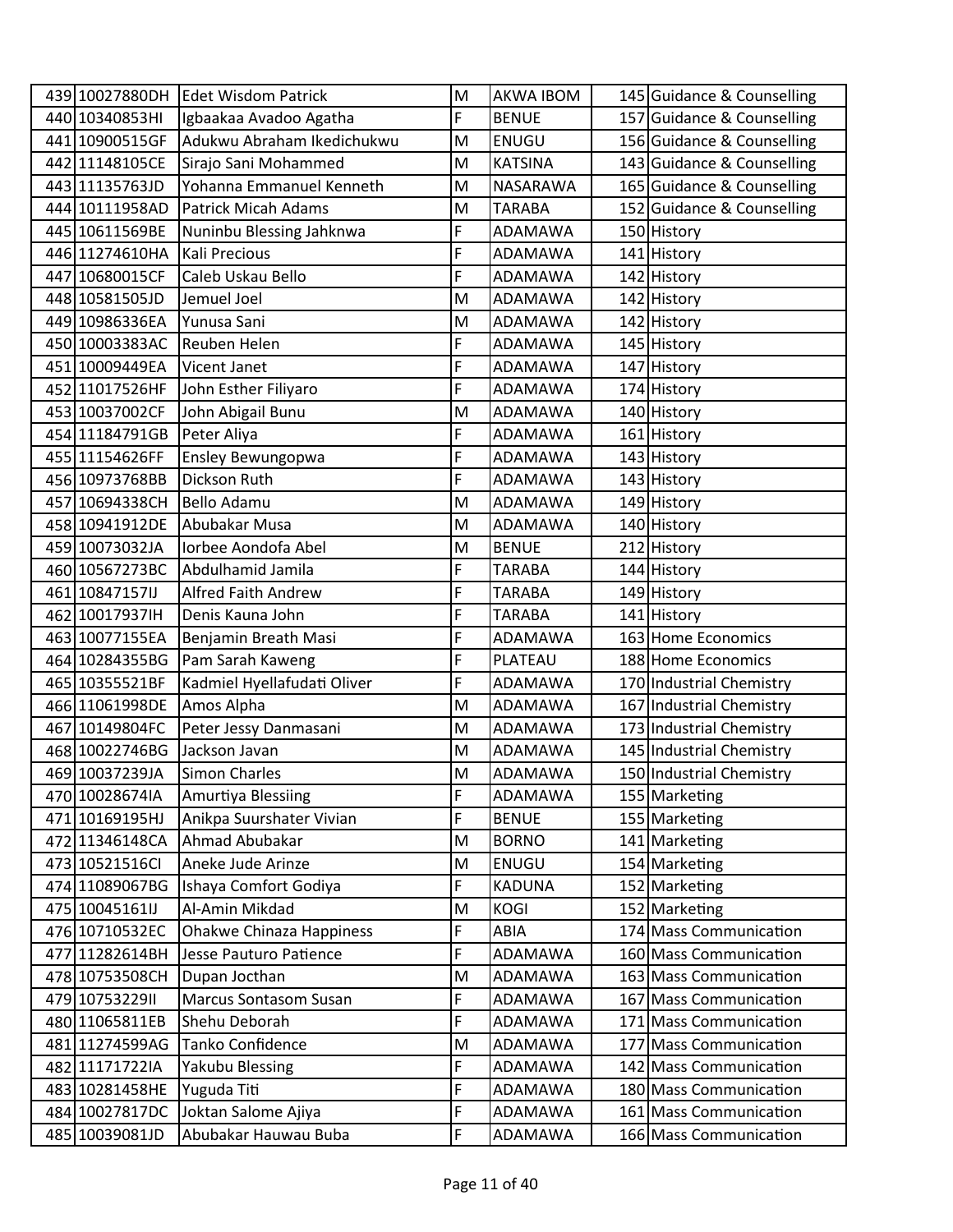| | | | | | | |
|---|---|---|---|---|---|---|
| 439 | 10027880DH | Edet Wisdom Patrick | M | AKWA IBOM | 145 | Guidance & Counselling |
| 440 | 10340853HI | Igbaakaa Avadoo Agatha | F | BENUE | 157 | Guidance & Counselling |
| 441 | 10900515GF | Adukwu Abraham Ikedichukwu | M | ENUGU | 156 | Guidance & Counselling |
| 442 | 11148105CE | Sirajo Sani Mohammed | M | KATSINA | 143 | Guidance & Counselling |
| 443 | 11135763JD | Yohanna Emmanuel Kenneth | M | NASARAWA | 165 | Guidance & Counselling |
| 444 | 10111958AD | Patrick Micah Adams | M | TARABA | 152 | Guidance & Counselling |
| 445 | 10611569BE | Nuninbu Blessing Jahknwa | F | ADAMAWA | 150 | History |
| 446 | 11274610HA | Kali Precious | F | ADAMAWA | 141 | History |
| 447 | 10680015CF | Caleb Uskau Bello | F | ADAMAWA | 142 | History |
| 448 | 10581505JD | Jemuel Joel | M | ADAMAWA | 142 | History |
| 449 | 10986336EA | Yunusa Sani | M | ADAMAWA | 142 | History |
| 450 | 10003383AC | Reuben Helen | F | ADAMAWA | 145 | History |
| 451 | 10009449EA | Vicent Janet | F | ADAMAWA | 147 | History |
| 452 | 11017526HF | John Esther Filiyaro | F | ADAMAWA | 174 | History |
| 453 | 10037002CF | John Abigail Bunu | M | ADAMAWA | 140 | History |
| 454 | 11184791GB | Peter Aliya | F | ADAMAWA | 161 | History |
| 455 | 11154626FF | Ensley Bewungopwa | F | ADAMAWA | 143 | History |
| 456 | 10973768BB | Dickson Ruth | F | ADAMAWA | 143 | History |
| 457 | 10694338CH | Bello Adamu | M | ADAMAWA | 149 | History |
| 458 | 10941912DE | Abubakar Musa | M | ADAMAWA | 140 | History |
| 459 | 10073032JA | Iorbee Aondofa Abel | M | BENUE | 212 | History |
| 460 | 10567273BC | Abdulhamid Jamila | F | TARABA | 144 | History |
| 461 | 10847157IJ | Alfred Faith Andrew | F | TARABA | 149 | History |
| 462 | 10017937IH | Denis Kauna John | F | TARABA | 141 | History |
| 463 | 10077155EA | Benjamin Breath Masi | F | ADAMAWA | 163 | Home Economics |
| 464 | 10284355BG | Pam Sarah Kaweng | F | PLATEAU | 188 | Home Economics |
| 465 | 10355521BF | Kadmiel Hyellafudati Oliver | F | ADAMAWA | 170 | Industrial Chemistry |
| 466 | 11061998DE | Amos Alpha | M | ADAMAWA | 167 | Industrial Chemistry |
| 467 | 10149804FC | Peter Jessy Danmasani | M | ADAMAWA | 173 | Industrial Chemistry |
| 468 | 10022746BG | Jackson Javan | M | ADAMAWA | 145 | Industrial Chemistry |
| 469 | 10037239JA | Simon Charles | M | ADAMAWA | 150 | Industrial Chemistry |
| 470 | 10028674IA | Amurtiya Blessiing | F | ADAMAWA | 155 | Marketing |
| 471 | 10169195HJ | Anikpa Suurshater Vivian | F | BENUE | 155 | Marketing |
| 472 | 11346148CA | Ahmad Abubakar | M | BORNO | 141 | Marketing |
| 473 | 10521516CI | Aneke Jude Arinze | M | ENUGU | 154 | Marketing |
| 474 | 11089067BG | Ishaya Comfort Godiya | F | KADUNA | 152 | Marketing |
| 475 | 10045161IJ | Al-Amin Mikdad | M | KOGI | 152 | Marketing |
| 476 | 10710532EC | Ohakwe Chinaza Happiness | F | ABIA | 174 | Mass Communication |
| 477 | 11282614BH | Jesse Pauturo Patience | F | ADAMAWA | 160 | Mass Communication |
| 478 | 10753508CH | Dupan Jocthan | M | ADAMAWA | 163 | Mass Communication |
| 479 | 10753229II | Marcus Sontasom Susan | F | ADAMAWA | 167 | Mass Communication |
| 480 | 11065811EB | Shehu Deborah | F | ADAMAWA | 171 | Mass Communication |
| 481 | 11274599AG | Tanko Confidence | M | ADAMAWA | 177 | Mass Communication |
| 482 | 11171722IA | Yakubu Blessing | F | ADAMAWA | 142 | Mass Communication |
| 483 | 10281458HE | Yuguda Titi | F | ADAMAWA | 180 | Mass Communication |
| 484 | 10027817DC | Joktan Salome Ajiya | F | ADAMAWA | 161 | Mass Communication |
| 485 | 10039081JD | Abubakar Hauwau Buba | F | ADAMAWA | 166 | Mass Communication |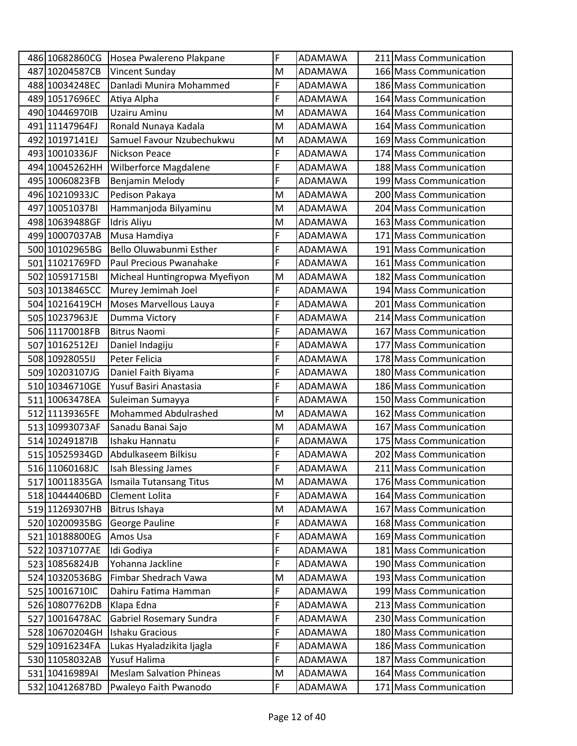| | | | | | | |
|---|---|---|---|---|---|---|
| 486 | 10682860CG | Hosea Pwalereno Plakpane | F | ADAMAWA | 211 | Mass Communication |
| 487 | 10204587CB | Vincent Sunday | M | ADAMAWA | 166 | Mass Communication |
| 488 | 10034248EC | Danladi Munira Mohammed | F | ADAMAWA | 186 | Mass Communication |
| 489 | 10517696EC | Atiya Alpha | F | ADAMAWA | 164 | Mass Communication |
| 490 | 10446970IB | Uzairu Aminu | M | ADAMAWA | 164 | Mass Communication |
| 491 | 11147964FJ | Ronald Nunaya Kadala | M | ADAMAWA | 164 | Mass Communication |
| 492 | 10197141EJ | Samuel Favour Nzubechukwu | M | ADAMAWA | 169 | Mass Communication |
| 493 | 10010336JF | Nickson Peace | F | ADAMAWA | 174 | Mass Communication |
| 494 | 10045262HH | Wilberforce Magdalene | F | ADAMAWA | 188 | Mass Communication |
| 495 | 10060823FB | Benjamin Melody | F | ADAMAWA | 199 | Mass Communication |
| 496 | 10210933JC | Pedison Pakaya | M | ADAMAWA | 200 | Mass Communication |
| 497 | 10051037BI | Hammanjoda Bilyaminu | M | ADAMAWA | 204 | Mass Communication |
| 498 | 10639488GF | Idris Aliyu | M | ADAMAWA | 163 | Mass Communication |
| 499 | 10007037AB | Musa Hamdiya | F | ADAMAWA | 171 | Mass Communication |
| 500 | 10102965BG | Bello Oluwabunmi Esther | F | ADAMAWA | 191 | Mass Communication |
| 501 | 11021769FD | Paul Precious Pwanahake | F | ADAMAWA | 161 | Mass Communication |
| 502 | 10591715BI | Micheal Huntingropwa Myefiyon | M | ADAMAWA | 182 | Mass Communication |
| 503 | 10138465CC | Murey Jemimah Joel | F | ADAMAWA | 194 | Mass Communication |
| 504 | 10216419CH | Moses Marvellous Lauya | F | ADAMAWA | 201 | Mass Communication |
| 505 | 10237963JE | Dumma Victory | F | ADAMAWA | 214 | Mass Communication |
| 506 | 11170018FB | Bitrus Naomi | F | ADAMAWA | 167 | Mass Communication |
| 507 | 10162512EJ | Daniel Indagiju | F | ADAMAWA | 177 | Mass Communication |
| 508 | 10928055IJ | Peter Felicia | F | ADAMAWA | 178 | Mass Communication |
| 509 | 10203107JG | Daniel Faith Biyama | F | ADAMAWA | 180 | Mass Communication |
| 510 | 10346710GE | Yusuf Basiri Anastasia | F | ADAMAWA | 186 | Mass Communication |
| 511 | 10063478EA | Suleiman Sumayya | F | ADAMAWA | 150 | Mass Communication |
| 512 | 11139365FE | Mohammed Abdulrashed | M | ADAMAWA | 162 | Mass Communication |
| 513 | 10993073AF | Sanadu Banai Sajo | M | ADAMAWA | 167 | Mass Communication |
| 514 | 10249187IB | Ishaku Hannatu | F | ADAMAWA | 175 | Mass Communication |
| 515 | 10525934GD | Abdulkaseem Bilkisu | F | ADAMAWA | 202 | Mass Communication |
| 516 | 11060168JC | Isah Blessing James | F | ADAMAWA | 211 | Mass Communication |
| 517 | 10011835GA | Ismaila Tutansang Titus | M | ADAMAWA | 176 | Mass Communication |
| 518 | 10444406BD | Clement Lolita | F | ADAMAWA | 164 | Mass Communication |
| 519 | 11269307HB | Bitrus Ishaya | M | ADAMAWA | 167 | Mass Communication |
| 520 | 10200935BG | George Pauline | F | ADAMAWA | 168 | Mass Communication |
| 521 | 10188800EG | Amos Usa | F | ADAMAWA | 169 | Mass Communication |
| 522 | 10371077AE | Idi Godiya | F | ADAMAWA | 181 | Mass Communication |
| 523 | 10856824JB | Yohanna Jackline | F | ADAMAWA | 190 | Mass Communication |
| 524 | 10320536BG | Fimbar Shedrach Vawa | M | ADAMAWA | 193 | Mass Communication |
| 525 | 10016710IC | Dahiru Fatima Hamman | F | ADAMAWA | 199 | Mass Communication |
| 526 | 10807762DB | Klapa Edna | F | ADAMAWA | 213 | Mass Communication |
| 527 | 10016478AC | Gabriel Rosemary Sundra | F | ADAMAWA | 230 | Mass Communication |
| 528 | 10670204GH | Ishaku Gracious | F | ADAMAWA | 180 | Mass Communication |
| 529 | 10916234FA | Lukas Hyaladzikita Ijagla | F | ADAMAWA | 186 | Mass Communication |
| 530 | 11058032AB | Yusuf Halima | F | ADAMAWA | 187 | Mass Communication |
| 531 | 10416989AI | Meslam Salvation Phineas | M | ADAMAWA | 164 | Mass Communication |
| 532 | 10412687BD | Pwaleyo Faith Pwanodo | F | ADAMAWA | 171 | Mass Communication |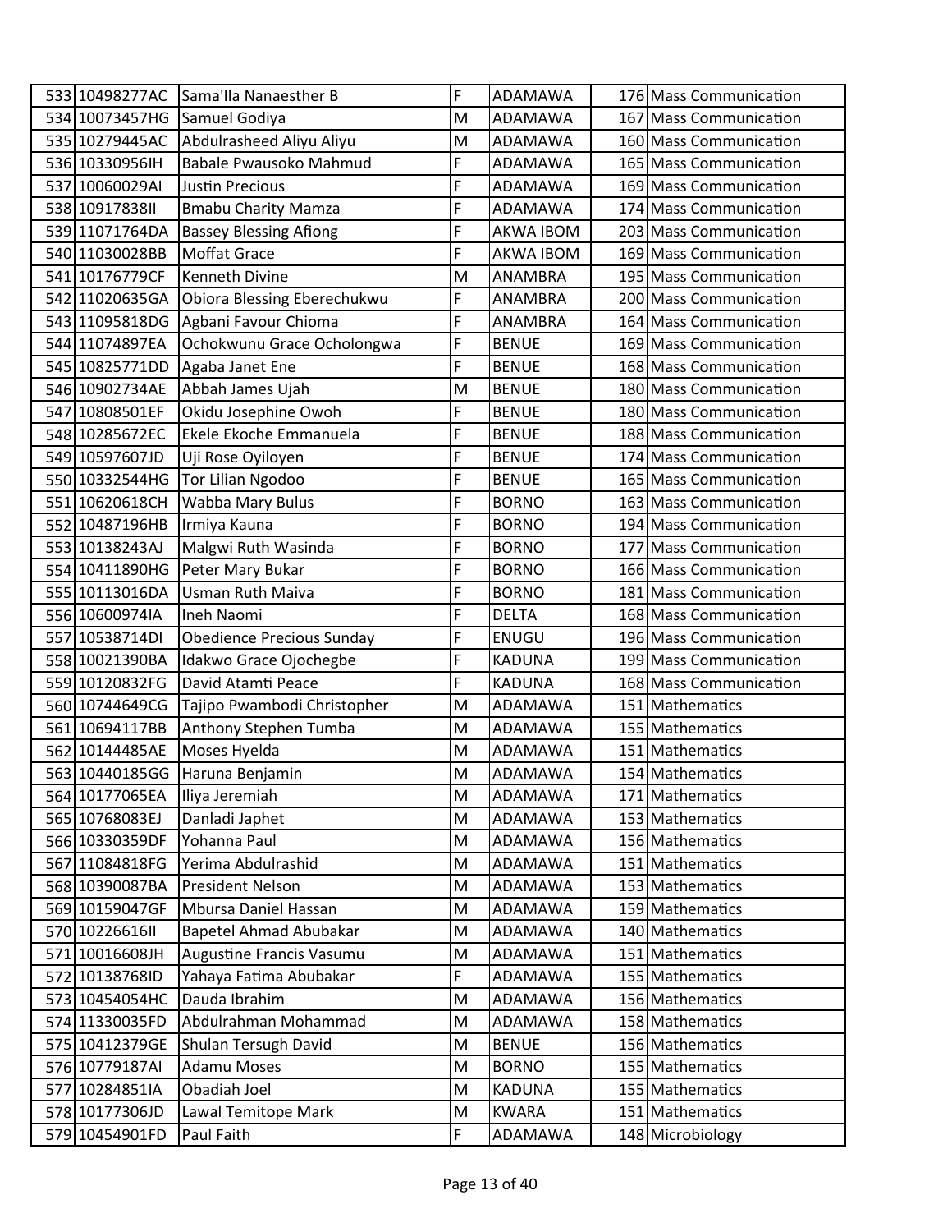| | | | | | | |
|---|---|---|---|---|---|---|
| 533 | 10498277AC | Sama'Ila Nanaesther B | F | ADAMAWA | 176 | Mass Communication |
| 534 | 10073457HG | Samuel Godiya | M | ADAMAWA | 167 | Mass Communication |
| 535 | 10279445AC | Abdulrasheed Aliyu Aliyu | M | ADAMAWA | 160 | Mass Communication |
| 536 | 10330956IH | Babale Pwausoko Mahmud | F | ADAMAWA | 165 | Mass Communication |
| 537 | 10060029AI | Justin Precious | F | ADAMAWA | 169 | Mass Communication |
| 538 | 10917838II | Bmabu Charity Mamza | F | ADAMAWA | 174 | Mass Communication |
| 539 | 11071764DA | Bassey Blessing Afiong | F | AKWA IBOM | 203 | Mass Communication |
| 540 | 11030028BB | Moffat Grace | F | AKWA IBOM | 169 | Mass Communication |
| 541 | 10176779CF | Kenneth Divine | M | ANAMBRA | 195 | Mass Communication |
| 542 | 11020635GA | Obiora Blessing Eberechukwu | F | ANAMBRA | 200 | Mass Communication |
| 543 | 11095818DG | Agbani Favour Chioma | F | ANAMBRA | 164 | Mass Communication |
| 544 | 11074897EA | Ochokwunu Grace Ocholongwa | F | BENUE | 169 | Mass Communication |
| 545 | 10825771DD | Agaba Janet Ene | F | BENUE | 168 | Mass Communication |
| 546 | 10902734AE | Abbah James Ujah | M | BENUE | 180 | Mass Communication |
| 547 | 10808501EF | Okidu Josephine Owoh | F | BENUE | 180 | Mass Communication |
| 548 | 10285672EC | Ekele Ekoche Emmanuela | F | BENUE | 188 | Mass Communication |
| 549 | 10597607JD | Uji Rose Oyiloyen | F | BENUE | 174 | Mass Communication |
| 550 | 10332544HG | Tor Lilian Ngodoo | F | BENUE | 165 | Mass Communication |
| 551 | 10620618CH | Wabba Mary Bulus | F | BORNO | 163 | Mass Communication |
| 552 | 10487196HB | Irmiya Kauna | F | BORNO | 194 | Mass Communication |
| 553 | 10138243AJ | Malgwi Ruth Wasinda | F | BORNO | 177 | Mass Communication |
| 554 | 10411890HG | Peter Mary Bukar | F | BORNO | 166 | Mass Communication |
| 555 | 10113016DA | Usman Ruth Maiva | F | BORNO | 181 | Mass Communication |
| 556 | 10600974IA | Ineh Naomi | F | DELTA | 168 | Mass Communication |
| 557 | 10538714DI | Obedience Precious Sunday | F | ENUGU | 196 | Mass Communication |
| 558 | 10021390BA | Idakwo Grace Ojochegbe | F | KADUNA | 199 | Mass Communication |
| 559 | 10120832FG | David Atamti Peace | F | KADUNA | 168 | Mass Communication |
| 560 | 10744649CG | Tajipo Pwambodi Christopher | M | ADAMAWA | 151 | Mathematics |
| 561 | 10694117BB | Anthony Stephen Tumba | M | ADAMAWA | 155 | Mathematics |
| 562 | 10144485AE | Moses Hyelda | M | ADAMAWA | 151 | Mathematics |
| 563 | 10440185GG | Haruna Benjamin | M | ADAMAWA | 154 | Mathematics |
| 564 | 10177065EA | Iliya Jeremiah | M | ADAMAWA | 171 | Mathematics |
| 565 | 10768083EJ | Danladi Japhet | M | ADAMAWA | 153 | Mathematics |
| 566 | 10330359DF | Yohanna Paul | M | ADAMAWA | 156 | Mathematics |
| 567 | 11084818FG | Yerima Abdulrashid | M | ADAMAWA | 151 | Mathematics |
| 568 | 10390087BA | President Nelson | M | ADAMAWA | 153 | Mathematics |
| 569 | 10159047GF | Mbursa Daniel Hassan | M | ADAMAWA | 159 | Mathematics |
| 570 | 10226616II | Bapetel Ahmad Abubakar | M | ADAMAWA | 140 | Mathematics |
| 571 | 10016608JH | Augustine Francis Vasumu | M | ADAMAWA | 151 | Mathematics |
| 572 | 10138768ID | Yahaya Fatima Abubakar | F | ADAMAWA | 155 | Mathematics |
| 573 | 10454054HC | Dauda Ibrahim | M | ADAMAWA | 156 | Mathematics |
| 574 | 11330035FD | Abdulrahman Mohammad | M | ADAMAWA | 158 | Mathematics |
| 575 | 10412379GE | Shulan Tersugh David | M | BENUE | 156 | Mathematics |
| 576 | 10779187AI | Adamu Moses | M | BORNO | 155 | Mathematics |
| 577 | 10284851IA | Obadiah Joel | M | KADUNA | 155 | Mathematics |
| 578 | 10177306JD | Lawal Temitope Mark | M | KWARA | 151 | Mathematics |
| 579 | 10454901FD | Paul Faith | F | ADAMAWA | 148 | Microbiology |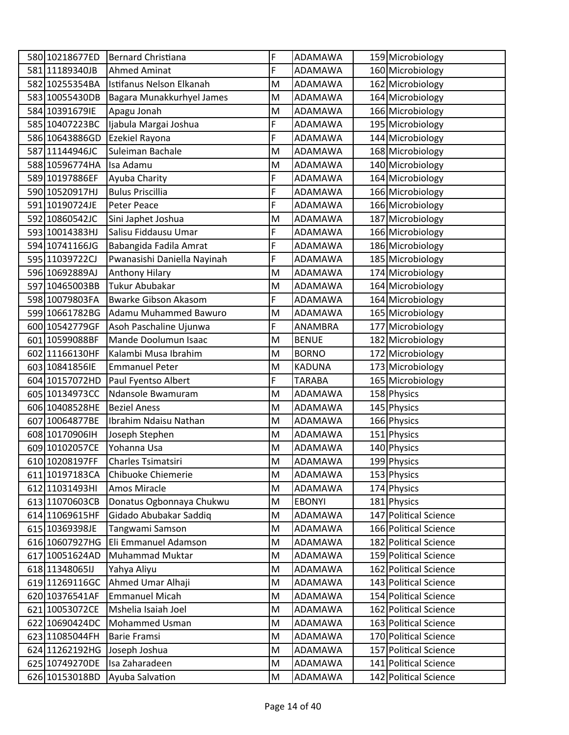| | | | | | | |
|---|---|---|---|---|---|---|
| 580 | 10218677ED | Bernard Christiana | F | ADAMAWA | 159 | Microbiology |
| 581 | 11189340JB | Ahmed Aminat | F | ADAMAWA | 160 | Microbiology |
| 582 | 10255354BA | Istifanus Nelson Elkanah | M | ADAMAWA | 162 | Microbiology |
| 583 | 10055430DB | Bagara Munakkurhyel James | M | ADAMAWA | 164 | Microbiology |
| 584 | 10391679IE | Apagu Jonah | M | ADAMAWA | 166 | Microbiology |
| 585 | 10407223BC | Ijabula Margai Joshua | F | ADAMAWA | 195 | Microbiology |
| 586 | 10643886GD | Ezekiel Rayona | F | ADAMAWA | 144 | Microbiology |
| 587 | 11144946JC | Suleiman Bachale | M | ADAMAWA | 168 | Microbiology |
| 588 | 10596774HA | Isa Adamu | M | ADAMAWA | 140 | Microbiology |
| 589 | 10197886EF | Ayuba Charity | F | ADAMAWA | 164 | Microbiology |
| 590 | 10520917HJ | Bulus Priscillia | F | ADAMAWA | 166 | Microbiology |
| 591 | 10190724JE | Peter Peace | F | ADAMAWA | 166 | Microbiology |
| 592 | 10860542JC | Sini Japhet Joshua | M | ADAMAWA | 187 | Microbiology |
| 593 | 10014383HJ | Salisu Fiddausu Umar | F | ADAMAWA | 166 | Microbiology |
| 594 | 10741166JG | Babangida Fadila Amrat | F | ADAMAWA | 186 | Microbiology |
| 595 | 11039722CJ | Pwanasishi Daniella Nayinah | F | ADAMAWA | 185 | Microbiology |
| 596 | 10692889AJ | Anthony Hilary | M | ADAMAWA | 174 | Microbiology |
| 597 | 10465003BB | Tukur Abubakar | M | ADAMAWA | 164 | Microbiology |
| 598 | 10079803FA | Bwarke Gibson Akasom | F | ADAMAWA | 164 | Microbiology |
| 599 | 10661782BG | Adamu Muhammed Bawuro | M | ADAMAWA | 165 | Microbiology |
| 600 | 10542779GF | Asoh Paschaline Ujunwa | F | ANAMBRA | 177 | Microbiology |
| 601 | 10599088BF | Mande Doolumun Isaac | M | BENUE | 182 | Microbiology |
| 602 | 11166130HF | Kalambi Musa Ibrahim | M | BORNO | 172 | Microbiology |
| 603 | 10841856IE | Emmanuel Peter | M | KADUNA | 173 | Microbiology |
| 604 | 10157072HD | Paul Fyentso Albert | F | TARABA | 165 | Microbiology |
| 605 | 10134973CC | Ndansole Bwamuram | M | ADAMAWA | 158 | Physics |
| 606 | 10408528HE | Beziel Aness | M | ADAMAWA | 145 | Physics |
| 607 | 10064877BE | Ibrahim Ndaisu Nathan | M | ADAMAWA | 166 | Physics |
| 608 | 10170906IH | Joseph Stephen | M | ADAMAWA | 151 | Physics |
| 609 | 10102057CE | Yohanna Usa | M | ADAMAWA | 140 | Physics |
| 610 | 10208197FF | Charles Tsimatsiri | M | ADAMAWA | 199 | Physics |
| 611 | 10197183CA | Chibuoke Chiemerie | M | ADAMAWA | 153 | Physics |
| 612 | 11031493HI | Amos Miracle | M | ADAMAWA | 174 | Physics |
| 613 | 11070603CB | Donatus Ogbonnaya Chukwu | M | EBONYI | 181 | Physics |
| 614 | 11069615HF | Gidado Abubakar Saddiq | M | ADAMAWA | 147 | Political Science |
| 615 | 10369398JE | Tangwami Samson | M | ADAMAWA | 166 | Political Science |
| 616 | 10607927HG | Eli Emmanuel Adamson | M | ADAMAWA | 182 | Political Science |
| 617 | 10051624AD | Muhammad Muktar | M | ADAMAWA | 159 | Political Science |
| 618 | 11348065IJ | Yahya Aliyu | M | ADAMAWA | 162 | Political Science |
| 619 | 11269116GC | Ahmed Umar Alhaji | M | ADAMAWA | 143 | Political Science |
| 620 | 10376541AF | Emmanuel Micah | M | ADAMAWA | 154 | Political Science |
| 621 | 10053072CE | Mshelia Isaiah Joel | M | ADAMAWA | 162 | Political Science |
| 622 | 10690424DC | Mohammed Usman | M | ADAMAWA | 163 | Political Science |
| 623 | 11085044FH | Barie Framsi | M | ADAMAWA | 170 | Political Science |
| 624 | 11262192HG | Joseph Joshua | M | ADAMAWA | 157 | Political Science |
| 625 | 10749270DE | Isa Zaharadeen | M | ADAMAWA | 141 | Political Science |
| 626 | 10153018BD | Ayuba Salvation | M | ADAMAWA | 142 | Political Science |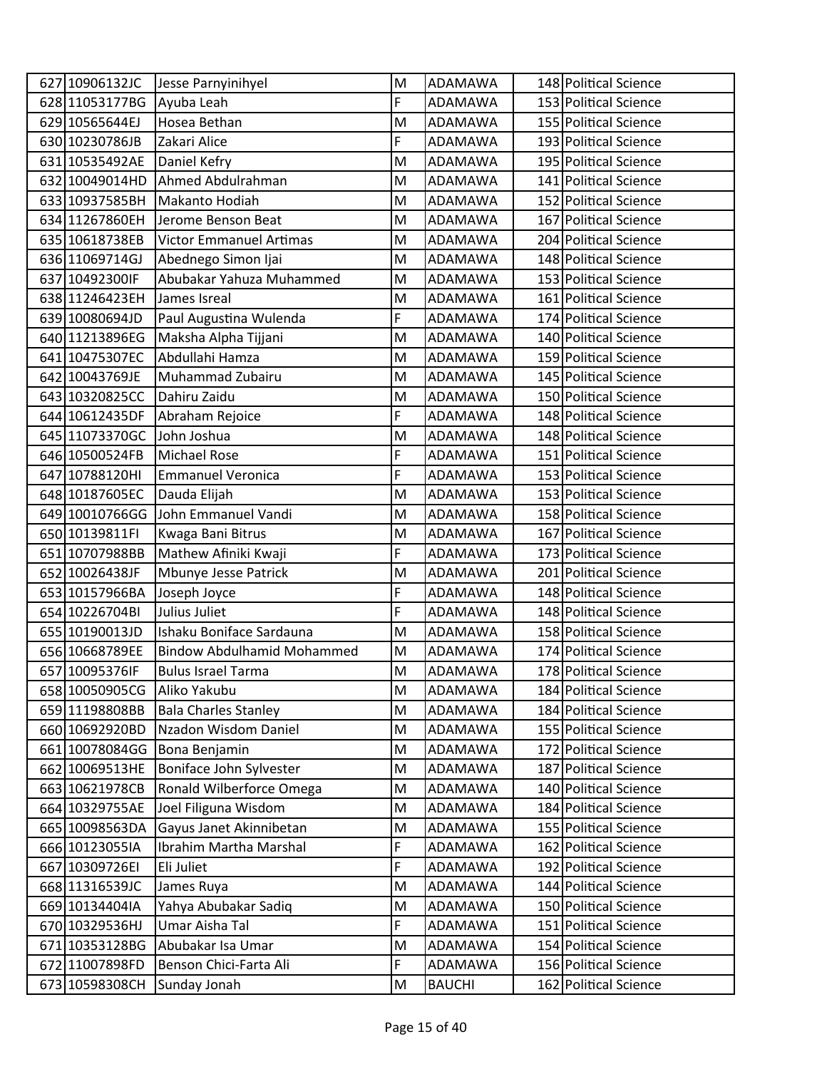| | | | | | | |
|---|---|---|---|---|---|---|
| 627 | 10906132JC | Jesse Parnyinihyel | M | ADAMAWA | 148 | Political Science |
| 628 | 11053177BG | Ayuba Leah | F | ADAMAWA | 153 | Political Science |
| 629 | 10565644EJ | Hosea Bethan | M | ADAMAWA | 155 | Political Science |
| 630 | 10230786JB | Zakari Alice | F | ADAMAWA | 193 | Political Science |
| 631 | 10535492AE | Daniel Kefry | M | ADAMAWA | 195 | Political Science |
| 632 | 10049014HD | Ahmed Abdulrahman | M | ADAMAWA | 141 | Political Science |
| 633 | 10937585BH | Makanto Hodiah | M | ADAMAWA | 152 | Political Science |
| 634 | 11267860EH | Jerome Benson Beat | M | ADAMAWA | 167 | Political Science |
| 635 | 10618738EB | Victor Emmanuel Artimas | M | ADAMAWA | 204 | Political Science |
| 636 | 11069714GJ | Abednego Simon Ijai | M | ADAMAWA | 148 | Political Science |
| 637 | 10492300IF | Abubakar Yahuza Muhammed | M | ADAMAWA | 153 | Political Science |
| 638 | 11246423EH | James Isreal | M | ADAMAWA | 161 | Political Science |
| 639 | 10080694JD | Paul Augustina Wulenda | F | ADAMAWA | 174 | Political Science |
| 640 | 11213896EG | Maksha Alpha Tijjani | M | ADAMAWA | 140 | Political Science |
| 641 | 10475307EC | Abdullahi Hamza | M | ADAMAWA | 159 | Political Science |
| 642 | 10043769JE | Muhammad Zubairu | M | ADAMAWA | 145 | Political Science |
| 643 | 10320825CC | Dahiru Zaidu | M | ADAMAWA | 150 | Political Science |
| 644 | 10612435DF | Abraham Rejoice | F | ADAMAWA | 148 | Political Science |
| 645 | 11073370GC | John Joshua | M | ADAMAWA | 148 | Political Science |
| 646 | 10500524FB | Michael Rose | F | ADAMAWA | 151 | Political Science |
| 647 | 10788120HI | Emmanuel Veronica | F | ADAMAWA | 153 | Political Science |
| 648 | 10187605EC | Dauda Elijah | M | ADAMAWA | 153 | Political Science |
| 649 | 10010766GG | John Emmanuel Vandi | M | ADAMAWA | 158 | Political Science |
| 650 | 10139811FI | Kwaga Bani Bitrus | M | ADAMAWA | 167 | Political Science |
| 651 | 10707988BB | Mathew Afiniki Kwaji | F | ADAMAWA | 173 | Political Science |
| 652 | 10026438JF | Mbunye Jesse Patrick | M | ADAMAWA | 201 | Political Science |
| 653 | 10157966BA | Joseph Joyce | F | ADAMAWA | 148 | Political Science |
| 654 | 10226704BI | Julius Juliet | F | ADAMAWA | 148 | Political Science |
| 655 | 10190013JD | Ishaku Boniface Sardauna | M | ADAMAWA | 158 | Political Science |
| 656 | 10668789EE | Bindow Abdulhamid Mohammed | M | ADAMAWA | 174 | Political Science |
| 657 | 10095376IF | Bulus Israel Tarma | M | ADAMAWA | 178 | Political Science |
| 658 | 10050905CG | Aliko Yakubu | M | ADAMAWA | 184 | Political Science |
| 659 | 11198808BB | Bala Charles Stanley | M | ADAMAWA | 184 | Political Science |
| 660 | 10692920BD | Nzadon Wisdom Daniel | M | ADAMAWA | 155 | Political Science |
| 661 | 10078084GG | Bona Benjamin | M | ADAMAWA | 172 | Political Science |
| 662 | 10069513HE | Boniface John Sylvester | M | ADAMAWA | 187 | Political Science |
| 663 | 10621978CB | Ronald Wilberforce Omega | M | ADAMAWA | 140 | Political Science |
| 664 | 10329755AE | Joel Filiguna Wisdom | M | ADAMAWA | 184 | Political Science |
| 665 | 10098563DA | Gayus Janet Akinnibetan | M | ADAMAWA | 155 | Political Science |
| 666 | 10123055IA | Ibrahim Martha Marshal | F | ADAMAWA | 162 | Political Science |
| 667 | 10309726EI | Eli Juliet | F | ADAMAWA | 192 | Political Science |
| 668 | 11316539JC | James Ruya | M | ADAMAWA | 144 | Political Science |
| 669 | 10134404IA | Yahya Abubakar Sadiq | M | ADAMAWA | 150 | Political Science |
| 670 | 10329536HJ | Umar Aisha Tal | F | ADAMAWA | 151 | Political Science |
| 671 | 10353128BG | Abubakar Isa Umar | M | ADAMAWA | 154 | Political Science |
| 672 | 11007898FD | Benson Chici-Farta Ali | F | ADAMAWA | 156 | Political Science |
| 673 | 10598308CH | Sunday Jonah | M | BAUCHI | 162 | Political Science |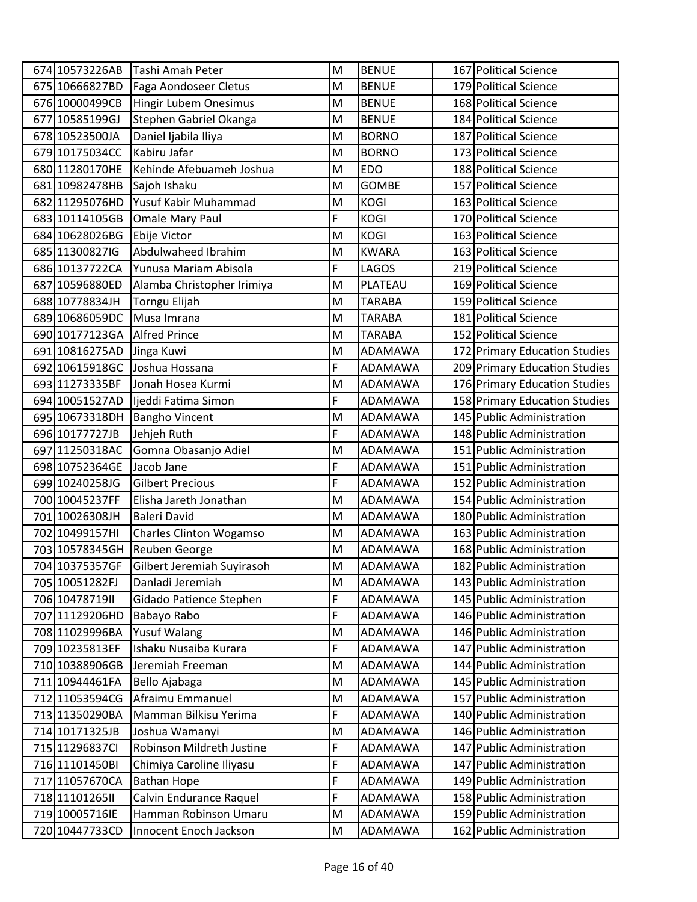| 674 | 10573226AB | Tashi Amah Peter | M | BENUE | 167 | Political Science |
|---|---|---|---|---|---|---|
| 675 | 10666827BD | Faga Aondoseer Cletus | M | BENUE | 179 | Political Science |
| 676 | 10000499CB | Hingir Lubem Onesimus | M | BENUE | 168 | Political Science |
| 677 | 10585199GJ | Stephen Gabriel Okanga | M | BENUE | 184 | Political Science |
| 678 | 10523500JA | Daniel Ijabila Iliya | M | BORNO | 187 | Political Science |
| 679 | 10175034CC | Kabiru Jafar | M | BORNO | 173 | Political Science |
| 680 | 11280170HE | Kehinde Afebuameh Joshua | M | EDO | 188 | Political Science |
| 681 | 10982478HB | Sajoh Ishaku | M | GOMBE | 157 | Political Science |
| 682 | 11295076HD | Yusuf Kabir Muhammad | M | KOGI | 163 | Political Science |
| 683 | 10114105GB | Omale Mary Paul | F | KOGI | 170 | Political Science |
| 684 | 10628026BG | Ebije Victor | M | KOGI | 163 | Political Science |
| 685 | 11300827IG | Abdulwaheed Ibrahim | M | KWARA | 163 | Political Science |
| 686 | 10137722CA | Yunusa Mariam Abisola | F | LAGOS | 219 | Political Science |
| 687 | 10596880ED | Alamba Christopher Irimiya | M | PLATEAU | 169 | Political Science |
| 688 | 10778834JH | Torngu Elijah | M | TARABA | 159 | Political Science |
| 689 | 10686059DC | Musa Imrana | M | TARABA | 181 | Political Science |
| 690 | 10177123GA | Alfred Prince | M | TARABA | 152 | Political Science |
| 691 | 10816275AD | Jinga Kuwi | M | ADAMAWA | 172 | Primary Education Studies |
| 692 | 10615918GC | Joshua Hossana | F | ADAMAWA | 209 | Primary Education Studies |
| 693 | 11273335BF | Jonah Hosea Kurmi | M | ADAMAWA | 176 | Primary Education Studies |
| 694 | 10051527AD | Ijeddi Fatima Simon | F | ADAMAWA | 158 | Primary Education Studies |
| 695 | 10673318DH | Bangho Vincent | M | ADAMAWA | 145 | Public Administration |
| 696 | 10177727JB | Jehjeh Ruth | F | ADAMAWA | 148 | Public Administration |
| 697 | 11250318AC | Gomna Obasanjo Adiel | M | ADAMAWA | 151 | Public Administration |
| 698 | 10752364GE | Jacob Jane | F | ADAMAWA | 151 | Public Administration |
| 699 | 10240258JG | Gilbert Precious | F | ADAMAWA | 152 | Public Administration |
| 700 | 10045237FF | Elisha Jareth Jonathan | M | ADAMAWA | 154 | Public Administration |
| 701 | 10026308JH | Baleri David | M | ADAMAWA | 180 | Public Administration |
| 702 | 10499157HI | Charles Clinton Wogamso | M | ADAMAWA | 163 | Public Administration |
| 703 | 10578345GH | Reuben George | M | ADAMAWA | 168 | Public Administration |
| 704 | 10375357GF | Gilbert Jeremiah Suyirasoh | M | ADAMAWA | 182 | Public Administration |
| 705 | 10051282FJ | Danladi Jeremiah | M | ADAMAWA | 143 | Public Administration |
| 706 | 10478719II | Gidado Patience Stephen | F | ADAMAWA | 145 | Public Administration |
| 707 | 11129206HD | Babayo Rabo | F | ADAMAWA | 146 | Public Administration |
| 708 | 11029996BA | Yusuf Walang | M | ADAMAWA | 146 | Public Administration |
| 709 | 10235813EF | Ishaku Nusaiba Kurara | F | ADAMAWA | 147 | Public Administration |
| 710 | 10388906GB | Jeremiah Freeman | M | ADAMAWA | 144 | Public Administration |
| 711 | 10944461FA | Bello Ajabaga | M | ADAMAWA | 145 | Public Administration |
| 712 | 11053594CG | Afraimu Emmanuel | M | ADAMAWA | 157 | Public Administration |
| 713 | 11350290BA | Mamman Bilkisu Yerima | F | ADAMAWA | 140 | Public Administration |
| 714 | 10171325JB | Joshua Wamanyi | M | ADAMAWA | 146 | Public Administration |
| 715 | 11296837CI | Robinson Mildreth Justine | F | ADAMAWA | 147 | Public Administration |
| 716 | 11101450BI | Chimiya Caroline Iliyasu | F | ADAMAWA | 147 | Public Administration |
| 717 | 11057670CA | Bathan Hope | F | ADAMAWA | 149 | Public Administration |
| 718 | 11101265II | Calvin Endurance Raquel | F | ADAMAWA | 158 | Public Administration |
| 719 | 10005716IE | Hamman Robinson Umaru | M | ADAMAWA | 159 | Public Administration |
| 720 | 10447733CD | Innocent Enoch Jackson | M | ADAMAWA | 162 | Public Administration |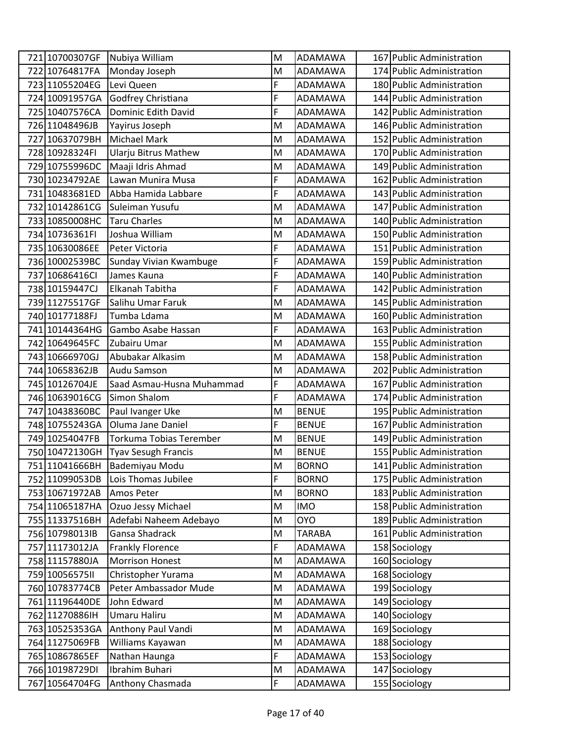| | | | | | | |
|---|---|---|---|---|---|---|
| 721 | 10700307GF | Nubiya William | M | ADAMAWA | 167 | Public Administration |
| 722 | 10764817FA | Monday Joseph | M | ADAMAWA | 174 | Public Administration |
| 723 | 11055204EG | Levi Queen | F | ADAMAWA | 180 | Public Administration |
| 724 | 10091957GA | Godfrey Christiana | F | ADAMAWA | 144 | Public Administration |
| 725 | 10407576CA | Dominic Edith David | F | ADAMAWA | 142 | Public Administration |
| 726 | 11048496JB | Yayirus Joseph | M | ADAMAWA | 146 | Public Administration |
| 727 | 10637079BH | Michael Mark | M | ADAMAWA | 152 | Public Administration |
| 728 | 10928324FI | Ularju Bitrus Mathew | M | ADAMAWA | 170 | Public Administration |
| 729 | 10755996DC | Maaji Idris Ahmad | M | ADAMAWA | 149 | Public Administration |
| 730 | 10234792AE | Lawan Munira Musa | F | ADAMAWA | 162 | Public Administration |
| 731 | 10483681ED | Abba Hamida Labbare | F | ADAMAWA | 143 | Public Administration |
| 732 | 10142861CG | Suleiman Yusufu | M | ADAMAWA | 147 | Public Administration |
| 733 | 10850008HC | Taru Charles | M | ADAMAWA | 140 | Public Administration |
| 734 | 10736361FI | Joshua William | M | ADAMAWA | 150 | Public Administration |
| 735 | 10630086EE | Peter Victoria | F | ADAMAWA | 151 | Public Administration |
| 736 | 10002539BC | Sunday Vivian Kwambuge | F | ADAMAWA | 159 | Public Administration |
| 737 | 10686416CI | James Kauna | F | ADAMAWA | 140 | Public Administration |
| 738 | 10159447CJ | Elkanah Tabitha | F | ADAMAWA | 142 | Public Administration |
| 739 | 11275517GF | Salihu Umar Faruk | M | ADAMAWA | 145 | Public Administration |
| 740 | 10177188FJ | Tumba Ldama | M | ADAMAWA | 160 | Public Administration |
| 741 | 10144364HG | Gambo Asabe Hassan | F | ADAMAWA | 163 | Public Administration |
| 742 | 10649645FC | Zubairu Umar | M | ADAMAWA | 155 | Public Administration |
| 743 | 10666970GJ | Abubakar Alkasim | M | ADAMAWA | 158 | Public Administration |
| 744 | 10658362JB | Audu Samson | M | ADAMAWA | 202 | Public Administration |
| 745 | 10126704JE | Saad Asmau-Husna Muhammad | F | ADAMAWA | 167 | Public Administration |
| 746 | 10639016CG | Simon Shalom | F | ADAMAWA | 174 | Public Administration |
| 747 | 10438360BC | Paul Ivanger Uke | M | BENUE | 195 | Public Administration |
| 748 | 10755243GA | Oluma Jane Daniel | F | BENUE | 167 | Public Administration |
| 749 | 10254047FB | Torkuma Tobias Teremher | M | BENUE | 149 | Public Administration |
| 750 | 10472130GH | Tyav Sesugh Francis | M | BENUE | 155 | Public Administration |
| 751 | 11041666BH | Bademiyau Modu | M | BORNO | 141 | Public Administration |
| 752 | 11099053DB | Lois Thomas Jubilee | F | BORNO | 175 | Public Administration |
| 753 | 10671972AB | Amos Peter | M | BORNO | 183 | Public Administration |
| 754 | 11065187HA | Ozuo Jessy Michael | M | IMO | 158 | Public Administration |
| 755 | 11337516BH | Adefabi Naheem Adebayo | M | OYO | 189 | Public Administration |
| 756 | 10798013IB | Gansa Shadrack | M | TARABA | 161 | Public Administration |
| 757 | 11173012JA | Frankly Florence | F | ADAMAWA | 158 | Sociology |
| 758 | 11157880JA | Morrison Honest | M | ADAMAWA | 160 | Sociology |
| 759 | 10056575II | Christopher Yurama | M | ADAMAWA | 168 | Sociology |
| 760 | 10783774CB | Peter Ambassador Mude | M | ADAMAWA | 199 | Sociology |
| 761 | 11196440DE | John Edward | M | ADAMAWA | 149 | Sociology |
| 762 | 11270886IH | Umaru Haliru | M | ADAMAWA | 140 | Sociology |
| 763 | 10525353GA | Anthony Paul Vandi | M | ADAMAWA | 169 | Sociology |
| 764 | 11275069FB | Williams Kayawan | M | ADAMAWA | 188 | Sociology |
| 765 | 10867865EF | Nathan Haunga | F | ADAMAWA | 153 | Sociology |
| 766 | 10198729DI | Ibrahim Buhari | M | ADAMAWA | 147 | Sociology |
| 767 | 10564704FG | Anthony Chasmada | F | ADAMAWA | 155 | Sociology |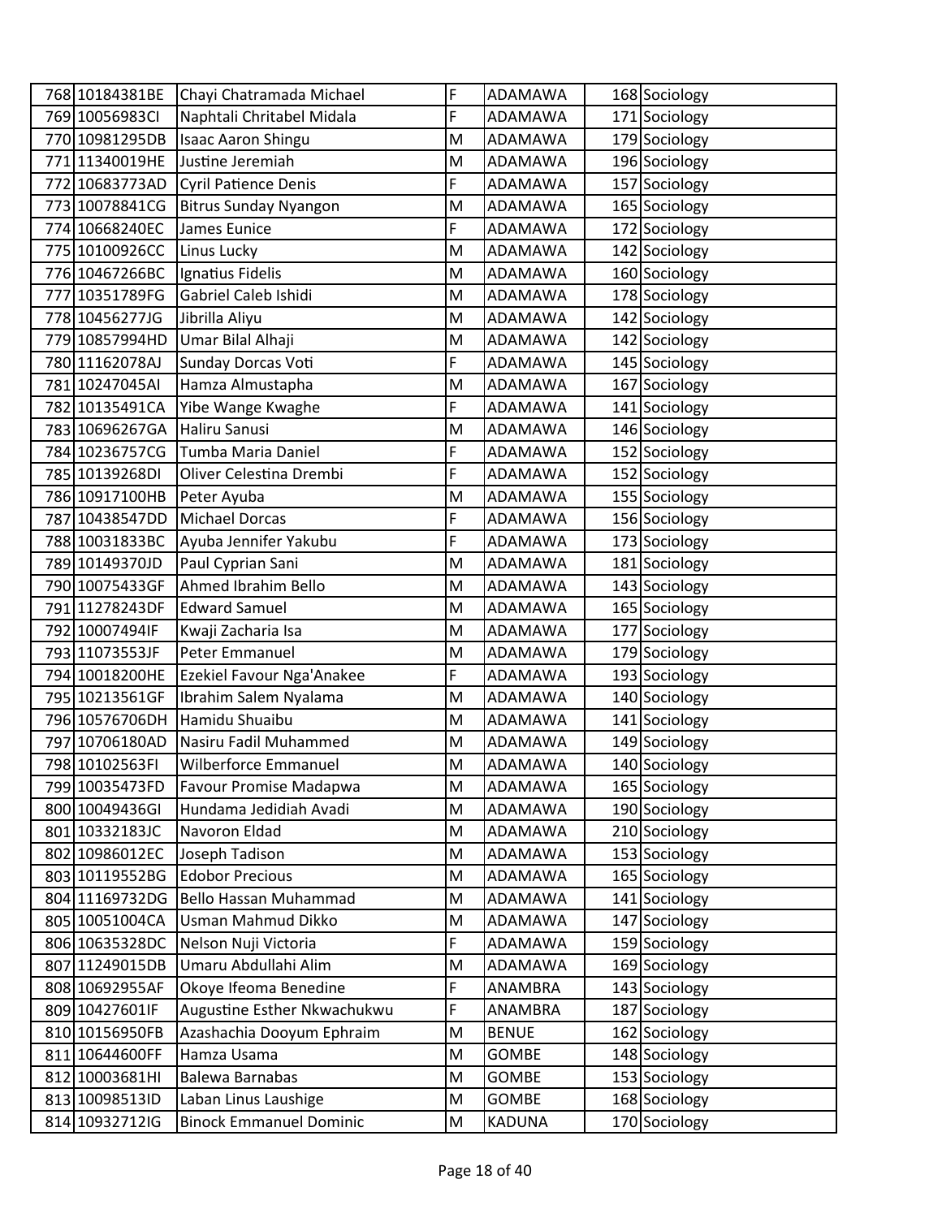| | | | | | | |
|---|---|---|---|---|---|---|
| 768 | 10184381BE | Chayi Chatramada Michael | F | ADAMAWA | 168 | Sociology |
| 769 | 10056983CI | Naphtali Chritabel Midala | F | ADAMAWA | 171 | Sociology |
| 770 | 10981295DB | Isaac Aaron Shingu | M | ADAMAWA | 179 | Sociology |
| 771 | 11340019HE | Justine Jeremiah | M | ADAMAWA | 196 | Sociology |
| 772 | 10683773AD | Cyril Patience Denis | F | ADAMAWA | 157 | Sociology |
| 773 | 10078841CG | Bitrus Sunday Nyangon | M | ADAMAWA | 165 | Sociology |
| 774 | 10668240EC | James Eunice | F | ADAMAWA | 172 | Sociology |
| 775 | 10100926CC | Linus Lucky | M | ADAMAWA | 142 | Sociology |
| 776 | 10467266BC | Ignatius Fidelis | M | ADAMAWA | 160 | Sociology |
| 777 | 10351789FG | Gabriel Caleb Ishidi | M | ADAMAWA | 178 | Sociology |
| 778 | 10456277JG | Jibrilla Aliyu | M | ADAMAWA | 142 | Sociology |
| 779 | 10857994HD | Umar Bilal Alhaji | M | ADAMAWA | 142 | Sociology |
| 780 | 11162078AJ | Sunday Dorcas Voti | F | ADAMAWA | 145 | Sociology |
| 781 | 10247045AI | Hamza Almustapha | M | ADAMAWA | 167 | Sociology |
| 782 | 10135491CA | Yibe Wange Kwaghe | F | ADAMAWA | 141 | Sociology |
| 783 | 10696267GA | Haliru Sanusi | M | ADAMAWA | 146 | Sociology |
| 784 | 10236757CG | Tumba Maria Daniel | F | ADAMAWA | 152 | Sociology |
| 785 | 10139268DI | Oliver Celestina Drembi | F | ADAMAWA | 152 | Sociology |
| 786 | 10917100HB | Peter Ayuba | M | ADAMAWA | 155 | Sociology |
| 787 | 10438547DD | Michael Dorcas | F | ADAMAWA | 156 | Sociology |
| 788 | 10031833BC | Ayuba Jennifer Yakubu | F | ADAMAWA | 173 | Sociology |
| 789 | 10149370JD | Paul Cyprian Sani | M | ADAMAWA | 181 | Sociology |
| 790 | 10075433GF | Ahmed Ibrahim Bello | M | ADAMAWA | 143 | Sociology |
| 791 | 11278243DF | Edward Samuel | M | ADAMAWA | 165 | Sociology |
| 792 | 10007494IF | Kwaji Zacharia Isa | M | ADAMAWA | 177 | Sociology |
| 793 | 11073553JF | Peter Emmanuel | M | ADAMAWA | 179 | Sociology |
| 794 | 10018200HE | Ezekiel Favour Nga'Anakee | F | ADAMAWA | 193 | Sociology |
| 795 | 10213561GF | Ibrahim Salem Nyalama | M | ADAMAWA | 140 | Sociology |
| 796 | 10576706DH | Hamidu Shuaibu | M | ADAMAWA | 141 | Sociology |
| 797 | 10706180AD | Nasiru Fadil Muhammed | M | ADAMAWA | 149 | Sociology |
| 798 | 10102563FI | Wilberforce Emmanuel | M | ADAMAWA | 140 | Sociology |
| 799 | 10035473FD | Favour Promise Madapwa | M | ADAMAWA | 165 | Sociology |
| 800 | 10049436GI | Hundama Jedidiah Avadi | M | ADAMAWA | 190 | Sociology |
| 801 | 10332183JC | Navoron Eldad | M | ADAMAWA | 210 | Sociology |
| 802 | 10986012EC | Joseph Tadison | M | ADAMAWA | 153 | Sociology |
| 803 | 10119552BG | Edobor Precious | M | ADAMAWA | 165 | Sociology |
| 804 | 11169732DG | Bello Hassan Muhammad | M | ADAMAWA | 141 | Sociology |
| 805 | 10051004CA | Usman Mahmud Dikko | M | ADAMAWA | 147 | Sociology |
| 806 | 10635328DC | Nelson Nuji Victoria | F | ADAMAWA | 159 | Sociology |
| 807 | 11249015DB | Umaru Abdullahi Alim | M | ADAMAWA | 169 | Sociology |
| 808 | 10692955AF | Okoye Ifeoma Benedine | F | ANAMBRA | 143 | Sociology |
| 809 | 10427601IF | Augustine Esther Nkwachukwu | F | ANAMBRA | 187 | Sociology |
| 810 | 10156950FB | Azashachia Dooyum Ephraim | M | BENUE | 162 | Sociology |
| 811 | 10644600FF | Hamza Usama | M | GOMBE | 148 | Sociology |
| 812 | 10003681HI | Balewa Barnabas | M | GOMBE | 153 | Sociology |
| 813 | 10098513ID | Laban Linus Laushige | M | GOMBE | 168 | Sociology |
| 814 | 10932712IG | Binock Emmanuel Dominic | M | KADUNA | 170 | Sociology |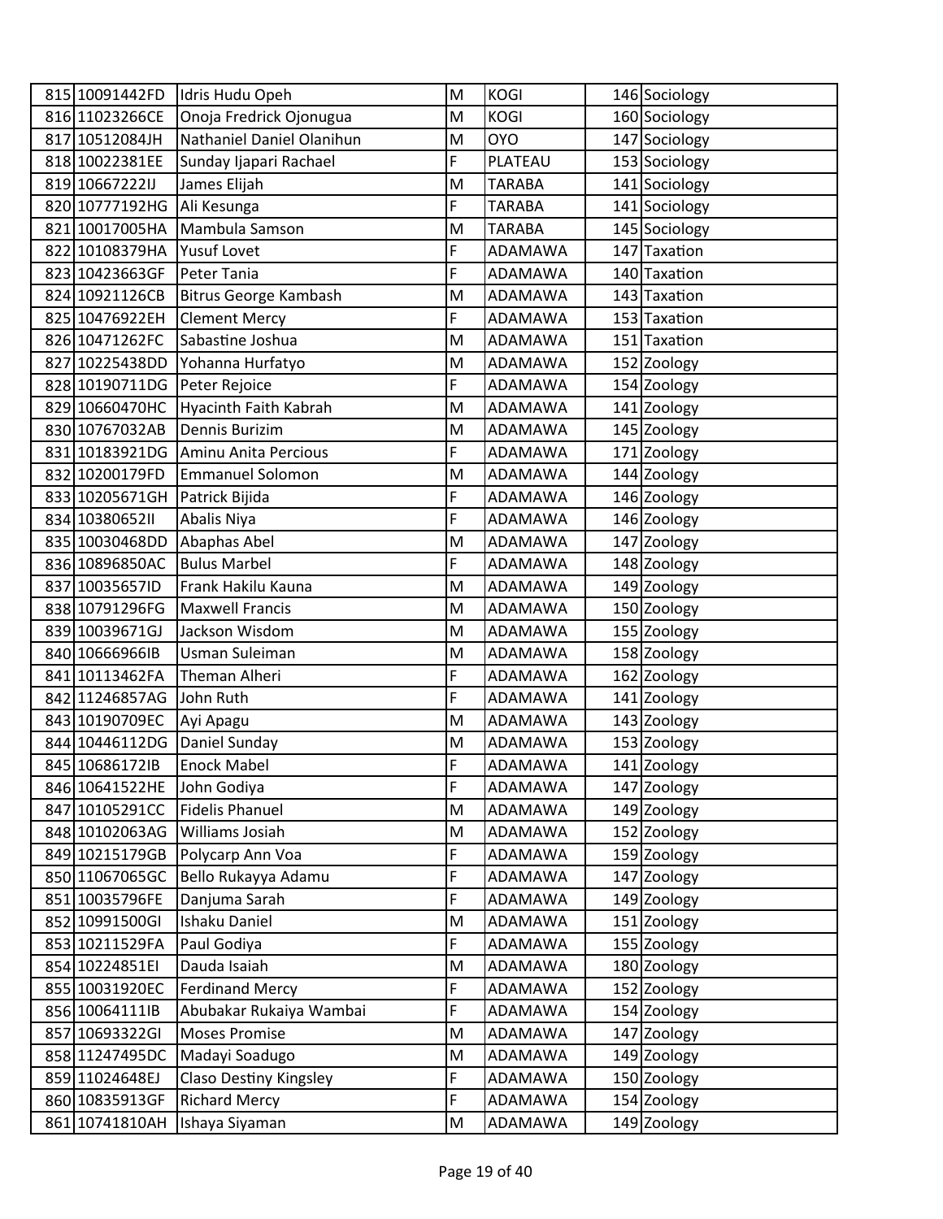| 815 | 10091442FD | Idris Hudu Opeh | M | KOGI | 146 | Sociology |
|---|---|---|---|---|---|---|
| 816 | 11023266CE | Onoja Fredrick Ojonugua | M | KOGI | 160 | Sociology |
| 817 | 10512084JH | Nathaniel Daniel Olanihun | M | OYO | 147 | Sociology |
| 818 | 10022381EE | Sunday Ijapari Rachael | F | PLATEAU | 153 | Sociology |
| 819 | 10667222IJ | James Elijah | M | TARABA | 141 | Sociology |
| 820 | 10777192HG | Ali Kesunga | F | TARABA | 141 | Sociology |
| 821 | 10017005HA | Mambula Samson | M | TARABA | 145 | Sociology |
| 822 | 10108379HA | Yusuf Lovet | F | ADAMAWA | 147 | Taxation |
| 823 | 10423663GF | Peter Tania | F | ADAMAWA | 140 | Taxation |
| 824 | 10921126CB | Bitrus George Kambash | M | ADAMAWA | 143 | Taxation |
| 825 | 10476922EH | Clement Mercy | F | ADAMAWA | 153 | Taxation |
| 826 | 10471262FC | Sabastine Joshua | M | ADAMAWA | 151 | Taxation |
| 827 | 10225438DD | Yohanna Hurfatyo | M | ADAMAWA | 152 | Zoology |
| 828 | 10190711DG | Peter Rejoice | F | ADAMAWA | 154 | Zoology |
| 829 | 10660470HC | Hyacinth Faith Kabrah | M | ADAMAWA | 141 | Zoology |
| 830 | 10767032AB | Dennis Burizim | M | ADAMAWA | 145 | Zoology |
| 831 | 10183921DG | Aminu Anita Percious | F | ADAMAWA | 171 | Zoology |
| 832 | 10200179FD | Emmanuel Solomon | M | ADAMAWA | 144 | Zoology |
| 833 | 10205671GH | Patrick Bijida | F | ADAMAWA | 146 | Zoology |
| 834 | 10380652II | Abalis Niya | F | ADAMAWA | 146 | Zoology |
| 835 | 10030468DD | Abaphas Abel | M | ADAMAWA | 147 | Zoology |
| 836 | 10896850AC | Bulus Marbel | F | ADAMAWA | 148 | Zoology |
| 837 | 10035657ID | Frank Hakilu Kauna | M | ADAMAWA | 149 | Zoology |
| 838 | 10791296FG | Maxwell Francis | M | ADAMAWA | 150 | Zoology |
| 839 | 10039671GJ | Jackson Wisdom | M | ADAMAWA | 155 | Zoology |
| 840 | 10666966IB | Usman Suleiman | M | ADAMAWA | 158 | Zoology |
| 841 | 10113462FA | Theman Alheri | F | ADAMAWA | 162 | Zoology |
| 842 | 11246857AG | John Ruth | F | ADAMAWA | 141 | Zoology |
| 843 | 10190709EC | Ayi Apagu | M | ADAMAWA | 143 | Zoology |
| 844 | 10446112DG | Daniel Sunday | M | ADAMAWA | 153 | Zoology |
| 845 | 10686172IB | Enock Mabel | F | ADAMAWA | 141 | Zoology |
| 846 | 10641522HE | John Godiya | F | ADAMAWA | 147 | Zoology |
| 847 | 10105291CC | Fidelis Phanuel | M | ADAMAWA | 149 | Zoology |
| 848 | 10102063AG | Williams Josiah | M | ADAMAWA | 152 | Zoology |
| 849 | 10215179GB | Polycarp Ann Voa | F | ADAMAWA | 159 | Zoology |
| 850 | 11067065GC | Bello Rukayya Adamu | F | ADAMAWA | 147 | Zoology |
| 851 | 10035796FE | Danjuma Sarah | F | ADAMAWA | 149 | Zoology |
| 852 | 10991500GI | Ishaku Daniel | M | ADAMAWA | 151 | Zoology |
| 853 | 10211529FA | Paul Godiya | F | ADAMAWA | 155 | Zoology |
| 854 | 10224851EI | Dauda Isaiah | M | ADAMAWA | 180 | Zoology |
| 855 | 10031920EC | Ferdinand Mercy | F | ADAMAWA | 152 | Zoology |
| 856 | 10064111IB | Abubakar Rukaiya Wambai | F | ADAMAWA | 154 | Zoology |
| 857 | 10693322GI | Moses Promise | M | ADAMAWA | 147 | Zoology |
| 858 | 11247495DC | Madayi Soadugo | M | ADAMAWA | 149 | Zoology |
| 859 | 11024648EJ | Claso Destiny Kingsley | F | ADAMAWA | 150 | Zoology |
| 860 | 10835913GF | Richard Mercy | F | ADAMAWA | 154 | Zoology |
| 861 | 10741810AH | Ishaya Siyaman | M | ADAMAWA | 149 | Zoology |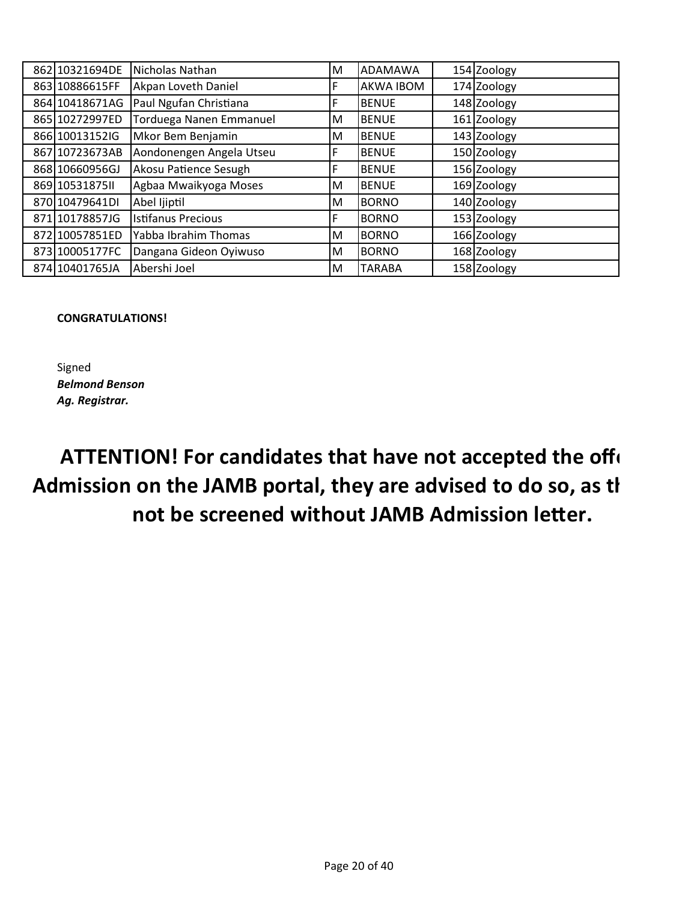| | | | | | | |
|---|---|---|---|---|---|---|
| 862 | 10321694DE | Nicholas Nathan | M | ADAMAWA | 154 | Zoology |
| 863 | 10886615FF | Akpan Loveth Daniel | F | AKWA IBOM | 174 | Zoology |
| 864 | 10418671AG | Paul Ngufan Christiana | F | BENUE | 148 | Zoology |
| 865 | 10272997ED | Torduega Nanen Emmanuel | M | BENUE | 161 | Zoology |
| 866 | 10013152IG | Mkor Bem Benjamin | M | BENUE | 143 | Zoology |
| 867 | 10723673AB | Aondonengen Angela Utseu | F | BENUE | 150 | Zoology |
| 868 | 10660956GJ | Akosu Patience Sesugh | F | BENUE | 156 | Zoology |
| 869 | 10531875II | Agbaa Mwaikyoga Moses | M | BENUE | 169 | Zoology |
| 870 | 10479641DI | Abel Ijiptil | M | BORNO | 140 | Zoology |
| 871 | 10178857JG | Istifanus Precious | F | BORNO | 153 | Zoology |
| 872 | 10057851ED | Yabba Ibrahim Thomas | M | BORNO | 166 | Zoology |
| 873 | 10005177FC | Dangana Gideon Oyiwuso | M | BORNO | 168 | Zoology |
| 874 | 10401765JA | Abershi Joel | M | TARABA | 158 | Zoology |

**CONGRATULATIONS!**

Signed  
***Belmond Benson***  
***Ag. Registrar.***

## ATTENTION! For candidates that have not accepted the offe Admission on the JAMB portal, they are advised to do so, as th not be screened without JAMB Admission letter.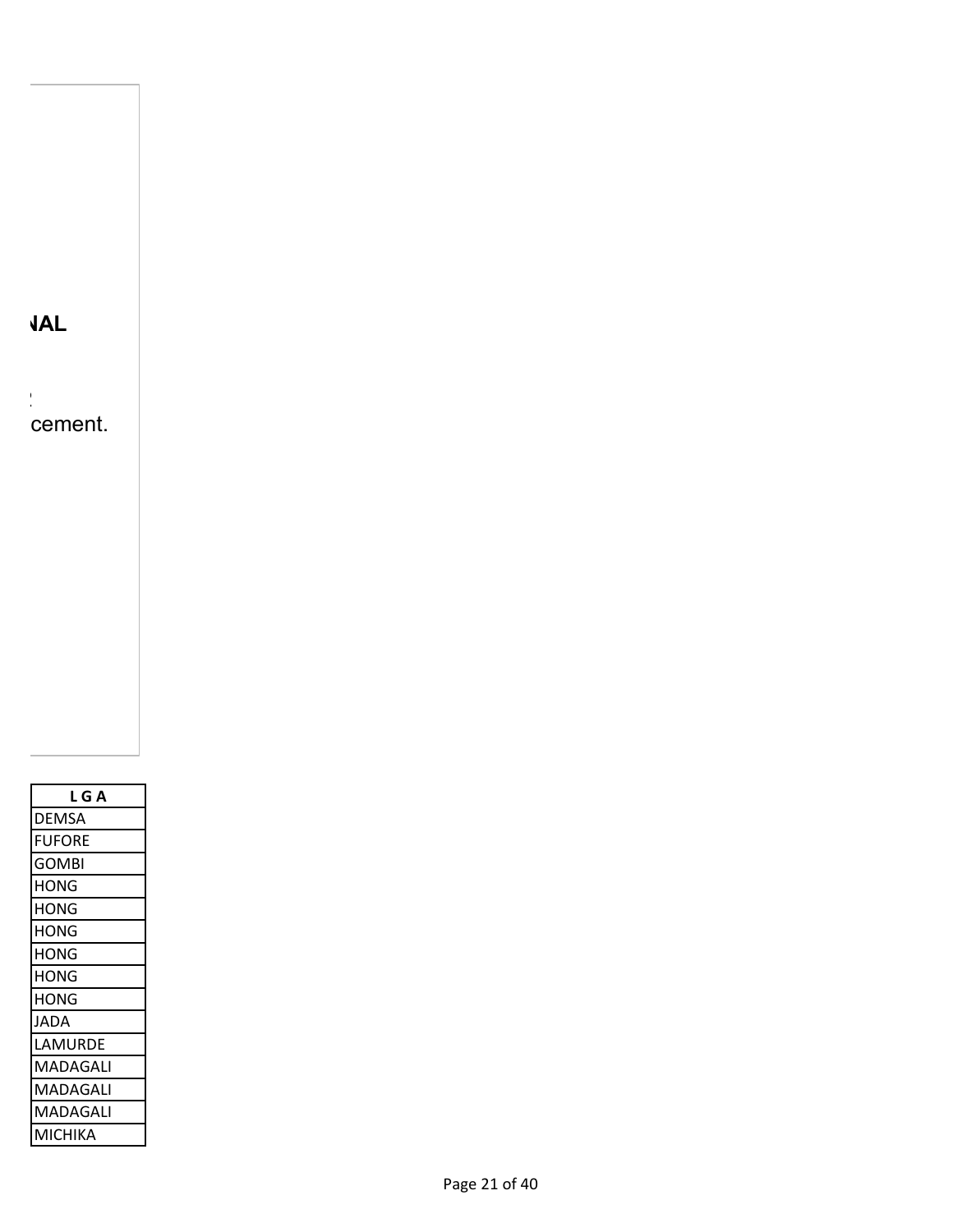NAL

cement.

| L G A |
|---|
| DEMSA |
| FUFORE |
| GOMBI |
| HONG |
| HONG |
| HONG |
| HONG |
| HONG |
| HONG |
| JADA |
| LAMURDE |
| MADAGALI |
| MADAGALI |
| MADAGALI |
| MICHIKA |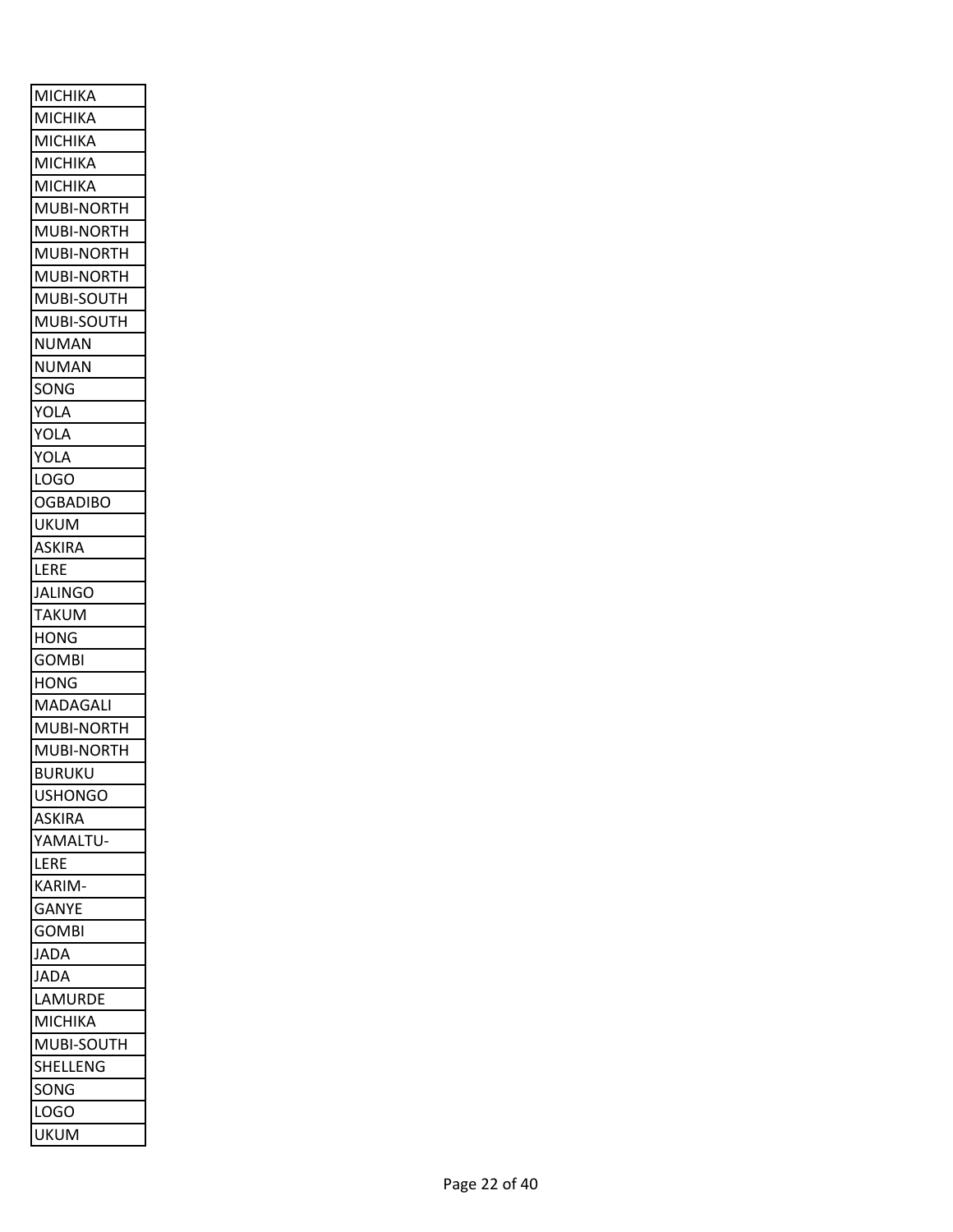| MICHIKA |
|---|
| MICHIKA |
| MICHIKA |
| MICHIKA |
| MICHIKA |
| MUBI-NORTH |
| MUBI-NORTH |
| MUBI-NORTH |
| MUBI-NORTH |
| MUBI-SOUTH |
| MUBI-SOUTH |
| NUMAN |
| NUMAN |
| SONG |
| YOLA |
| YOLA |
| YOLA |
| LOGO |
| OGBADIBO |
| UKUM |
| ASKIRA |
| LERE |
| JALINGO |
| TAKUM |
| HONG |
| GOMBI |
| HONG |
| MADAGALI |
| MUBI-NORTH |
| MUBI-NORTH |
| BURUKU |
| USHONGO |
| ASKIRA |
| YAMALTU- |
| LERE |
| KARIM- |
| GANYE |
| GOMBI |
| JADA |
| JADA |
| LAMURDE |
| MICHIKA |
| MUBI-SOUTH |
| SHELLENG |
| SONG |
| LOGO |
| UKUM |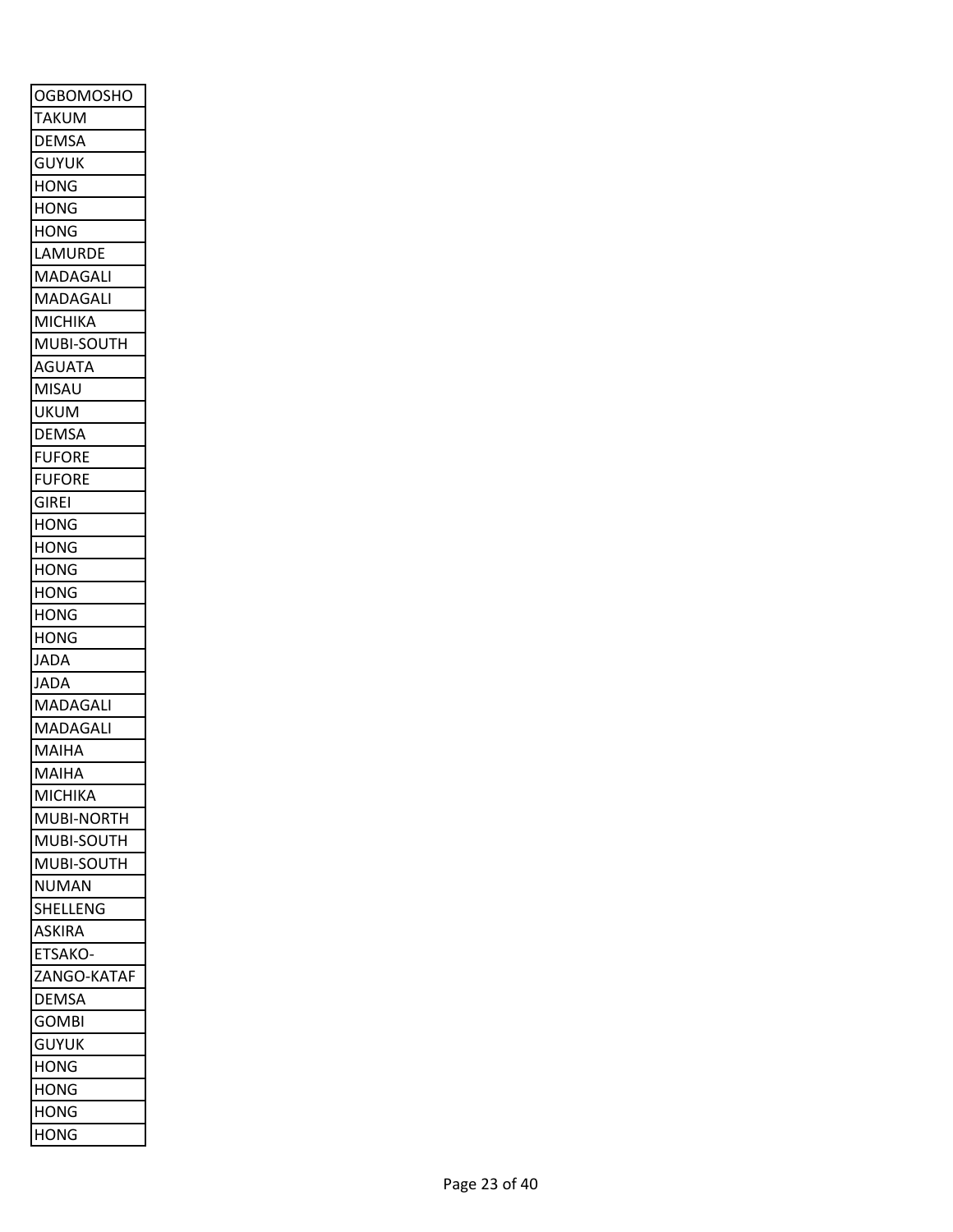| OGBOMOSHO |
|---|
| TAKUM |
| DEMSA |
| GUYUK |
| HONG |
| HONG |
| HONG |
| LAMURDE |
| MADAGALI |
| MADAGALI |
| MICHIKA |
| MUBI-SOUTH |
| AGUATA |
| MISAU |
| UKUM |
| DEMSA |
| FUFORE |
| FUFORE |
| GIREI |
| HONG |
| HONG |
| HONG |
| HONG |
| HONG |
| HONG |
| JADA |
| JADA |
| MADAGALI |
| MADAGALI |
| MAIHA |
| MAIHA |
| MICHIKA |
| MUBI-NORTH |
| MUBI-SOUTH |
| MUBI-SOUTH |
| NUMAN |
| SHELLENG |
| ASKIRA |
| ETSAKO- |
| ZANGO-KATAF |
| DEMSA |
| GOMBI |
| GUYUK |
| HONG |
| HONG |
| HONG |
| HONG |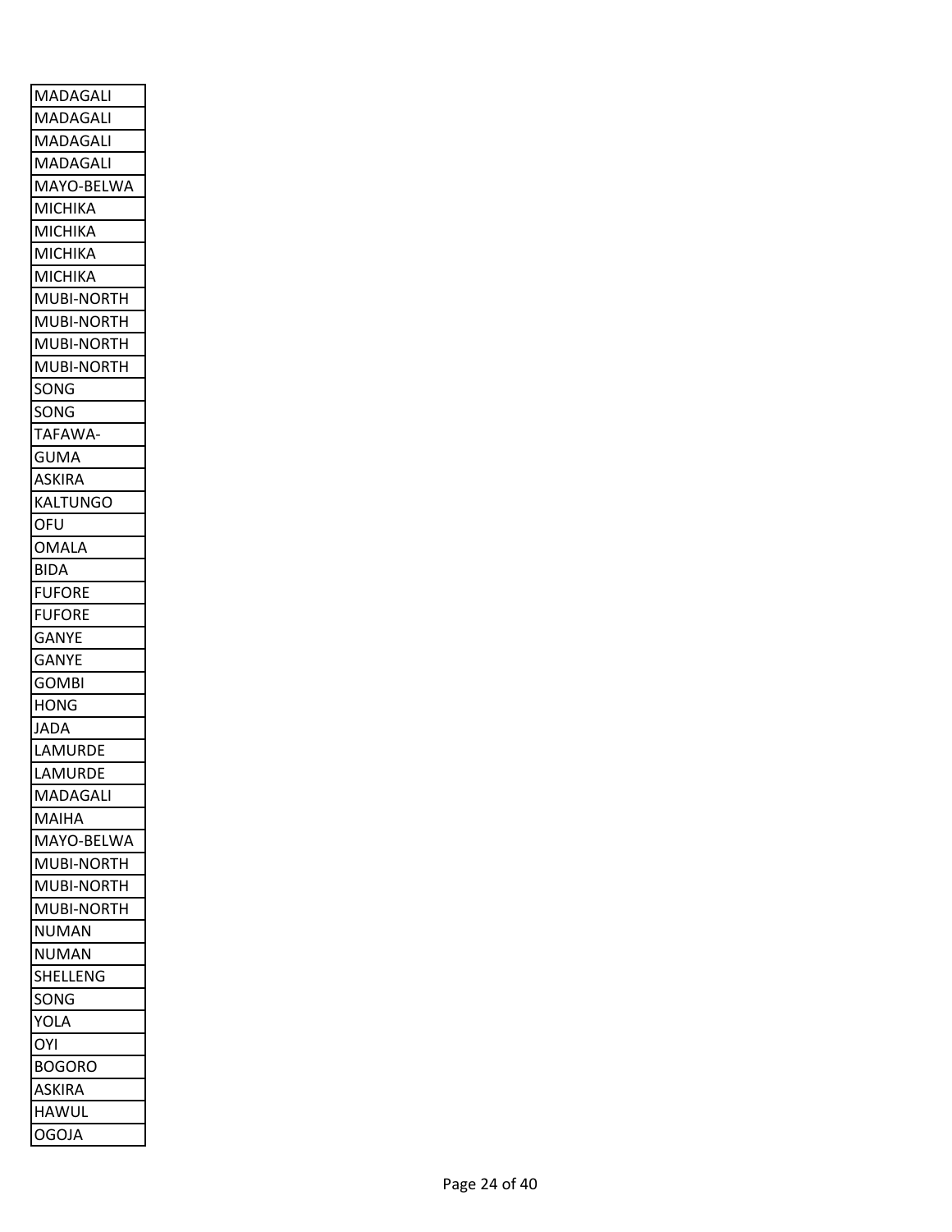| MADAGALI |
|---|
| MADAGALI |
| MADAGALI |
| MADAGALI |
| MAYO-BELWA |
| MICHIKA |
| MICHIKA |
| MICHIKA |
| MICHIKA |
| MUBI-NORTH |
| MUBI-NORTH |
| MUBI-NORTH |
| MUBI-NORTH |
| SONG |
| SONG |
| TAFAWA- |
| GUMA |
| ASKIRA |
| KALTUNGO |
| OFU |
| OMALA |
| BIDA |
| FUFORE |
| FUFORE |
| GANYE |
| GANYE |
| GOMBI |
| HONG |
| JADA |
| LAMURDE |
| LAMURDE |
| MADAGALI |
| MAIHA |
| MAYO-BELWA |
| MUBI-NORTH |
| MUBI-NORTH |
| MUBI-NORTH |
| NUMAN |
| NUMAN |
| SHELLENG |
| SONG |
| YOLA |
| OYI |
| BOGORO |
| ASKIRA |
| HAWUL |
| OGOJA |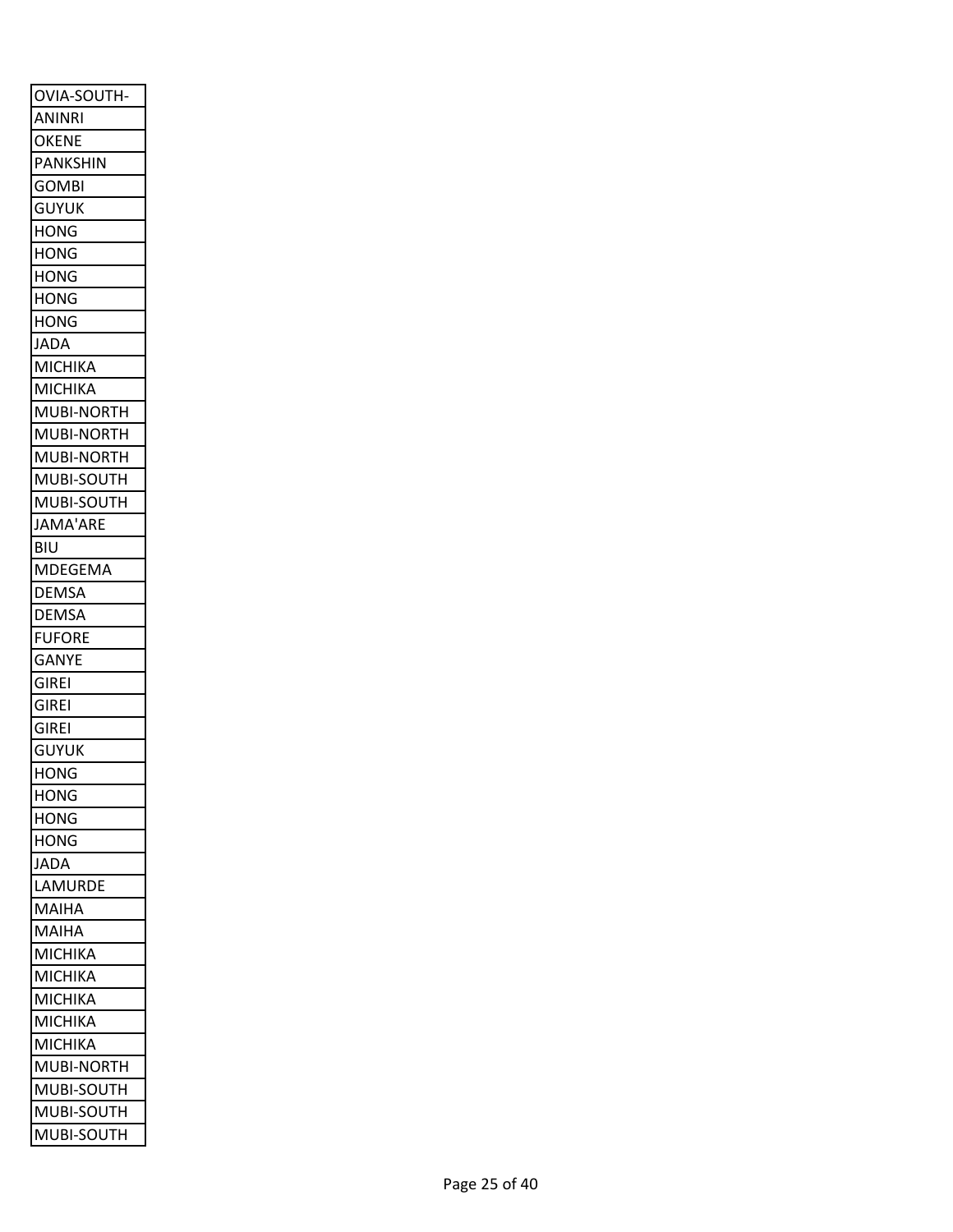| |
|---|
| OVIA-SOUTH- |
| ANINRI |
| OKENE |
| PANKSHIN |
| GOMBI |
| GUYUK |
| HONG |
| HONG |
| HONG |
| HONG |
| HONG |
| JADA |
| MICHIKA |
| MICHIKA |
| MUBI-NORTH |
| MUBI-NORTH |
| MUBI-NORTH |
| MUBI-SOUTH |
| MUBI-SOUTH |
| JAMA'ARE |
| BIU |
| MDEGEMA |
| DEMSA |
| DEMSA |
| FUFORE |
| GANYE |
| GIREI |
| GIREI |
| GIREI |
| GUYUK |
| HONG |
| HONG |
| HONG |
| HONG |
| JADA |
| LAMURDE |
| MAIHA |
| MAIHA |
| MICHIKA |
| MICHIKA |
| MICHIKA |
| MICHIKA |
| MICHIKA |
| MUBI-NORTH |
| MUBI-SOUTH |
| MUBI-SOUTH |
| MUBI-SOUTH |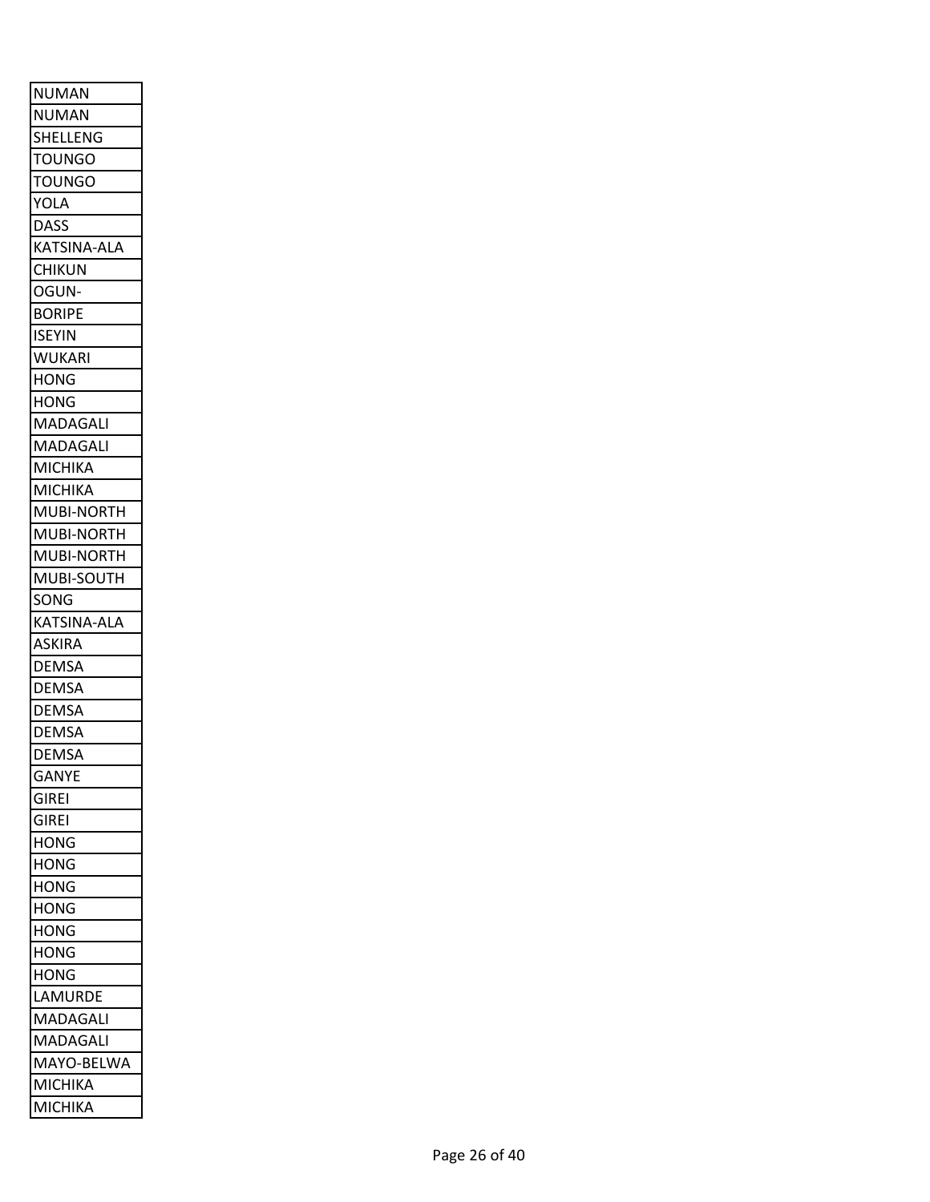| |
|---|
| NUMAN |
| NUMAN |
| SHELLENG |
| TOUNGO |
| TOUNGO |
| YOLA |
| DASS |
| KATSINA-ALA |
| CHIKUN |
| OGUN- |
| BORIPE |
| ISEYIN |
| WUKARI |
| HONG |
| HONG |
| MADAGALI |
| MADAGALI |
| MICHIKA |
| MICHIKA |
| MUBI-NORTH |
| MUBI-NORTH |
| MUBI-NORTH |
| MUBI-SOUTH |
| SONG |
| KATSINA-ALA |
| ASKIRA |
| DEMSA |
| DEMSA |
| DEMSA |
| DEMSA |
| DEMSA |
| GANYE |
| GIREI |
| GIREI |
| HONG |
| HONG |
| HONG |
| HONG |
| HONG |
| HONG |
| HONG |
| LAMURDE |
| MADAGALI |
| MADAGALI |
| MAYO-BELWA |
| MICHIKA |
| MICHIKA |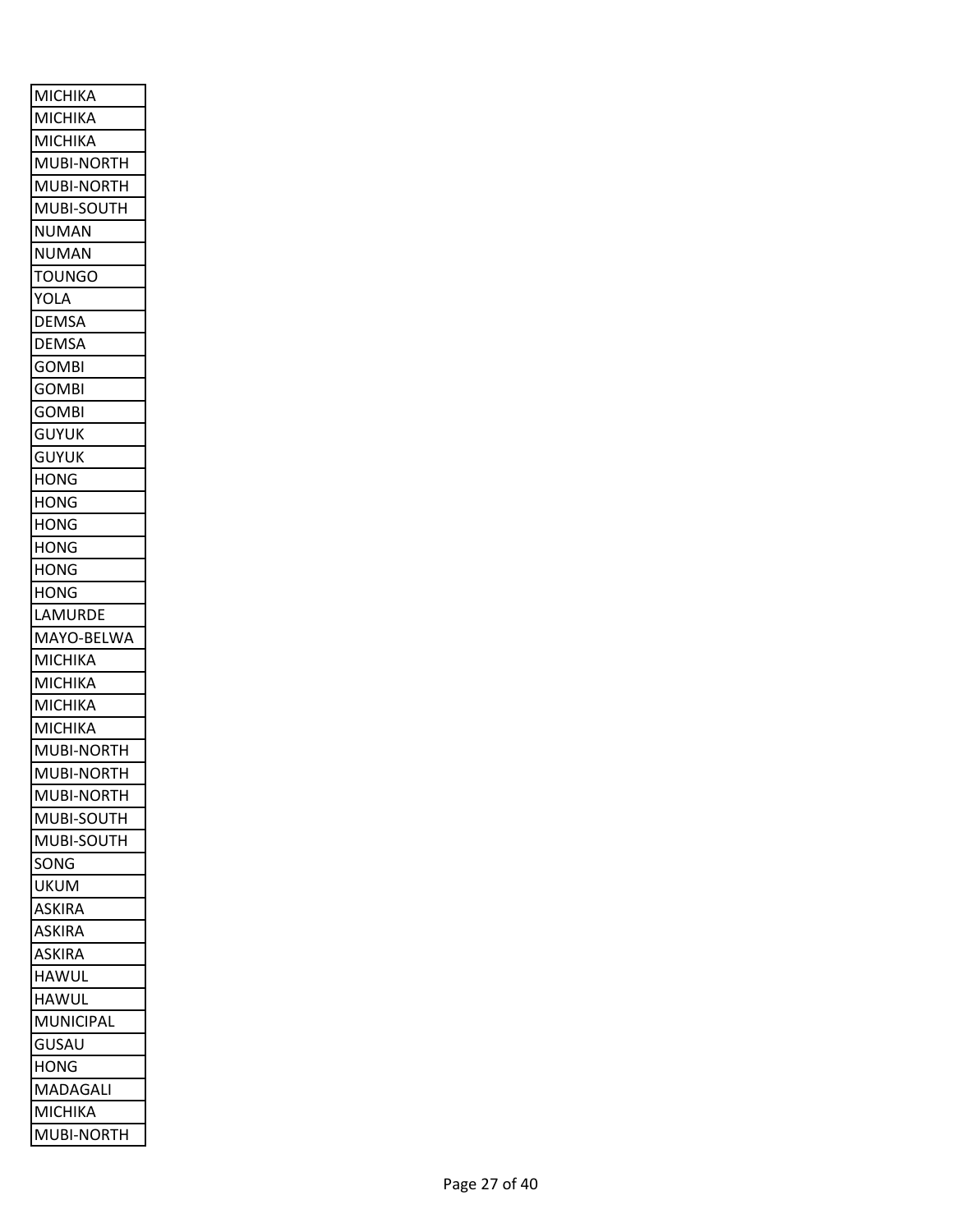| MICHIKA |
|---|
| MICHIKA |
| MICHIKA |
| MUBI-NORTH |
| MUBI-NORTH |
| MUBI-SOUTH |
| NUMAN |
| NUMAN |
| TOUNGO |
| YOLA |
| DEMSA |
| DEMSA |
| GOMBI |
| GOMBI |
| GOMBI |
| GUYUK |
| GUYUK |
| HONG |
| HONG |
| HONG |
| HONG |
| HONG |
| HONG |
| LAMURDE |
| MAYO-BELWA |
| MICHIKA |
| MICHIKA |
| MICHIKA |
| MICHIKA |
| MUBI-NORTH |
| MUBI-NORTH |
| MUBI-NORTH |
| MUBI-SOUTH |
| MUBI-SOUTH |
| SONG |
| UKUM |
| ASKIRA |
| ASKIRA |
| ASKIRA |
| HAWUL |
| HAWUL |
| MUNICIPAL |
| GUSAU |
| HONG |
| MADAGALI |
| MICHIKA |
| MUBI-NORTH |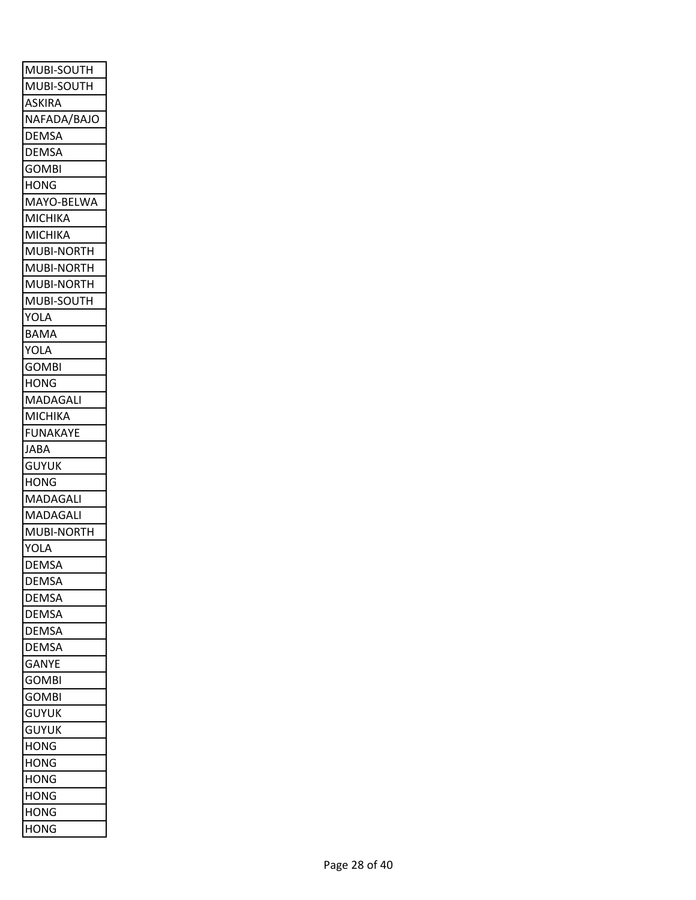| MUBI-SOUTH |
|---|
| MUBI-SOUTH |
| ASKIRA |
| NAFADA/BAJO |
| DEMSA |
| DEMSA |
| GOMBI |
| HONG |
| MAYO-BELWA |
| MICHIKA |
| MICHIKA |
| MUBI-NORTH |
| MUBI-NORTH |
| MUBI-NORTH |
| MUBI-SOUTH |
| YOLA |
| BAMA |
| YOLA |
| GOMBI |
| HONG |
| MADAGALI |
| MICHIKA |
| FUNAKAYE |
| JABA |
| GUYUK |
| HONG |
| MADAGALI |
| MADAGALI |
| MUBI-NORTH |
| YOLA |
| DEMSA |
| DEMSA |
| DEMSA |
| DEMSA |
| DEMSA |
| DEMSA |
| GANYE |
| GOMBI |
| GOMBI |
| GUYUK |
| GUYUK |
| HONG |
| HONG |
| HONG |
| HONG |
| HONG |
| HONG |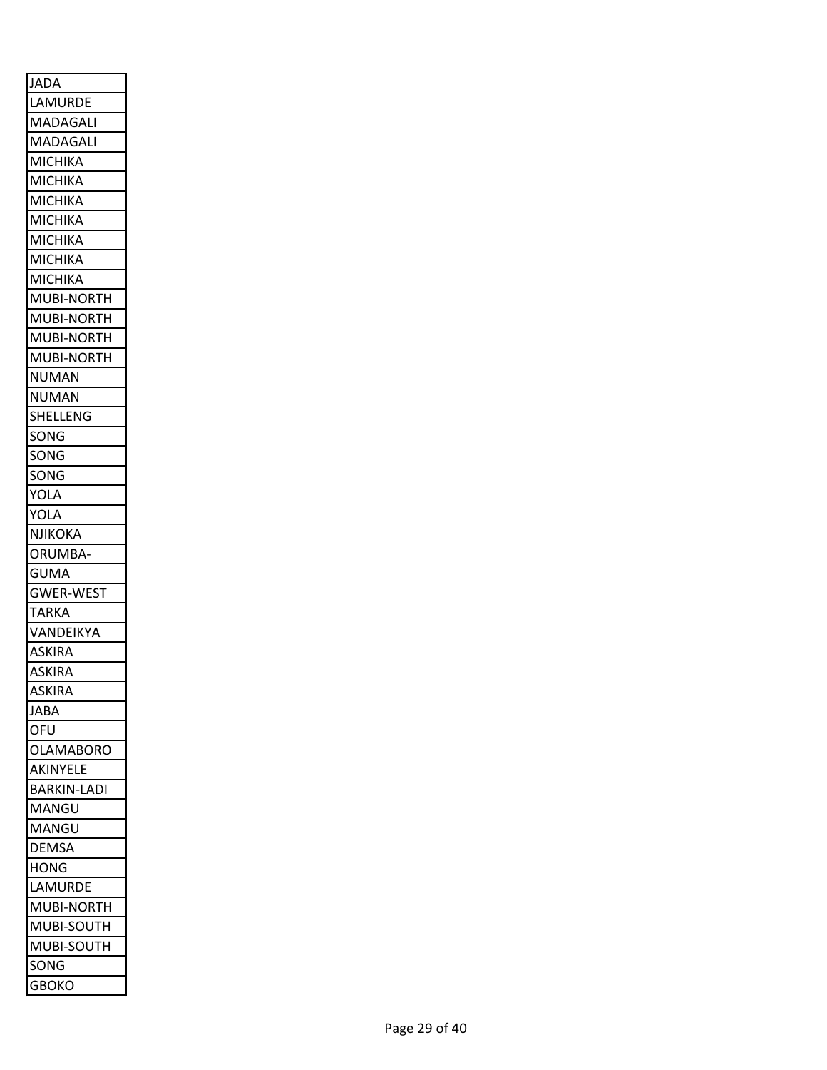| JADA |
|---|
| LAMURDE |
| MADAGALI |
| MADAGALI |
| MICHIKA |
| MICHIKA |
| MICHIKA |
| MICHIKA |
| MICHIKA |
| MICHIKA |
| MICHIKA |
| MUBI-NORTH |
| MUBI-NORTH |
| MUBI-NORTH |
| MUBI-NORTH |
| NUMAN |
| NUMAN |
| SHELLENG |
| SONG |
| SONG |
| SONG |
| YOLA |
| YOLA |
| NJIKOKA |
| ORUMBA- |
| GUMA |
| GWER-WEST |
| TARKA |
| VANDEIKYA |
| ASKIRA |
| ASKIRA |
| ASKIRA |
| JABA |
| OFU |
| OLAMABORO |
| AKINYELE |
| BARKIN-LADI |
| MANGU |
| MANGU |
| DEMSA |
| HONG |
| LAMURDE |
| MUBI-NORTH |
| MUBI-SOUTH |
| MUBI-SOUTH |
| SONG |
| GBOKO |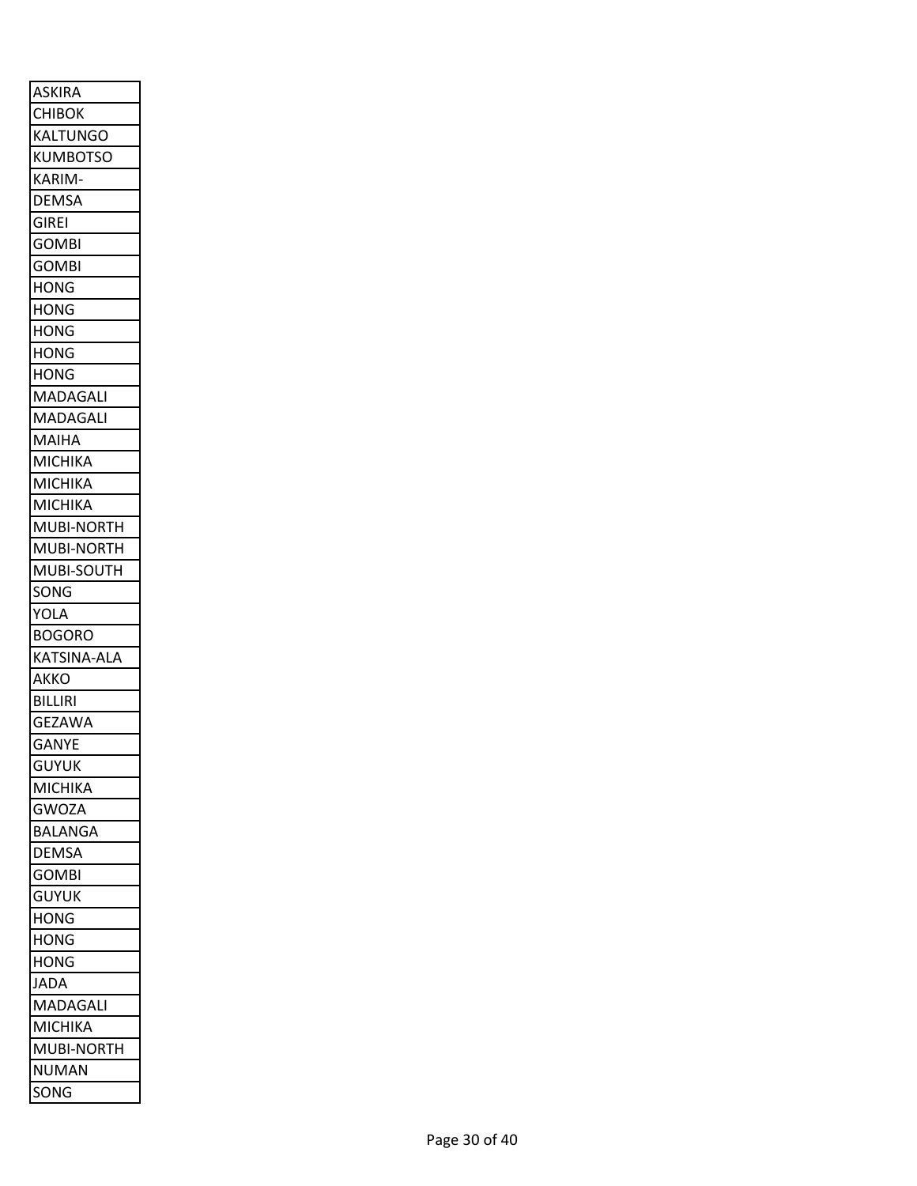| ASKIRA |
| --- |
| CHIBOK |
| KALTUNGO |
| KUMBOTSO |
| KARIM- |
| DEMSA |
| GIREI |
| GOMBI |
| GOMBI |
| HONG |
| HONG |
| HONG |
| HONG |
| HONG |
| MADAGALI |
| MADAGALI |
| MAIHA |
| MICHIKA |
| MICHIKA |
| MICHIKA |
| MUBI-NORTH |
| MUBI-NORTH |
| MUBI-SOUTH |
| SONG |
| YOLA |
| BOGORO |
| KATSINA-ALA |
| AKKO |
| BILLIRI |
| GEZAWA |
| GANYE |
| GUYUK |
| MICHIKA |
| GWOZA |
| BALANGA |
| DEMSA |
| GOMBI |
| GUYUK |
| HONG |
| HONG |
| HONG |
| JADA |
| MADAGALI |
| MICHIKA |
| MUBI-NORTH |
| NUMAN |
| SONG |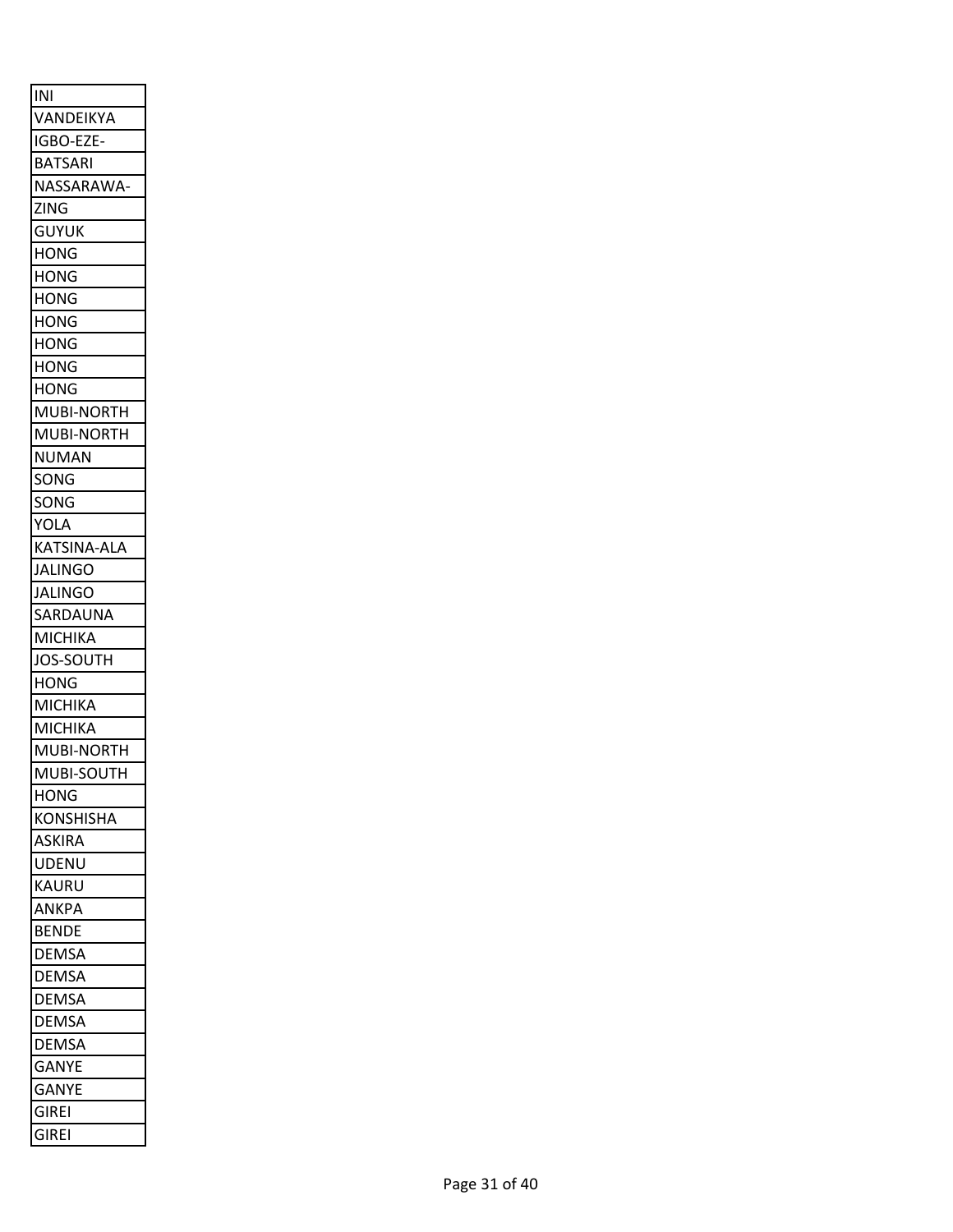| INI |
|---|
| VANDEIKYA |
| IGBO-EZE- |
| BATSARI |
| NASSARAWA- |
| ZING |
| GUYUK |
| HONG |
| HONG |
| HONG |
| HONG |
| HONG |
| HONG |
| HONG |
| MUBI-NORTH |
| MUBI-NORTH |
| NUMAN |
| SONG |
| SONG |
| YOLA |
| KATSINA-ALA |
| JALINGO |
| JALINGO |
| SARDAUNA |
| MICHIKA |
| JOS-SOUTH |
| HONG |
| MICHIKA |
| MICHIKA |
| MUBI-NORTH |
| MUBI-SOUTH |
| HONG |
| KONSHISHA |
| ASKIRA |
| UDENU |
| KAURU |
| ANKPA |
| BENDE |
| DEMSA |
| DEMSA |
| DEMSA |
| DEMSA |
| DEMSA |
| GANYE |
| GANYE |
| GIREI |
| GIREI |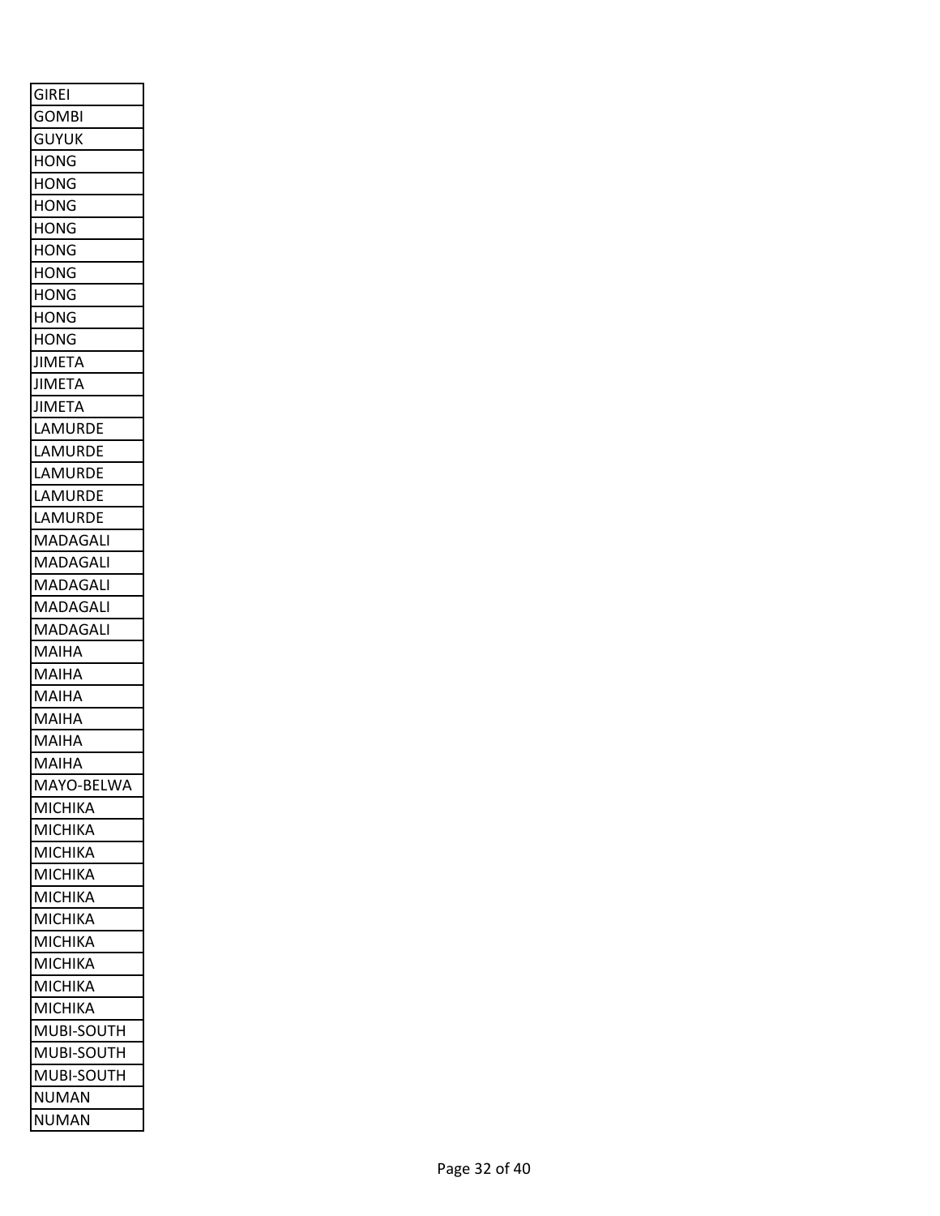| GIREI |
|---|
| GOMBI |
| GUYUK |
| HONG |
| HONG |
| HONG |
| HONG |
| HONG |
| HONG |
| HONG |
| HONG |
| HONG |
| JIMETA |
| JIMETA |
| JIMETA |
| LAMURDE |
| LAMURDE |
| LAMURDE |
| LAMURDE |
| LAMURDE |
| MADAGALI |
| MADAGALI |
| MADAGALI |
| MADAGALI |
| MADAGALI |
| MAIHA |
| MAIHA |
| MAIHA |
| MAIHA |
| MAIHA |
| MAIHA |
| MAYO-BELWA |
| MICHIKA |
| MICHIKA |
| MICHIKA |
| MICHIKA |
| MICHIKA |
| MICHIKA |
| MICHIKA |
| MICHIKA |
| MICHIKA |
| MICHIKA |
| MUBI-SOUTH |
| MUBI-SOUTH |
| MUBI-SOUTH |
| NUMAN |
| NUMAN |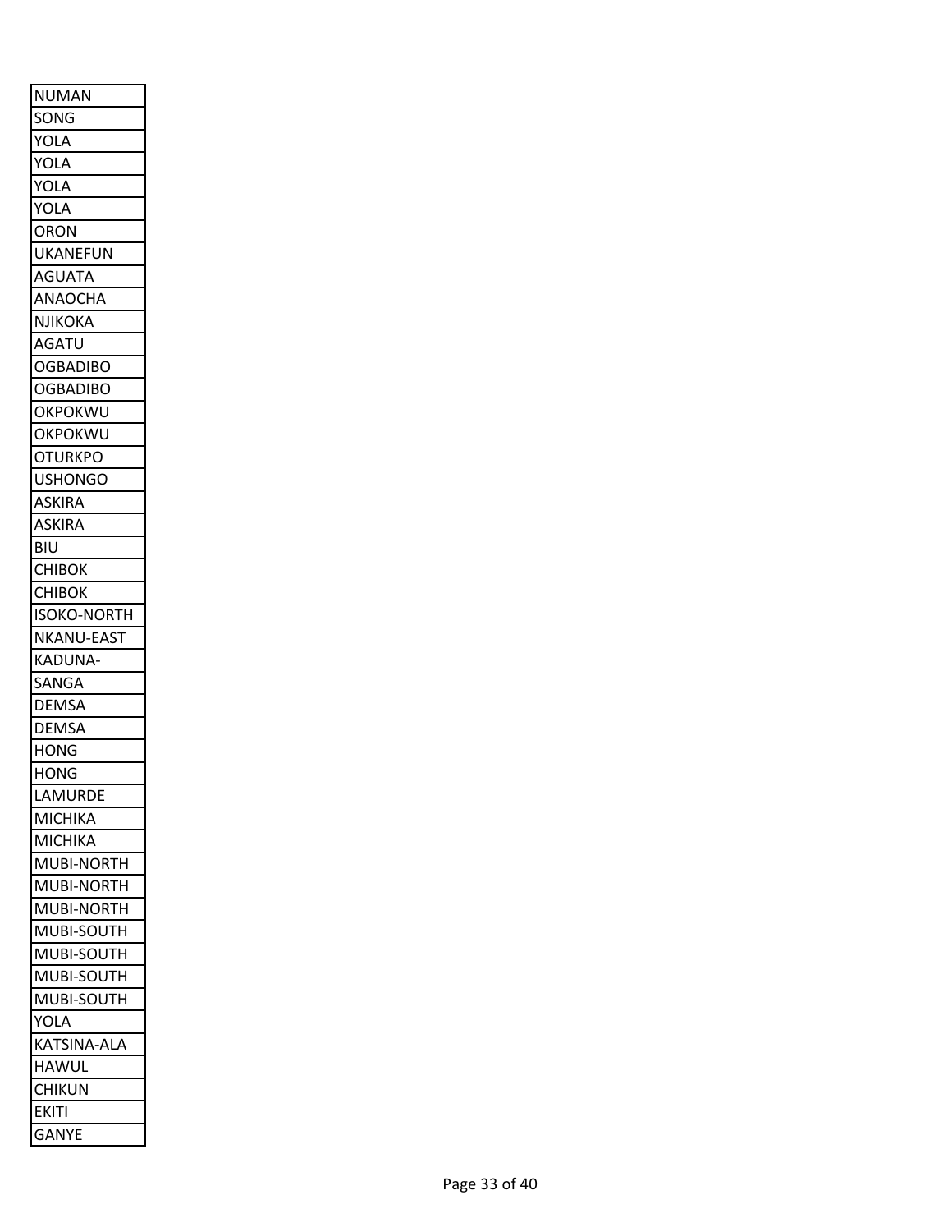| NUMAN |
|---|
| SONG |
| YOLA |
| YOLA |
| YOLA |
| YOLA |
| ORON |
| UKANEFUN |
| AGUATA |
| ANAOCHA |
| NJIKOKA |
| AGATU |
| OGBADIBO |
| OGBADIBO |
| OKPOKWU |
| OKPOKWU |
| OTURKPO |
| USHONGO |
| ASKIRA |
| ASKIRA |
| BIU |
| CHIBOK |
| CHIBOK |
| ISOKO-NORTH |
| NKANU-EAST |
| KADUNA- |
| SANGA |
| DEMSA |
| DEMSA |
| HONG |
| HONG |
| LAMURDE |
| MICHIKA |
| MICHIKA |
| MUBI-NORTH |
| MUBI-NORTH |
| MUBI-NORTH |
| MUBI-SOUTH |
| MUBI-SOUTH |
| MUBI-SOUTH |
| MUBI-SOUTH |
| YOLA |
| KATSINA-ALA |
| HAWUL |
| CHIKUN |
| EKITI |
| GANYE |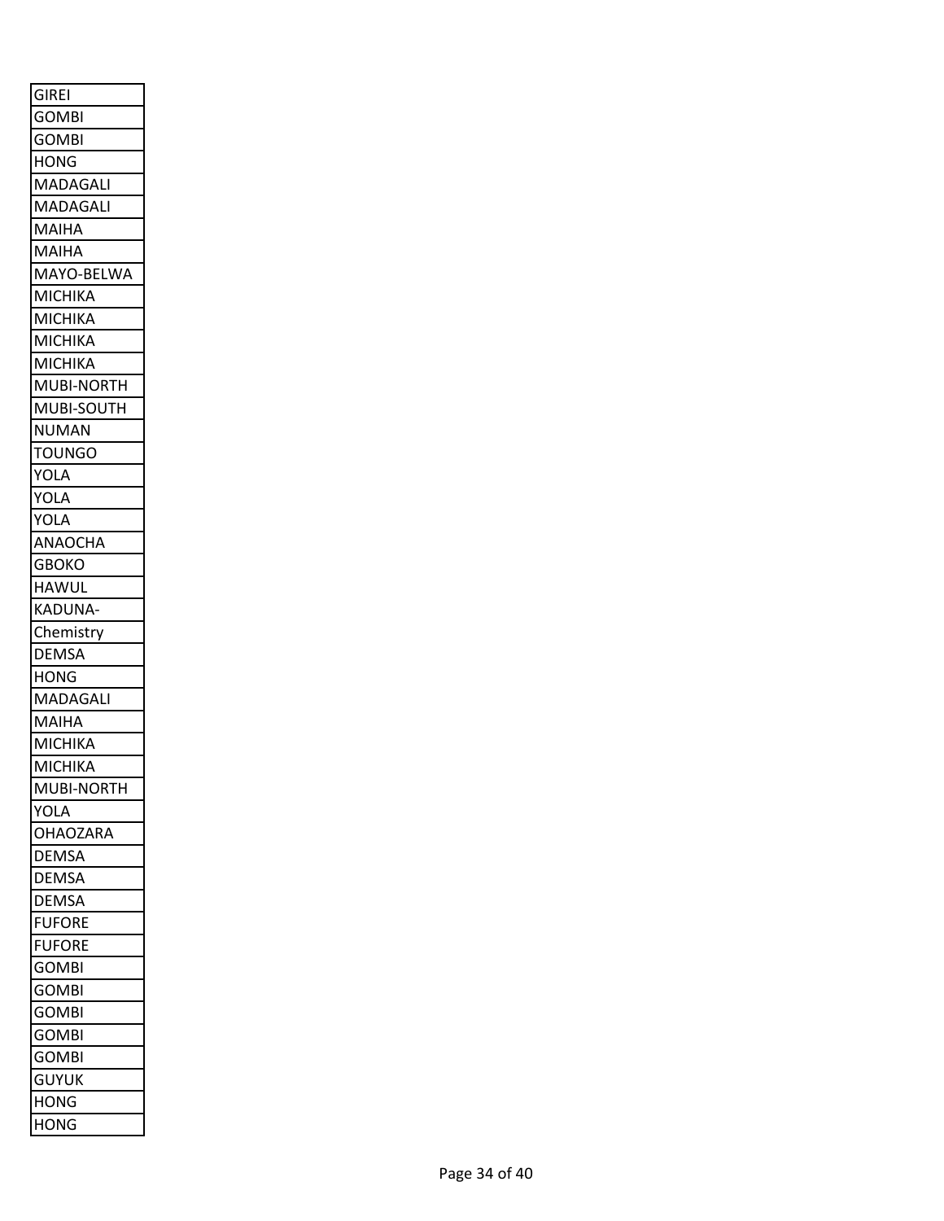| |
|---|
| GIREI |
| GOMBI |
| GOMBI |
| HONG |
| MADAGALI |
| MADAGALI |
| MAIHA |
| MAIHA |
| MAYO-BELWA |
| MICHIKA |
| MICHIKA |
| MICHIKA |
| MICHIKA |
| MUBI-NORTH |
| MUBI-SOUTH |
| NUMAN |
| TOUNGO |
| YOLA |
| YOLA |
| YOLA |
| ANAOCHA |
| GBOKO |
| HAWUL |
| KADUNA- |
| Chemistry |
| DEMSA |
| HONG |
| MADAGALI |
| MAIHA |
| MICHIKA |
| MICHIKA |
| MUBI-NORTH |
| YOLA |
| OHAOZARA |
| DEMSA |
| DEMSA |
| DEMSA |
| FUFORE |
| FUFORE |
| GOMBI |
| GOMBI |
| GOMBI |
| GOMBI |
| GOMBI |
| GUYUK |
| HONG |
| HONG |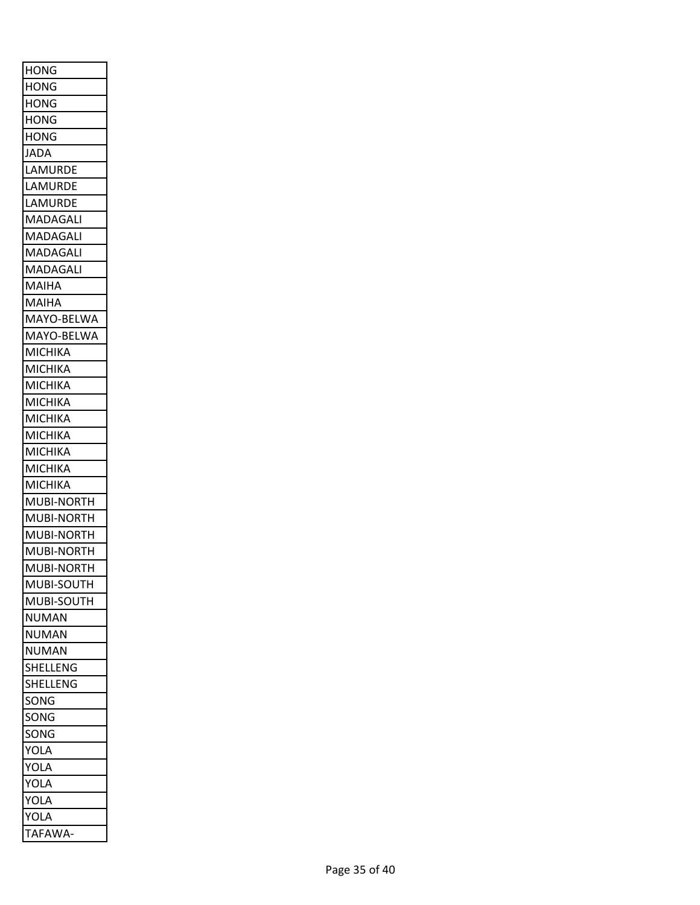| HONG |
|---|
| HONG |
| HONG |
| HONG |
| HONG |
| JADA |
| LAMURDE |
| LAMURDE |
| LAMURDE |
| MADAGALI |
| MADAGALI |
| MADAGALI |
| MADAGALI |
| MAIHA |
| MAIHA |
| MAYO-BELWA |
| MAYO-BELWA |
| MICHIKA |
| MICHIKA |
| MICHIKA |
| MICHIKA |
| MICHIKA |
| MICHIKA |
| MICHIKA |
| MICHIKA |
| MICHIKA |
| MUBI-NORTH |
| MUBI-NORTH |
| MUBI-NORTH |
| MUBI-NORTH |
| MUBI-NORTH |
| MUBI-SOUTH |
| MUBI-SOUTH |
| NUMAN |
| NUMAN |
| NUMAN |
| SHELLENG |
| SHELLENG |
| SONG |
| SONG |
| SONG |
| YOLA |
| YOLA |
| YOLA |
| YOLA |
| YOLA |
| TAFAWA- |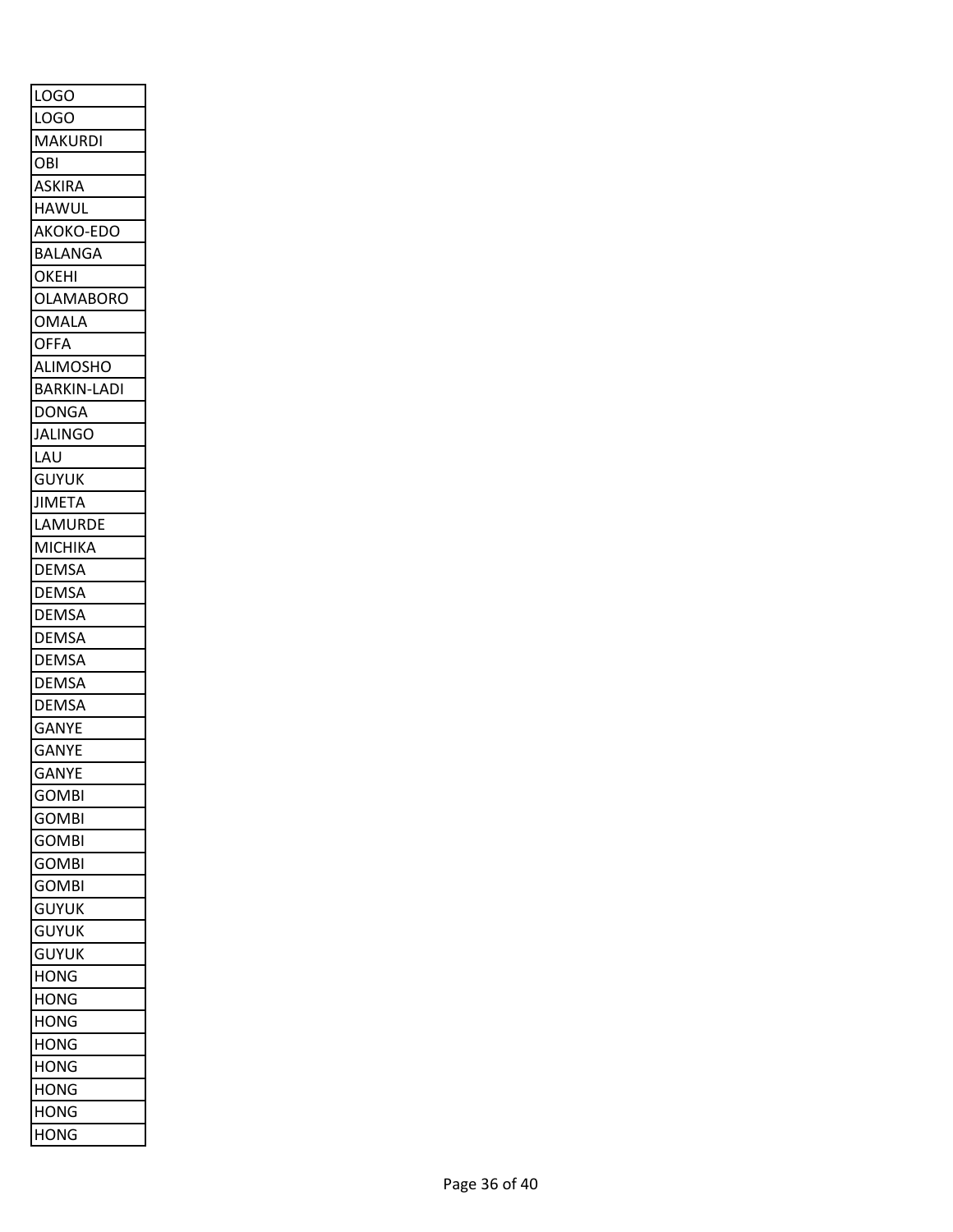| LOGO |
|---|
| LOGO |
| MAKURDI |
| OBI |
| ASKIRA |
| HAWUL |
| AKOKO-EDO |
| BALANGA |
| OKEHI |
| OLAMABORO |
| OMALA |
| OFFA |
| ALIMOSHO |
| BARKIN-LADI |
| DONGA |
| JALINGO |
| LAU |
| GUYUK |
| JIMETA |
| LAMURDE |
| MICHIKA |
| DEMSA |
| DEMSA |
| DEMSA |
| DEMSA |
| DEMSA |
| DEMSA |
| DEMSA |
| GANYE |
| GANYE |
| GANYE |
| GOMBI |
| GOMBI |
| GOMBI |
| GOMBI |
| GOMBI |
| GUYUK |
| GUYUK |
| GUYUK |
| HONG |
| HONG |
| HONG |
| HONG |
| HONG |
| HONG |
| HONG |
| HONG |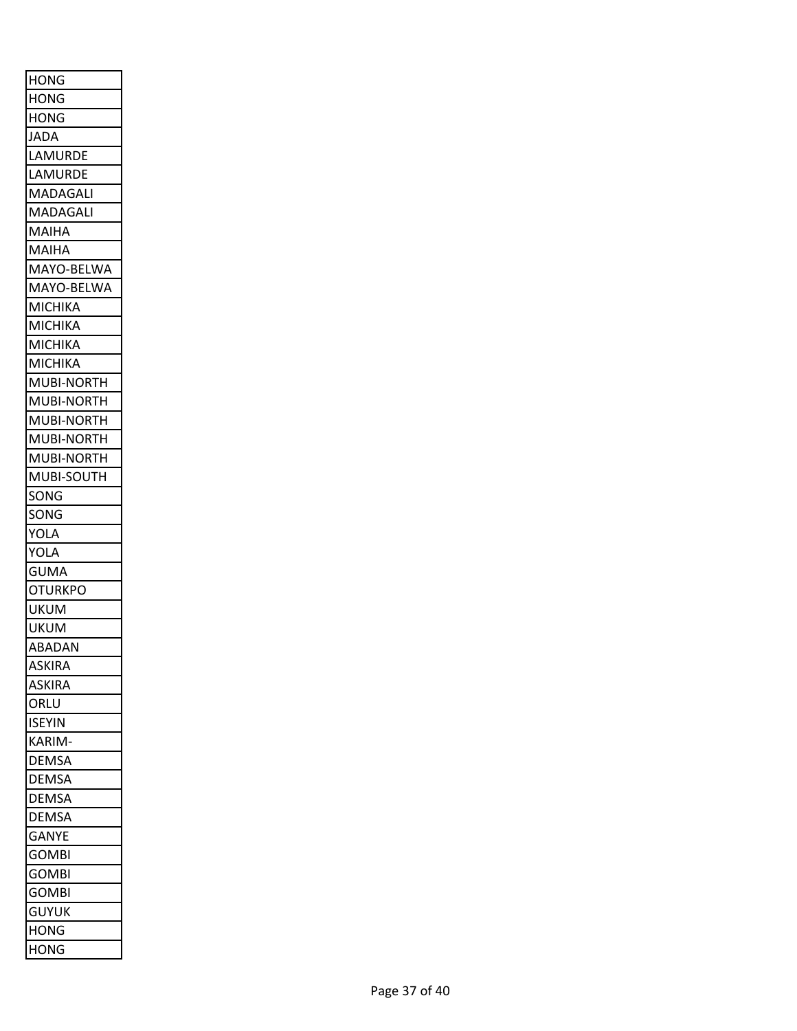| HONG |
|---|
| HONG |
| HONG |
| JADA |
| LAMURDE |
| LAMURDE |
| MADAGALI |
| MADAGALI |
| MAIHA |
| MAIHA |
| MAYO-BELWA |
| MAYO-BELWA |
| MICHIKA |
| MICHIKA |
| MICHIKA |
| MICHIKA |
| MUBI-NORTH |
| MUBI-NORTH |
| MUBI-NORTH |
| MUBI-NORTH |
| MUBI-NORTH |
| MUBI-SOUTH |
| SONG |
| SONG |
| YOLA |
| YOLA |
| GUMA |
| OTURKPO |
| UKUM |
| UKUM |
| ABADAN |
| ASKIRA |
| ASKIRA |
| ORLU |
| ISEYIN |
| KARIM- |
| DEMSA |
| DEMSA |
| DEMSA |
| DEMSA |
| GANYE |
| GOMBI |
| GOMBI |
| GOMBI |
| GUYUK |
| HONG |
| HONG |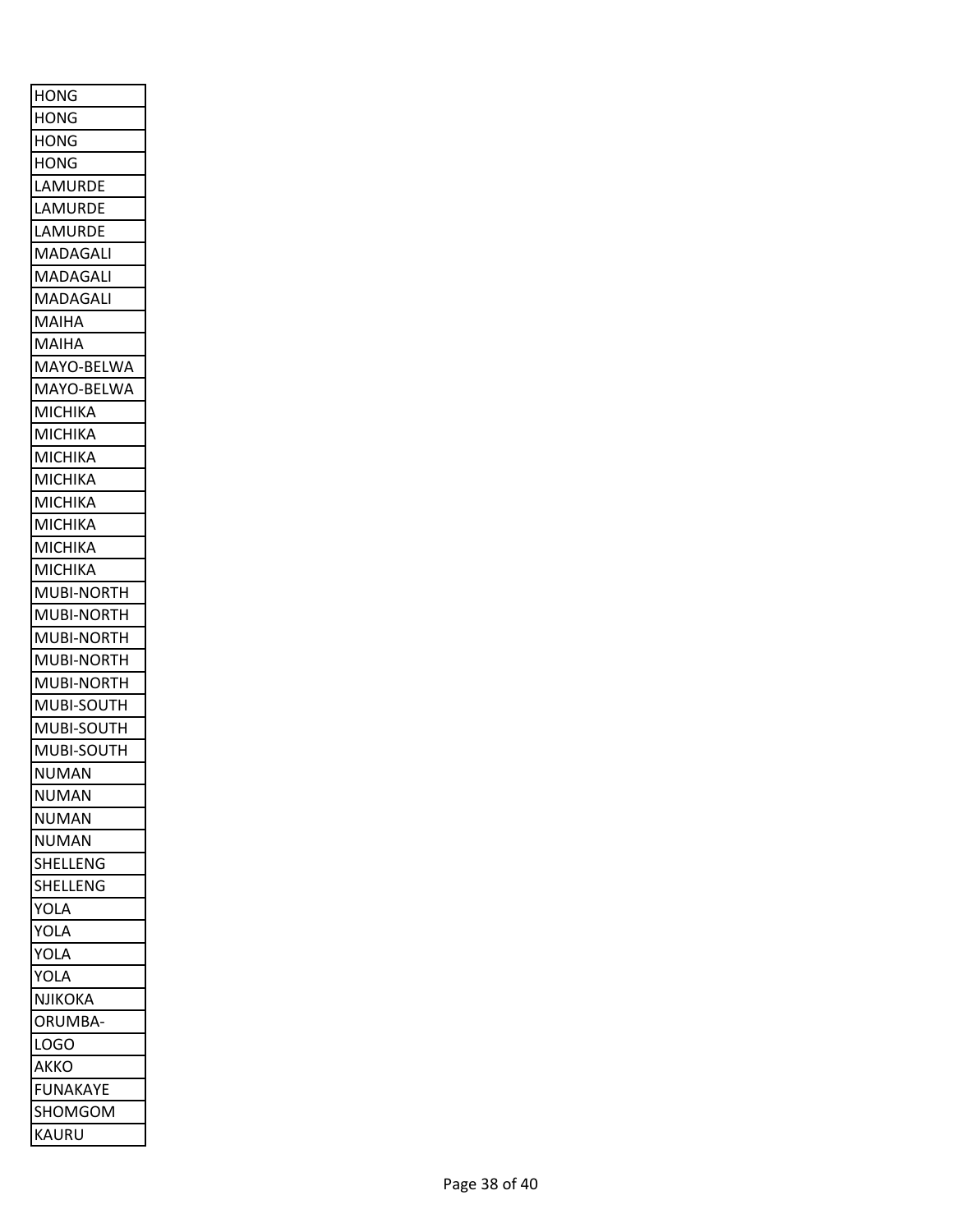| HONG |
|---|
| HONG |
| HONG |
| HONG |
| LAMURDE |
| LAMURDE |
| LAMURDE |
| MADAGALI |
| MADAGALI |
| MADAGALI |
| MAIHA |
| MAIHA |
| MAYO-BELWA |
| MAYO-BELWA |
| MICHIKA |
| MICHIKA |
| MICHIKA |
| MICHIKA |
| MICHIKA |
| MICHIKA |
| MICHIKA |
| MICHIKA |
| MUBI-NORTH |
| MUBI-NORTH |
| MUBI-NORTH |
| MUBI-NORTH |
| MUBI-NORTH |
| MUBI-SOUTH |
| MUBI-SOUTH |
| MUBI-SOUTH |
| NUMAN |
| NUMAN |
| NUMAN |
| NUMAN |
| SHELLENG |
| SHELLENG |
| YOLA |
| YOLA |
| YOLA |
| YOLA |
| NJIKOKA |
| ORUMBA- |
| LOGO |
| AKKO |
| FUNAKAYE |
| SHOMGOM |
| KAURU |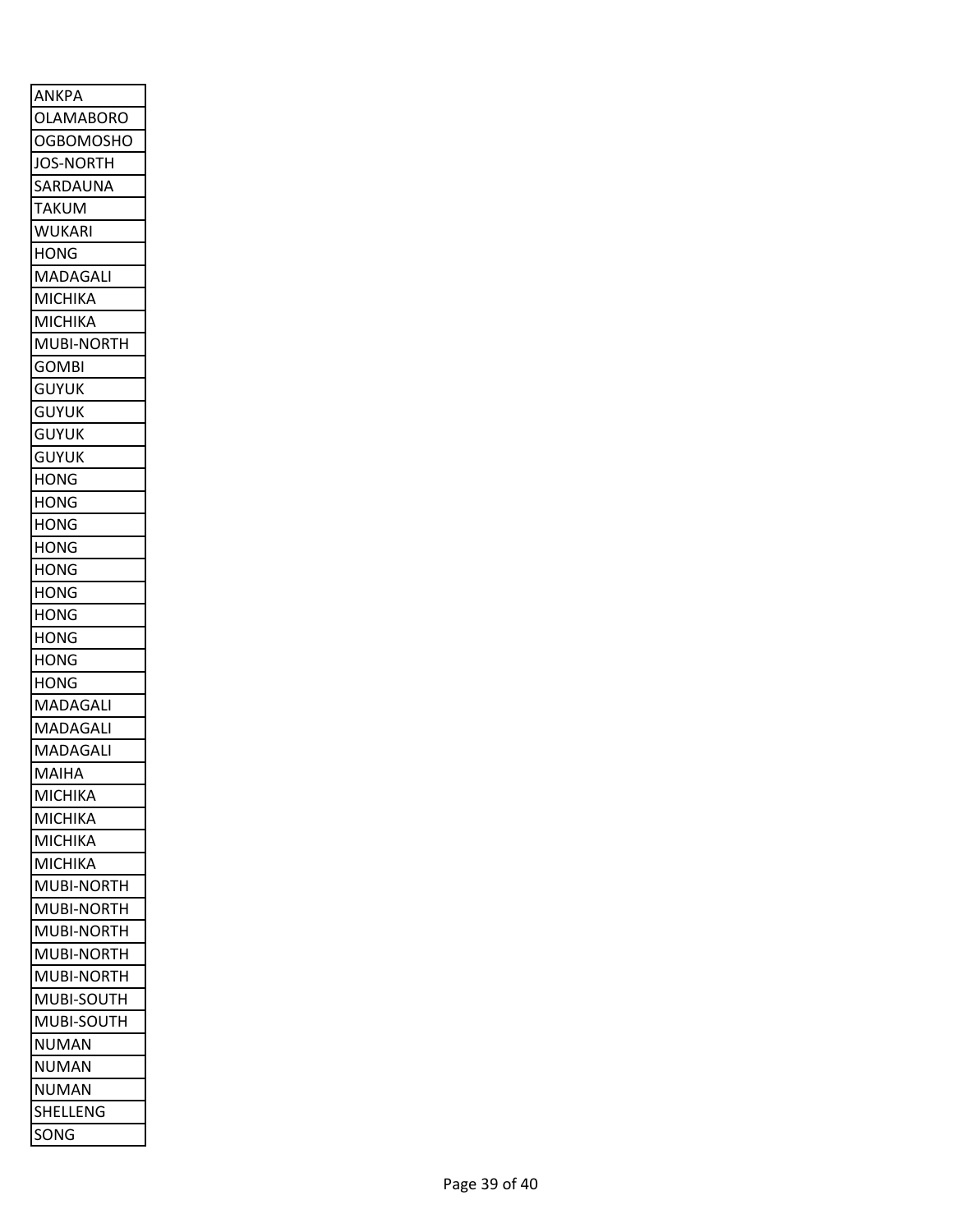| ANKPA |
| --- |
| OLAMABORO |
| OGBOMOSHO |
| JOS-NORTH |
| SARDAUNA |
| TAKUM |
| WUKARI |
| HONG |
| MADAGALI |
| MICHIKA |
| MICHIKA |
| MUBI-NORTH |
| GOMBI |
| GUYUK |
| GUYUK |
| GUYUK |
| GUYUK |
| HONG |
| HONG |
| HONG |
| HONG |
| HONG |
| HONG |
| HONG |
| HONG |
| HONG |
| HONG |
| MADAGALI |
| MADAGALI |
| MADAGALI |
| MAIHA |
| MICHIKA |
| MICHIKA |
| MICHIKA |
| MICHIKA |
| MUBI-NORTH |
| MUBI-NORTH |
| MUBI-NORTH |
| MUBI-NORTH |
| MUBI-NORTH |
| MUBI-SOUTH |
| MUBI-SOUTH |
| NUMAN |
| NUMAN |
| NUMAN |
| SHELLENG |
| SONG |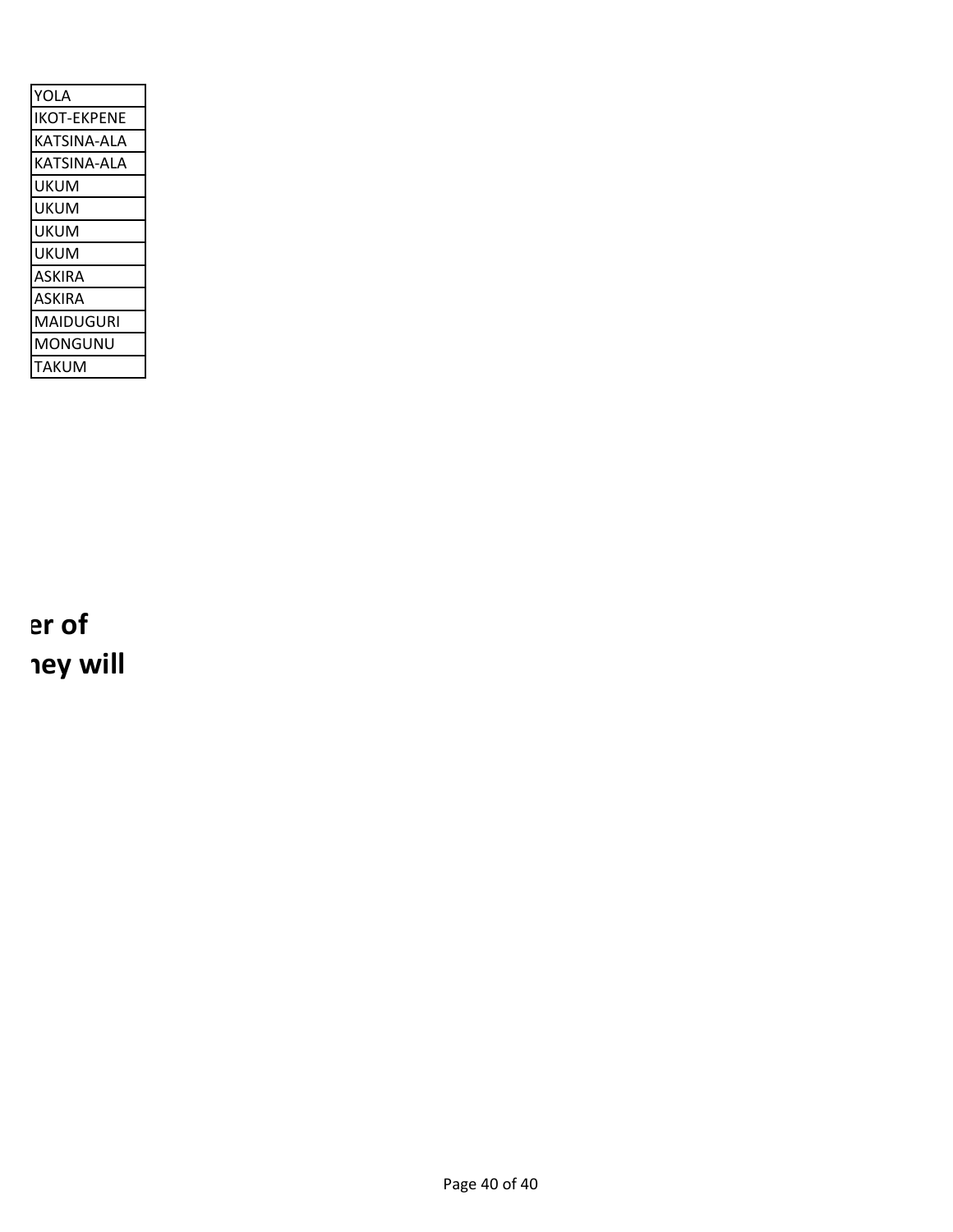| |
|---|
| YOLA |
| IKOT-EKPENE |
| KATSINA-ALA |
| KATSINA-ALA |
| UKUM |
| UKUM |
| UKUM |
| UKUM |
| ASKIRA |
| ASKIRA |
| MAIDUGURI |
| MONGUNU |
| TAKUM |

**er of**

**hey will**